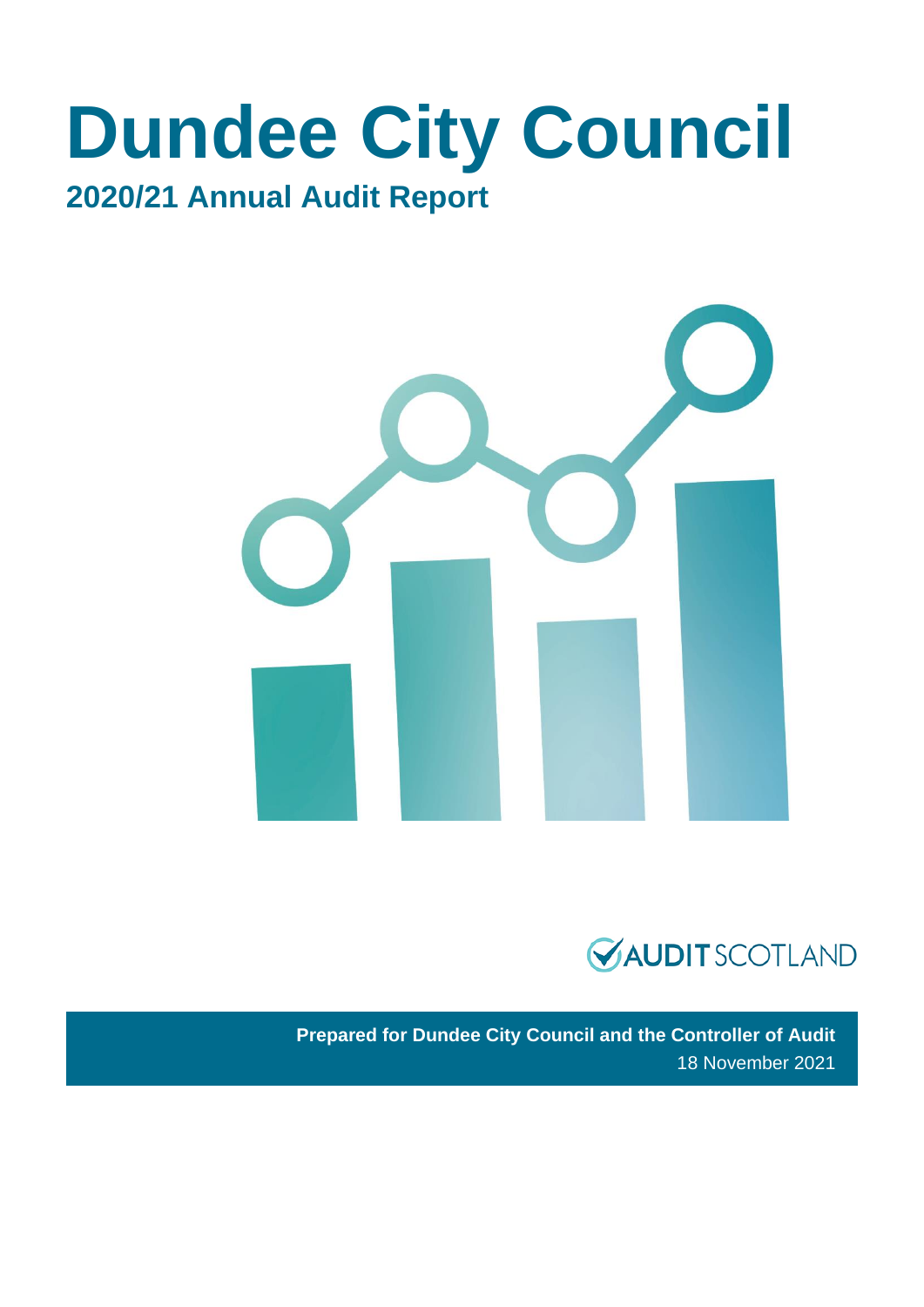# Dundee City Council

## 2020/21 Annual Audit Report

AUDIT SCOTLAND

**Prepared for Dundee City Council and the Controller of Audit**

18 November 2021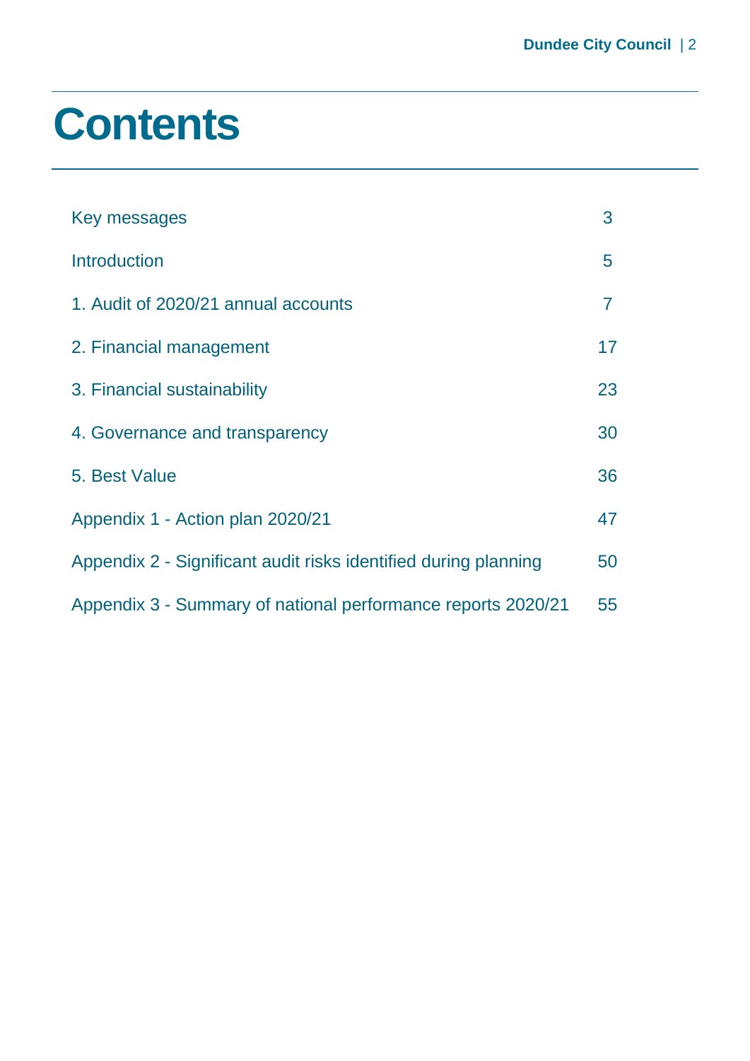# Contents

| | |
|---|---|
| Key messages | 3 |
| Introduction | 5 |
| 1. Audit of 2020/21 annual accounts | 7 |
| 2. Financial management | 17 |
| 3. Financial sustainability | 23 |
| 4. Governance and transparency | 30 |
| 5. Best Value | 36 |
| Appendix 1 - Action plan 2020/21 | 47 |
| Appendix 2 - Significant audit risks identified during planning | 50 |
| Appendix 3 - Summary of national performance reports 2020/21 | 55 |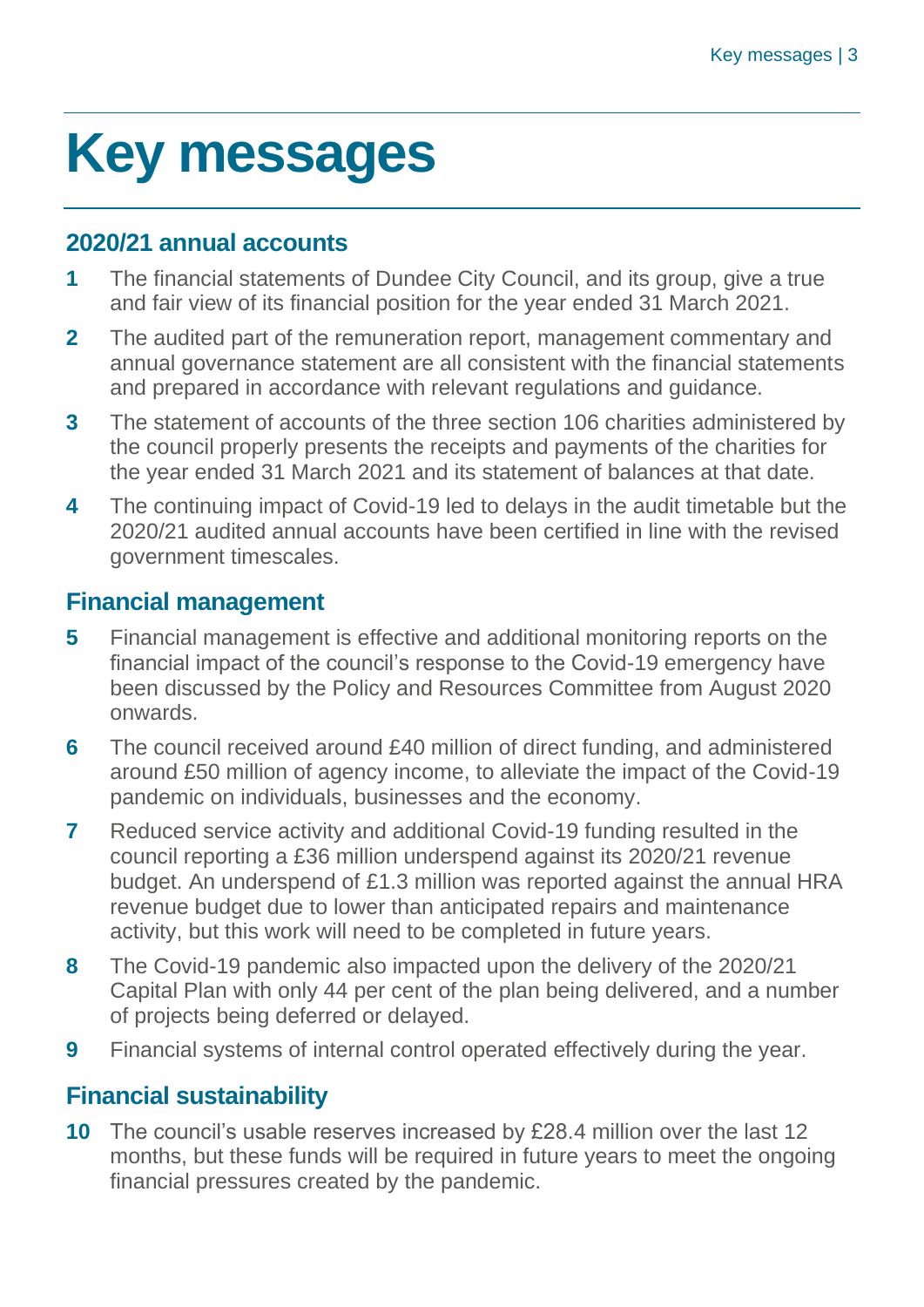# Key messages

## 2020/21 annual accounts

**1** The financial statements of Dundee City Council, and its group, give a true and fair view of its financial position for the year ended 31 March 2021.

**2** The audited part of the remuneration report, management commentary and annual governance statement are all consistent with the financial statements and prepared in accordance with relevant regulations and guidance.

**3** The statement of accounts of the three section 106 charities administered by the council properly presents the receipts and payments of the charities for the year ended 31 March 2021 and its statement of balances at that date.

**4** The continuing impact of Covid-19 led to delays in the audit timetable but the 2020/21 audited annual accounts have been certified in line with the revised government timescales.

## Financial management

**5** Financial management is effective and additional monitoring reports on the financial impact of the council's response to the Covid-19 emergency have been discussed by the Policy and Resources Committee from August 2020 onwards.

**6** The council received around £40 million of direct funding, and administered around £50 million of agency income, to alleviate the impact of the Covid-19 pandemic on individuals, businesses and the economy.

**7** Reduced service activity and additional Covid-19 funding resulted in the council reporting a £36 million underspend against its 2020/21 revenue budget. An underspend of £1.3 million was reported against the annual HRA revenue budget due to lower than anticipated repairs and maintenance activity, but this work will need to be completed in future years.

**8** The Covid-19 pandemic also impacted upon the delivery of the 2020/21 Capital Plan with only 44 per cent of the plan being delivered, and a number of projects being deferred or delayed.

**9** Financial systems of internal control operated effectively during the year.

## Financial sustainability

**10** The council's usable reserves increased by £28.4 million over the last 12 months, but these funds will be required in future years to meet the ongoing financial pressures created by the pandemic.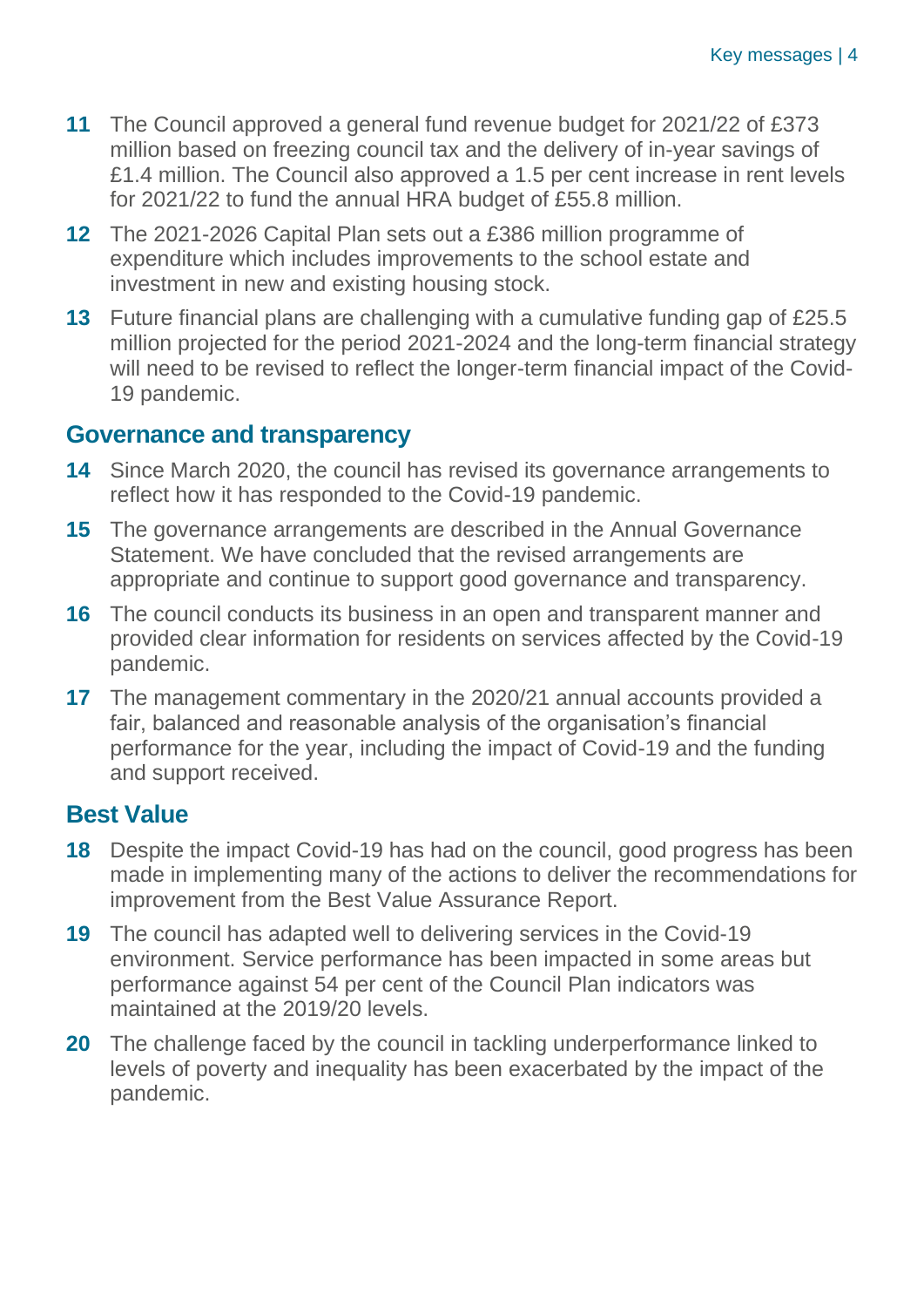**11** The Council approved a general fund revenue budget for 2021/22 of £373 million based on freezing council tax and the delivery of in-year savings of £1.4 million. The Council also approved a 1.5 per cent increase in rent levels for 2021/22 to fund the annual HRA budget of £55.8 million.

**12** The 2021-2026 Capital Plan sets out a £386 million programme of expenditure which includes improvements to the school estate and investment in new and existing housing stock.

**13** Future financial plans are challenging with a cumulative funding gap of £25.5 million projected for the period 2021-2024 and the long-term financial strategy will need to be revised to reflect the longer-term financial impact of the Covid-19 pandemic.

## Governance and transparency

**14** Since March 2020, the council has revised its governance arrangements to reflect how it has responded to the Covid-19 pandemic.

**15** The governance arrangements are described in the Annual Governance Statement. We have concluded that the revised arrangements are appropriate and continue to support good governance and transparency.

**16** The council conducts its business in an open and transparent manner and provided clear information for residents on services affected by the Covid-19 pandemic.

**17** The management commentary in the 2020/21 annual accounts provided a fair, balanced and reasonable analysis of the organisation's financial performance for the year, including the impact of Covid-19 and the funding and support received.

## Best Value

**18** Despite the impact Covid-19 has had on the council, good progress has been made in implementing many of the actions to deliver the recommendations for improvement from the Best Value Assurance Report.

**19** The council has adapted well to delivering services in the Covid-19 environment. Service performance has been impacted in some areas but performance against 54 per cent of the Council Plan indicators was maintained at the 2019/20 levels.

**20** The challenge faced by the council in tackling underperformance linked to levels of poverty and inequality has been exacerbated by the impact of the pandemic.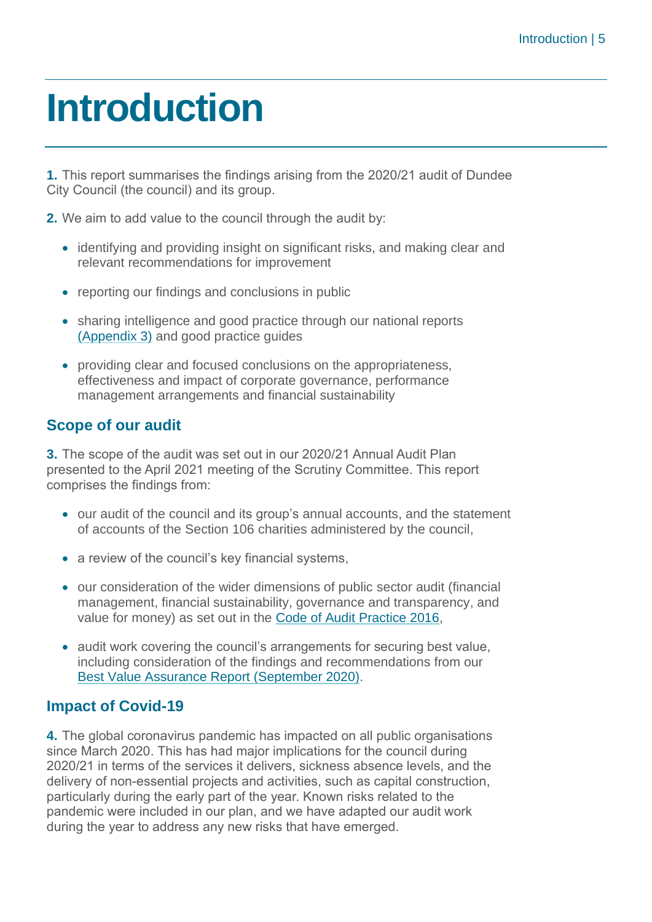# Introduction

**1.** This report summarises the findings arising from the 2020/21 audit of Dundee City Council (the council) and its group.

**2.** We aim to add value to the council through the audit by:

- identifying and providing insight on significant risks, and making clear and relevant recommendations for improvement
- reporting our findings and conclusions in public
- sharing intelligence and good practice through our national reports (Appendix 3) and good practice guides
- providing clear and focused conclusions on the appropriateness, effectiveness and impact of corporate governance, performance management arrangements and financial sustainability

## Scope of our audit

**3.** The scope of the audit was set out in our 2020/21 Annual Audit Plan presented to the April 2021 meeting of the Scrutiny Committee. This report comprises the findings from:

- our audit of the council and its group's annual accounts, and the statement of accounts of the Section 106 charities administered by the council,
- a review of the council's key financial systems,
- our consideration of the wider dimensions of public sector audit (financial management, financial sustainability, governance and transparency, and value for money) as set out in the Code of Audit Practice 2016,
- audit work covering the council's arrangements for securing best value, including consideration of the findings and recommendations from our Best Value Assurance Report (September 2020).

## Impact of Covid-19

**4.** The global coronavirus pandemic has impacted on all public organisations since March 2020. This has had major implications for the council during 2020/21 in terms of the services it delivers, sickness absence levels, and the delivery of non-essential projects and activities, such as capital construction, particularly during the early part of the year. Known risks related to the pandemic were included in our plan, and we have adapted our audit work during the year to address any new risks that have emerged.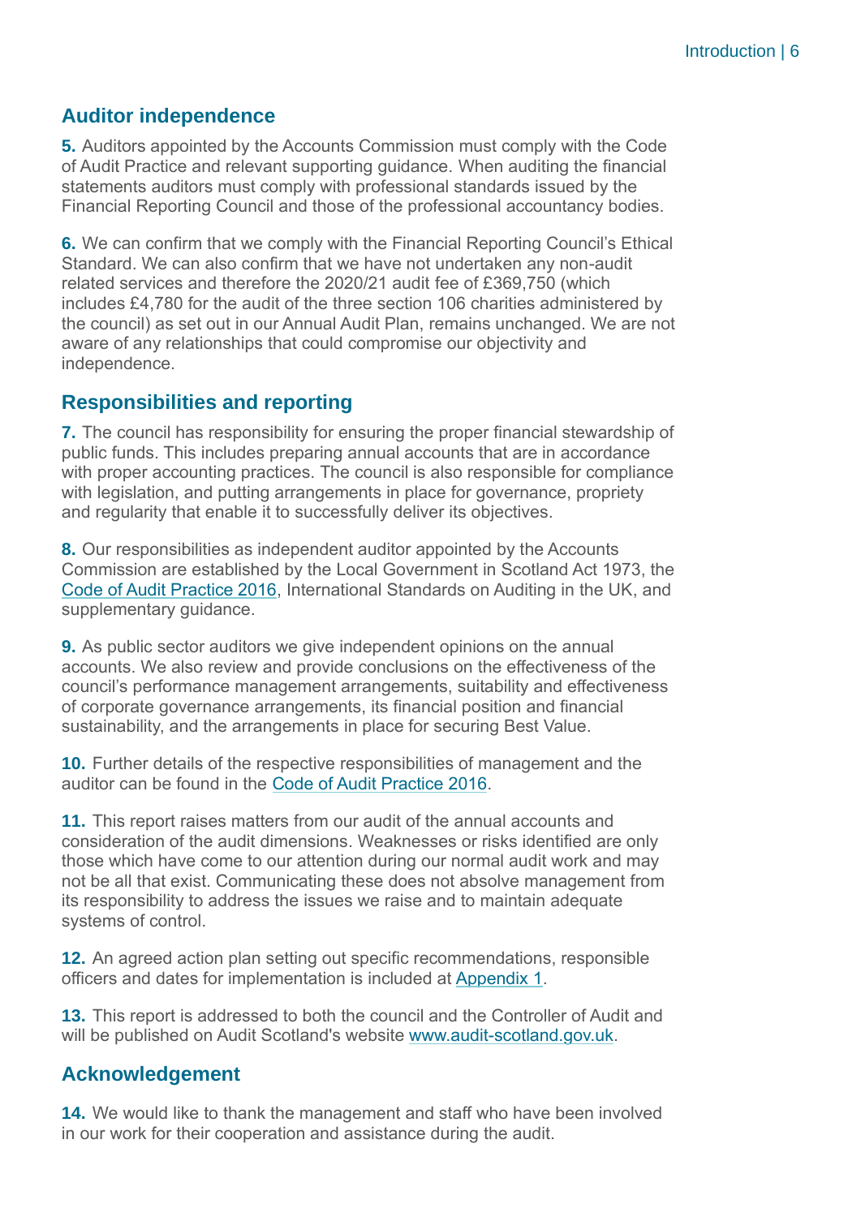## Auditor independence

**5.** Auditors appointed by the Accounts Commission must comply with the Code of Audit Practice and relevant supporting guidance. When auditing the financial statements auditors must comply with professional standards issued by the Financial Reporting Council and those of the professional accountancy bodies.

**6.** We can confirm that we comply with the Financial Reporting Council's Ethical Standard. We can also confirm that we have not undertaken any non-audit related services and therefore the 2020/21 audit fee of £369,750 (which includes £4,780 for the audit of the three section 106 charities administered by the council) as set out in our Annual Audit Plan, remains unchanged. We are not aware of any relationships that could compromise our objectivity and independence.

## Responsibilities and reporting

**7.** The council has responsibility for ensuring the proper financial stewardship of public funds. This includes preparing annual accounts that are in accordance with proper accounting practices. The council is also responsible for compliance with legislation, and putting arrangements in place for governance, propriety and regularity that enable it to successfully deliver its objectives.

**8.** Our responsibilities as independent auditor appointed by the Accounts Commission are established by the Local Government in Scotland Act 1973, the Code of Audit Practice 2016, International Standards on Auditing in the UK, and supplementary guidance.

**9.** As public sector auditors we give independent opinions on the annual accounts. We also review and provide conclusions on the effectiveness of the council's performance management arrangements, suitability and effectiveness of corporate governance arrangements, its financial position and financial sustainability, and the arrangements in place for securing Best Value.

**10.** Further details of the respective responsibilities of management and the auditor can be found in the Code of Audit Practice 2016.

**11.** This report raises matters from our audit of the annual accounts and consideration of the audit dimensions. Weaknesses or risks identified are only those which have come to our attention during our normal audit work and may not be all that exist. Communicating these does not absolve management from its responsibility to address the issues we raise and to maintain adequate systems of control.

**12.** An agreed action plan setting out specific recommendations, responsible officers and dates for implementation is included at Appendix 1.

**13.** This report is addressed to both the council and the Controller of Audit and will be published on Audit Scotland's website www.audit-scotland.gov.uk.

## Acknowledgement

**14.** We would like to thank the management and staff who have been involved in our work for their cooperation and assistance during the audit.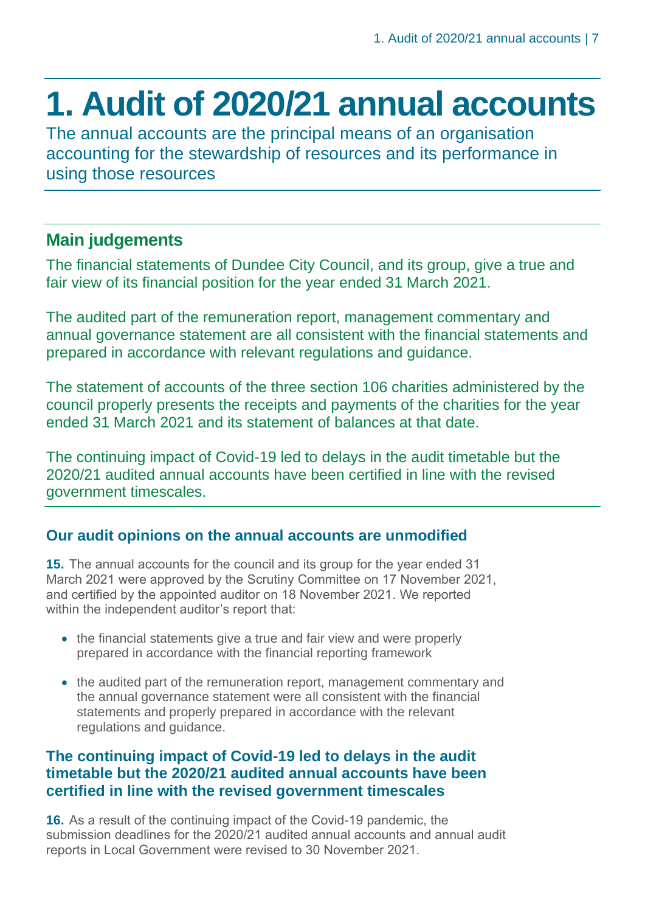# 1. Audit of 2020/21 annual accounts

The annual accounts are the principal means of an organisation accounting for the stewardship of resources and its performance in using those resources

## Main judgements

The financial statements of Dundee City Council, and its group, give a true and fair view of its financial position for the year ended 31 March 2021.

The audited part of the remuneration report, management commentary and annual governance statement are all consistent with the financial statements and prepared in accordance with relevant regulations and guidance.

The statement of accounts of the three section 106 charities administered by the council properly presents the receipts and payments of the charities for the year ended 31 March 2021 and its statement of balances at that date.

The continuing impact of Covid-19 led to delays in the audit timetable but the 2020/21 audited annual accounts have been certified in line with the revised government timescales.

### Our audit opinions on the annual accounts are unmodified

**15.** The annual accounts for the council and its group for the year ended 31 March 2021 were approved by the Scrutiny Committee on 17 November 2021, and certified by the appointed auditor on 18 November 2021. We reported within the independent auditor's report that:

- the financial statements give a true and fair view and were properly prepared in accordance with the financial reporting framework
- the audited part of the remuneration report, management commentary and the annual governance statement were all consistent with the financial statements and properly prepared in accordance with the relevant regulations and guidance.

### The continuing impact of Covid-19 led to delays in the audit timetable but the 2020/21 audited annual accounts have been certified in line with the revised government timescales

**16.** As a result of the continuing impact of the Covid-19 pandemic, the submission deadlines for the 2020/21 audited annual accounts and annual audit reports in Local Government were revised to 30 November 2021.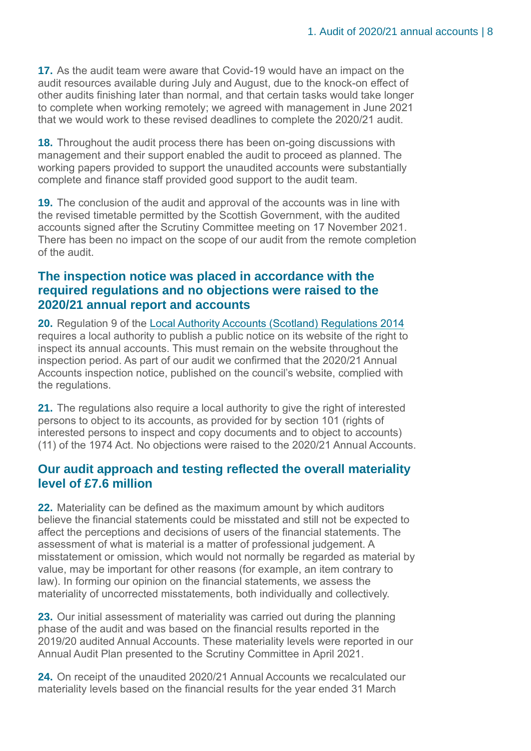**17.** As the audit team were aware that Covid-19 would have an impact on the audit resources available during July and August, due to the knock-on effect of other audits finishing later than normal, and that certain tasks would take longer to complete when working remotely; we agreed with management in June 2021 that we would work to these revised deadlines to complete the 2020/21 audit.

**18.** Throughout the audit process there has been on-going discussions with management and their support enabled the audit to proceed as planned. The working papers provided to support the unaudited accounts were substantially complete and finance staff provided good support to the audit team.

**19.** The conclusion of the audit and approval of the accounts was in line with the revised timetable permitted by the Scottish Government, with the audited accounts signed after the Scrutiny Committee meeting on 17 November 2021. There has been no impact on the scope of our audit from the remote completion of the audit.

## The inspection notice was placed in accordance with the required regulations and no objections were raised to the 2020/21 annual report and accounts

**20.** Regulation 9 of the Local Authority Accounts (Scotland) Regulations 2014 requires a local authority to publish a public notice on its website of the right to inspect its annual accounts. This must remain on the website throughout the inspection period. As part of our audit we confirmed that the 2020/21 Annual Accounts inspection notice, published on the council's website, complied with the regulations.

**21.** The regulations also require a local authority to give the right of interested persons to object to its accounts, as provided for by section 101 (rights of interested persons to inspect and copy documents and to object to accounts) (11) of the 1974 Act. No objections were raised to the 2020/21 Annual Accounts.

## Our audit approach and testing reflected the overall materiality level of £7.6 million

**22.** Materiality can be defined as the maximum amount by which auditors believe the financial statements could be misstated and still not be expected to affect the perceptions and decisions of users of the financial statements. The assessment of what is material is a matter of professional judgement. A misstatement or omission, which would not normally be regarded as material by value, may be important for other reasons (for example, an item contrary to law). In forming our opinion on the financial statements, we assess the materiality of uncorrected misstatements, both individually and collectively.

**23.** Our initial assessment of materiality was carried out during the planning phase of the audit and was based on the financial results reported in the 2019/20 audited Annual Accounts. These materiality levels were reported in our Annual Audit Plan presented to the Scrutiny Committee in April 2021.

**24.** On receipt of the unaudited 2020/21 Annual Accounts we recalculated our materiality levels based on the financial results for the year ended 31 March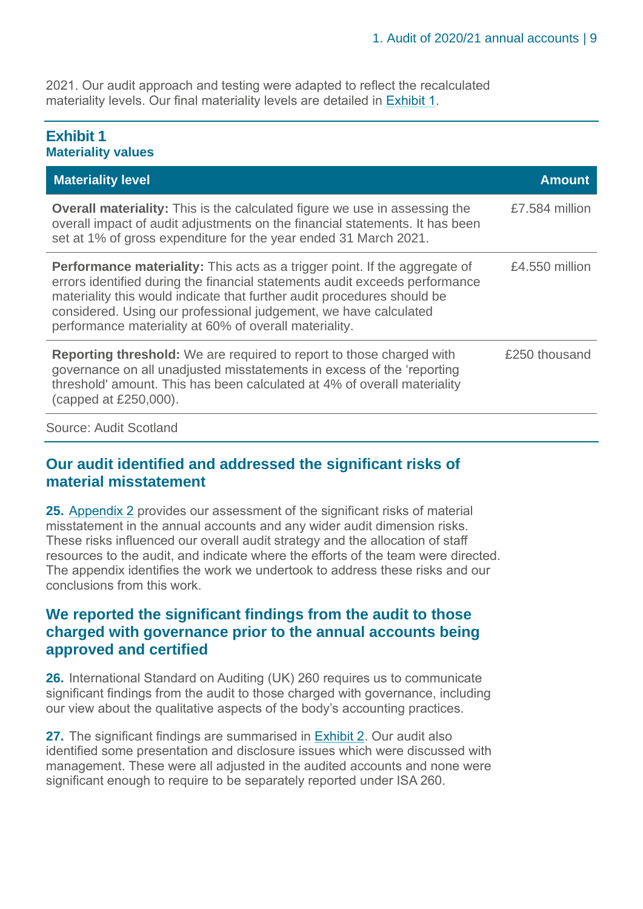2021. Our audit approach and testing were adapted to reflect the recalculated materiality levels. Our final materiality levels are detailed in Exhibit 1.

### Exhibit 1
**Materiality values**

| Materiality level | Amount |
|---|---|
| **Overall materiality:** This is the calculated figure we use in assessing the overall impact of audit adjustments on the financial statements. It has been set at 1% of gross expenditure for the year ended 31 March 2021. | £7.584 million |
| **Performance materiality:** This acts as a trigger point. If the aggregate of errors identified during the financial statements audit exceeds performance materiality this would indicate that further audit procedures should be considered. Using our professional judgement, we have calculated performance materiality at 60% of overall materiality. | £4.550 million |
| **Reporting threshold:** We are required to report to those charged with governance on all unadjusted misstatements in excess of the 'reporting threshold' amount. This has been calculated at 4% of overall materiality (capped at £250,000). | £250 thousand |

Source: Audit Scotland

## Our audit identified and addressed the significant risks of material misstatement

**25.** Appendix 2 provides our assessment of the significant risks of material misstatement in the annual accounts and any wider audit dimension risks. These risks influenced our overall audit strategy and the allocation of staff resources to the audit, and indicate where the efforts of the team were directed. The appendix identifies the work we undertook to address these risks and our conclusions from this work.

## We reported the significant findings from the audit to those charged with governance prior to the annual accounts being approved and certified

**26.** International Standard on Auditing (UK) 260 requires us to communicate significant findings from the audit to those charged with governance, including our view about the qualitative aspects of the body's accounting practices.

**27.** The significant findings are summarised in Exhibit 2. Our audit also identified some presentation and disclosure issues which were discussed with management. These were all adjusted in the audited accounts and none were significant enough to require to be separately reported under ISA 260.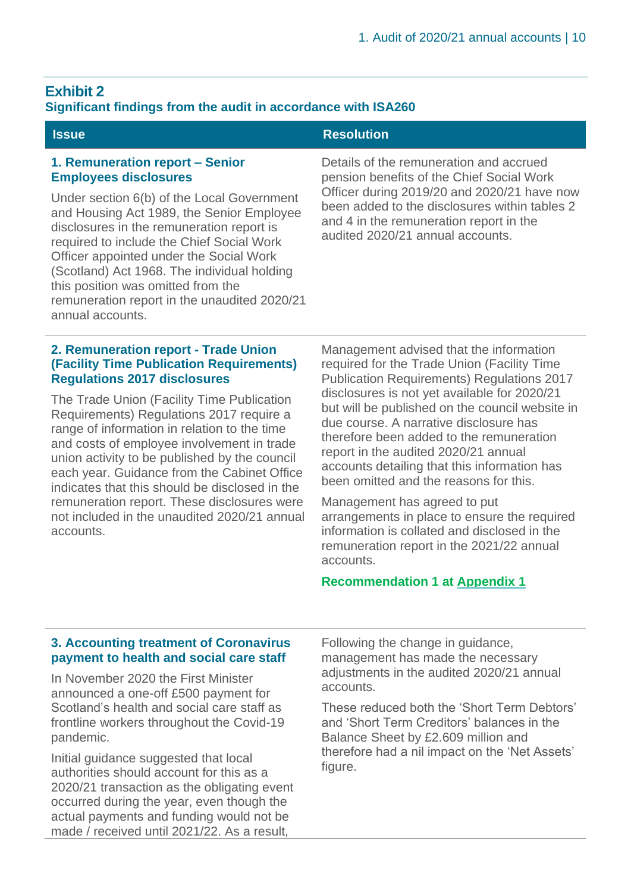## Exhibit 2

### Significant findings from the audit in accordance with ISA260

| Issue | Resolution |
| --- | --- |
| **1. Remuneration report – Senior Employees disclosures**<br><br>Under section 6(b) of the Local Government and Housing Act 1989, the Senior Employee disclosures in the remuneration report is required to include the Chief Social Work Officer appointed under the Social Work (Scotland) Act 1968. The individual holding this position was omitted from the remuneration report in the unaudited 2020/21 annual accounts. | Details of the remuneration and accrued pension benefits of the Chief Social Work Officer during 2019/20 and 2020/21 have now been added to the disclosures within tables 2 and 4 in the remuneration report in the audited 2020/21 annual accounts. |
| **2. Remuneration report - Trade Union (Facility Time Publication Requirements) Regulations 2017 disclosures**<br><br>The Trade Union (Facility Time Publication Requirements) Regulations 2017 require a range of information in relation to the time and costs of employee involvement in trade union activity to be published by the council each year. Guidance from the Cabinet Office indicates that this should be disclosed in the remuneration report. These disclosures were not included in the unaudited 2020/21 annual accounts. | Management advised that the information required for the Trade Union (Facility Time Publication Requirements) Regulations 2017 disclosures is not yet available for 2020/21 but will be published on the council website in due course. A narrative disclosure has therefore been added to the remuneration report in the audited 2020/21 annual accounts detailing that this information has been omitted and the reasons for this.<br><br>Management has agreed to put arrangements in place to ensure the required information is collated and disclosed in the remuneration report in the 2021/22 annual accounts.<br><br>**Recommendation 1 at Appendix 1** |
| **3. Accounting treatment of Coronavirus payment to health and social care staff**<br><br>In November 2020 the First Minister announced a one-off £500 payment for Scotland's health and social care staff as frontline workers throughout the Covid-19 pandemic.<br><br>Initial guidance suggested that local authorities should account for this as a 2020/21 transaction as the obligating event occurred during the year, even though the actual payments and funding would not be made / received until 2021/22. As a result, | Following the change in guidance, management has made the necessary adjustments in the audited 2020/21 annual accounts.<br><br>These reduced both the 'Short Term Debtors' and 'Short Term Creditors' balances in the Balance Sheet by £2.609 million and therefore had a nil impact on the 'Net Assets' figure. |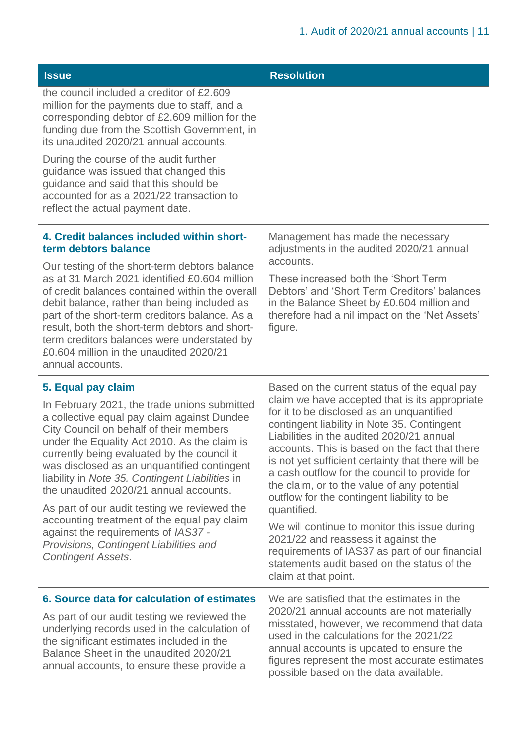| Issue | Resolution |
|---|---|
| the council included a creditor of £2.609 million for the payments due to staff, and a corresponding debtor of £2.609 million for the funding due from the Scottish Government, in its unaudited 2020/21 annual accounts.<br><br>During the course of the audit further guidance was issued that changed this guidance and said that this should be accounted for as a 2021/22 transaction to reflect the actual payment date. | |
| **4. Credit balances included within short-term debtors balance**<br><br>Our testing of the short-term debtors balance as at 31 March 2021 identified £0.604 million of credit balances contained within the overall debit balance, rather than being included as part of the short-term creditors balance. As a result, both the short-term debtors and short-term creditors balances were understated by £0.604 million in the unaudited 2020/21 annual accounts. | Management has made the necessary adjustments in the audited 2020/21 annual accounts.<br><br>These increased both the 'Short Term Debtors' and 'Short Term Creditors' balances in the Balance Sheet by £0.604 million and therefore had a nil impact on the 'Net Assets' figure. |
| **5. Equal pay claim**<br><br>In February 2021, the trade unions submitted a collective equal pay claim against Dundee City Council on behalf of their members under the Equality Act 2010. As the claim is currently being evaluated by the council it was disclosed as an unquantified contingent liability in *Note 35. Contingent Liabilities* in the unaudited 2020/21 annual accounts.<br><br>As part of our audit testing we reviewed the accounting treatment of the equal pay claim against the requirements of *IAS37 - Provisions, Contingent Liabilities and Contingent Assets*. | Based on the current status of the equal pay claim we have accepted that is its appropriate for it to be disclosed as an unquantified contingent liability in Note 35. Contingent Liabilities in the audited 2020/21 annual accounts. This is based on the fact that there is not yet sufficient certainty that there will be a cash outflow for the council to provide for the claim, or to the value of any potential outflow for the contingent liability to be quantified.<br><br>We will continue to monitor this issue during 2021/22 and reassess it against the requirements of IAS37 as part of our financial statements audit based on the status of the claim at that point. |
| **6. Source data for calculation of estimates**<br><br>As part of our audit testing we reviewed the underlying records used in the calculation of the significant estimates included in the Balance Sheet in the unaudited 2020/21 annual accounts, to ensure these provide a | We are satisfied that the estimates in the 2020/21 annual accounts are not materially misstated, however, we recommend that data used in the calculations for the 2021/22 annual accounts is updated to ensure the figures represent the most accurate estimates possible based on the data available. |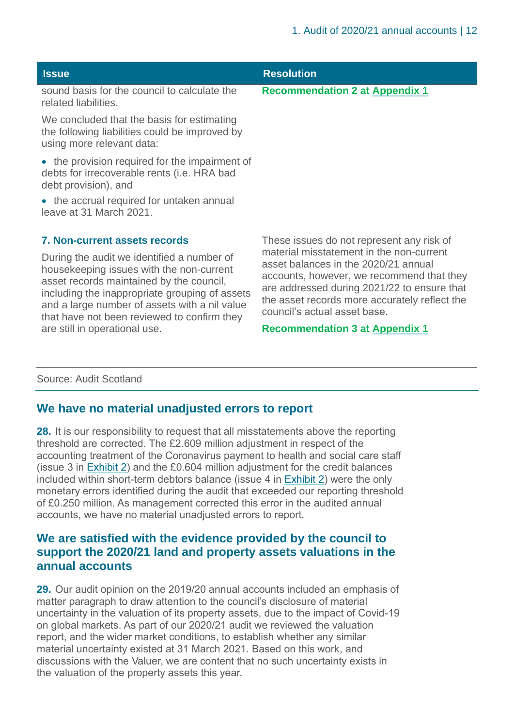| Issue | Resolution |
| --- | --- |
| sound basis for the council to calculate the related liabilities.<br><br>We concluded that the basis for estimating the following liabilities could be improved by using more relevant data:<br><br>• the provision required for the impairment of debts for irrecoverable rents (i.e. HRA bad debt provision), and<br><br>• the accrual required for untaken annual leave at 31 March 2021. | **Recommendation 2 at Appendix 1** |
| **7. Non-current assets records**<br><br>During the audit we identified a number of housekeeping issues with the non-current asset records maintained by the council, including the inappropriate grouping of assets and a large number of assets with a nil value that have not been reviewed to confirm they are still in operational use. | These issues do not represent any risk of material misstatement in the non-current asset balances in the 2020/21 annual accounts, however, we recommend that they are addressed during 2021/22 to ensure that the asset records more accurately reflect the council's actual asset base.<br><br>**Recommendation 3 at Appendix 1** |

Source: Audit Scotland

## We have no material unadjusted errors to report

**28.** It is our responsibility to request that all misstatements above the reporting threshold are corrected. The £2.609 million adjustment in respect of the accounting treatment of the Coronavirus payment to health and social care staff (issue 3 in Exhibit 2) and the £0.604 million adjustment for the credit balances included within short-term debtors balance (issue 4 in Exhibit 2) were the only monetary errors identified during the audit that exceeded our reporting threshold of £0.250 million. As management corrected this error in the audited annual accounts, we have no material unadjusted errors to report.

## We are satisfied with the evidence provided by the council to support the 2020/21 land and property assets valuations in the annual accounts

**29.** Our audit opinion on the 2019/20 annual accounts included an emphasis of matter paragraph to draw attention to the council's disclosure of material uncertainty in the valuation of its property assets, due to the impact of Covid-19 on global markets. As part of our 2020/21 audit we reviewed the valuation report, and the wider market conditions, to establish whether any similar material uncertainty existed at 31 March 2021. Based on this work, and discussions with the Valuer, we are content that no such uncertainty exists in the valuation of the property assets this year.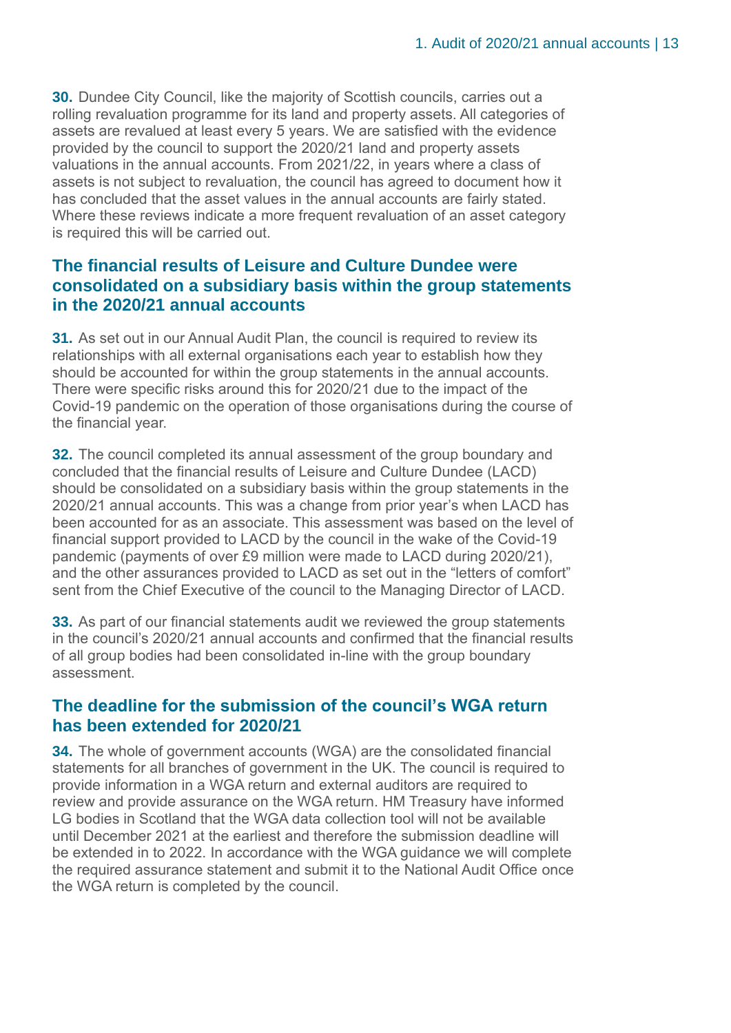**30.** Dundee City Council, like the majority of Scottish councils, carries out a rolling revaluation programme for its land and property assets. All categories of assets are revalued at least every 5 years. We are satisfied with the evidence provided by the council to support the 2020/21 land and property assets valuations in the annual accounts. From 2021/22, in years where a class of assets is not subject to revaluation, the council has agreed to document how it has concluded that the asset values in the annual accounts are fairly stated. Where these reviews indicate a more frequent revaluation of an asset category is required this will be carried out.

## The financial results of Leisure and Culture Dundee were consolidated on a subsidiary basis within the group statements in the 2020/21 annual accounts

**31.** As set out in our Annual Audit Plan, the council is required to review its relationships with all external organisations each year to establish how they should be accounted for within the group statements in the annual accounts. There were specific risks around this for 2020/21 due to the impact of the Covid-19 pandemic on the operation of those organisations during the course of the financial year.

**32.** The council completed its annual assessment of the group boundary and concluded that the financial results of Leisure and Culture Dundee (LACD) should be consolidated on a subsidiary basis within the group statements in the 2020/21 annual accounts. This was a change from prior year's when LACD has been accounted for as an associate. This assessment was based on the level of financial support provided to LACD by the council in the wake of the Covid-19 pandemic (payments of over £9 million were made to LACD during 2020/21), and the other assurances provided to LACD as set out in the "letters of comfort" sent from the Chief Executive of the council to the Managing Director of LACD.

**33.** As part of our financial statements audit we reviewed the group statements in the council's 2020/21 annual accounts and confirmed that the financial results of all group bodies had been consolidated in-line with the group boundary assessment.

## The deadline for the submission of the council's WGA return has been extended for 2020/21

**34.** The whole of government accounts (WGA) are the consolidated financial statements for all branches of government in the UK. The council is required to provide information in a WGA return and external auditors are required to review and provide assurance on the WGA return. HM Treasury have informed LG bodies in Scotland that the WGA data collection tool will not be available until December 2021 at the earliest and therefore the submission deadline will be extended in to 2022. In accordance with the WGA guidance we will complete the required assurance statement and submit it to the National Audit Office once the WGA return is completed by the council.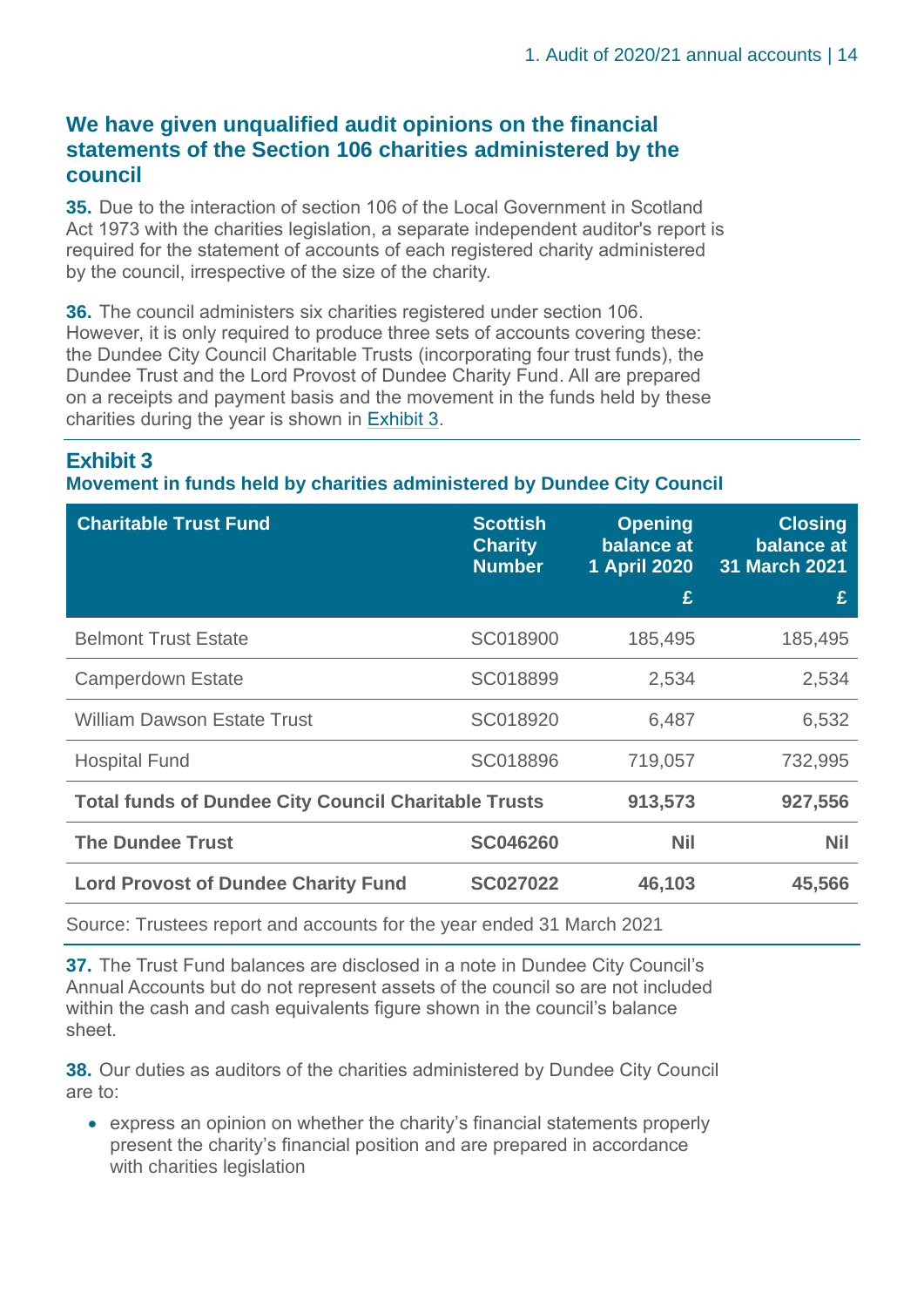## We have given unqualified audit opinions on the financial statements of the Section 106 charities administered by the council

**35.** Due to the interaction of section 106 of the Local Government in Scotland Act 1973 with the charities legislation, a separate independent auditor's report is required for the statement of accounts of each registered charity administered by the council, irrespective of the size of the charity.

**36.** The council administers six charities registered under section 106. However, it is only required to produce three sets of accounts covering these: the Dundee City Council Charitable Trusts (incorporating four trust funds), the Dundee Trust and the Lord Provost of Dundee Charity Fund. All are prepared on a receipts and payment basis and the movement in the funds held by these charities during the year is shown in Exhibit 3.

### Exhibit 3
**Movement in funds held by charities administered by Dundee City Council**

| Charitable Trust Fund | Scottish Charity Number | Opening balance at 1 April 2020 £ | Closing balance at 31 March 2021 £ |
|---|---|---|---|
| Belmont Trust Estate | SC018900 | 185,495 | 185,495 |
| Camperdown Estate | SC018899 | 2,534 | 2,534 |
| William Dawson Estate Trust | SC018920 | 6,487 | 6,532 |
| Hospital Fund | SC018896 | 719,057 | 732,995 |
| **Total funds of Dundee City Council Charitable Trusts** | | **913,573** | **927,556** |
| **The Dundee Trust** | **SC046260** | **Nil** | **Nil** |
| **Lord Provost of Dundee Charity Fund** | **SC027022** | **46,103** | **45,566** |

Source: Trustees report and accounts for the year ended 31 March 2021

**37.** The Trust Fund balances are disclosed in a note in Dundee City Council's Annual Accounts but do not represent assets of the council so are not included within the cash and cash equivalents figure shown in the council's balance sheet.

**38.** Our duties as auditors of the charities administered by Dundee City Council are to:

- express an opinion on whether the charity's financial statements properly present the charity's financial position and are prepared in accordance with charities legislation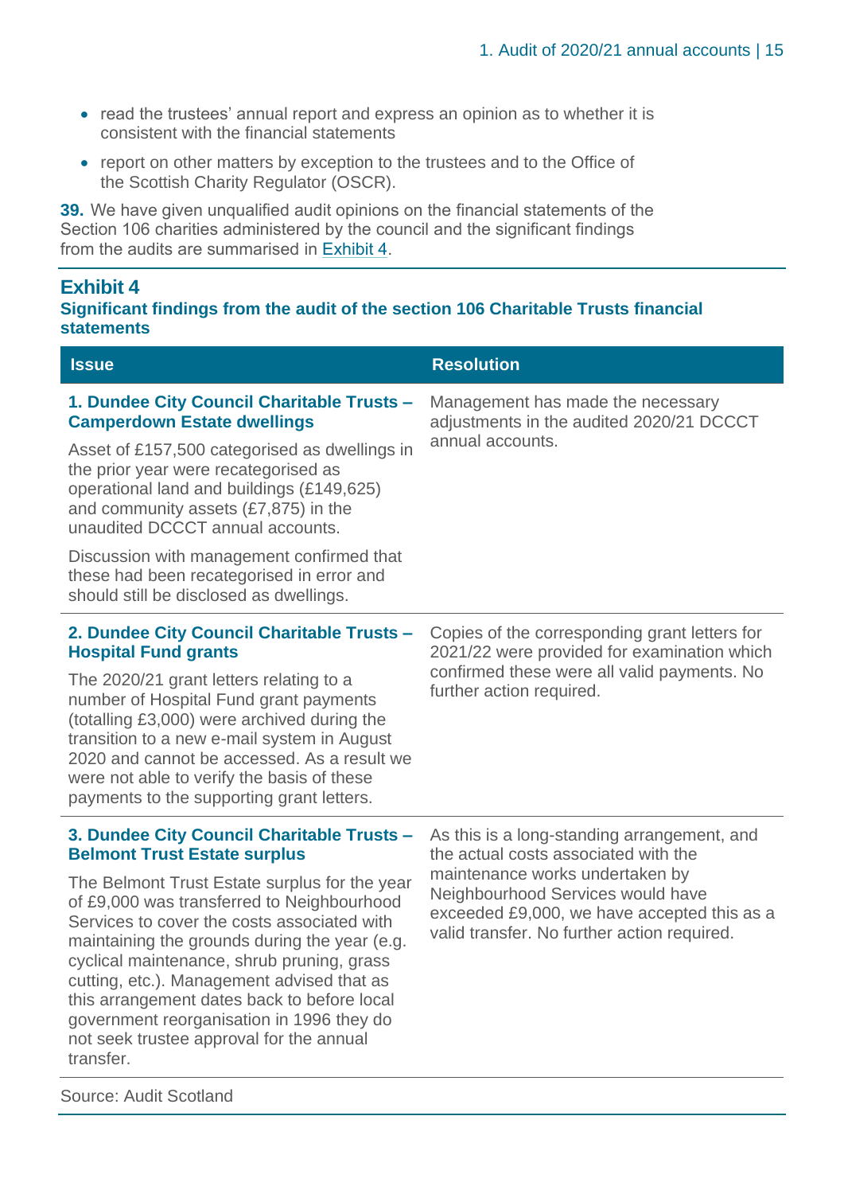- read the trustees' annual report and express an opinion as to whether it is consistent with the financial statements
- report on other matters by exception to the trustees and to the Office of the Scottish Charity Regulator (OSCR).

**39.** We have given unqualified audit opinions on the financial statements of the Section 106 charities administered by the council and the significant findings from the audits are summarised in Exhibit 4.

## Exhibit 4

**Significant findings from the audit of the section 106 Charitable Trusts financial statements**

| Issue | Resolution |
|---|---|
| **1. Dundee City Council Charitable Trusts – Camperdown Estate dwellings**<br><br>Asset of £157,500 categorised as dwellings in the prior year were recategorised as operational land and buildings (£149,625) and community assets (£7,875) in the unaudited DCCCT annual accounts.<br><br>Discussion with management confirmed that these had been recategorised in error and should still be disclosed as dwellings. | Management has made the necessary adjustments in the audited 2020/21 DCCCT annual accounts. |
| **2. Dundee City Council Charitable Trusts – Hospital Fund grants**<br><br>The 2020/21 grant letters relating to a number of Hospital Fund grant payments (totalling £3,000) were archived during the transition to a new e-mail system in August 2020 and cannot be accessed. As a result we were not able to verify the basis of these payments to the supporting grant letters. | Copies of the corresponding grant letters for 2021/22 were provided for examination which confirmed these were all valid payments. No further action required. |
| **3. Dundee City Council Charitable Trusts – Belmont Trust Estate surplus**<br><br>The Belmont Trust Estate surplus for the year of £9,000 was transferred to Neighbourhood Services to cover the costs associated with maintaining the grounds during the year (e.g. cyclical maintenance, shrub pruning, grass cutting, etc.). Management advised that as this arrangement dates back to before local government reorganisation in 1996 they do not seek trustee approval for the annual transfer. | As this is a long-standing arrangement, and the actual costs associated with the maintenance works undertaken by Neighbourhood Services would have exceeded £9,000, we have accepted this as a valid transfer. No further action required. |

Source: Audit Scotland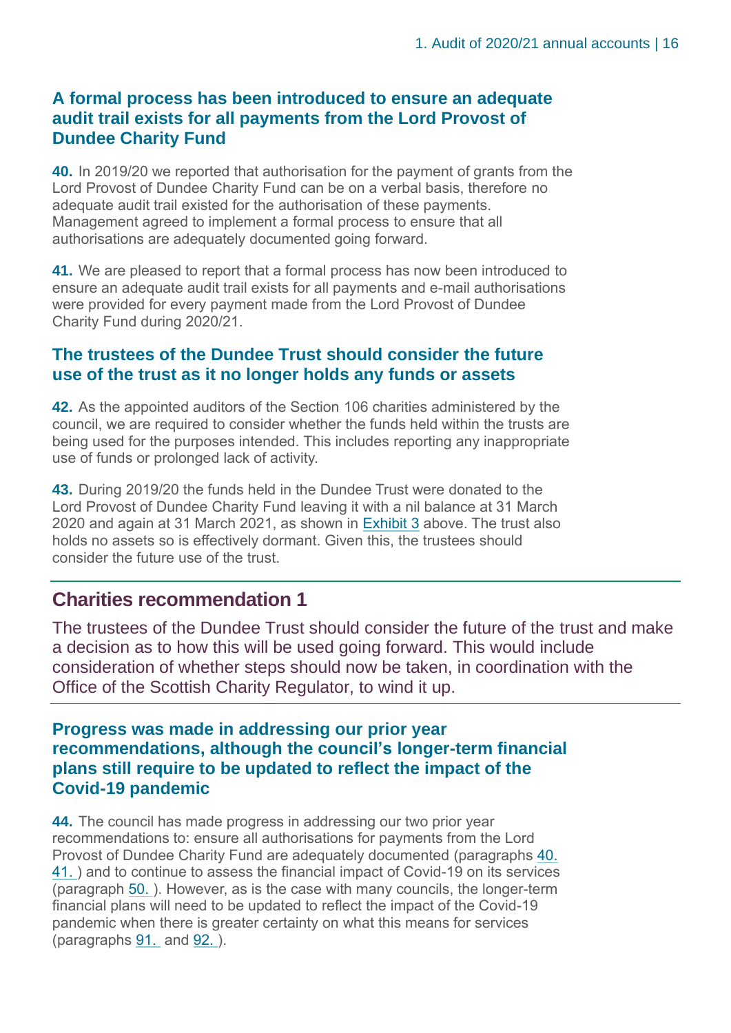### A formal process has been introduced to ensure an adequate audit trail exists for all payments from the Lord Provost of Dundee Charity Fund

**40.** In 2019/20 we reported that authorisation for the payment of grants from the Lord Provost of Dundee Charity Fund can be on a verbal basis, therefore no adequate audit trail existed for the authorisation of these payments. Management agreed to implement a formal process to ensure that all authorisations are adequately documented going forward.

**41.** We are pleased to report that a formal process has now been introduced to ensure an adequate audit trail exists for all payments and e-mail authorisations were provided for every payment made from the Lord Provost of Dundee Charity Fund during 2020/21.

### The trustees of the Dundee Trust should consider the future use of the trust as it no longer holds any funds or assets

**42.** As the appointed auditors of the Section 106 charities administered by the council, we are required to consider whether the funds held within the trusts are being used for the purposes intended. This includes reporting any inappropriate use of funds or prolonged lack of activity.

**43.** During 2019/20 the funds held in the Dundee Trust were donated to the Lord Provost of Dundee Charity Fund leaving it with a nil balance at 31 March 2020 and again at 31 March 2021, as shown in Exhibit 3 above. The trust also holds no assets so is effectively dormant. Given this, the trustees should consider the future use of the trust.

## Charities recommendation 1

The trustees of the Dundee Trust should consider the future of the trust and make a decision as to how this will be used going forward. This would include consideration of whether steps should now be taken, in coordination with the Office of the Scottish Charity Regulator, to wind it up.

### Progress was made in addressing our prior year recommendations, although the council's longer-term financial plans still require to be updated to reflect the impact of the Covid-19 pandemic

**44.** The council has made progress in addressing our two prior year recommendations to: ensure all authorisations for payments from the Lord Provost of Dundee Charity Fund are adequately documented (paragraphs 40. 41. ) and to continue to assess the financial impact of Covid-19 on its services (paragraph 50. ). However, as is the case with many councils, the longer-term financial plans will need to be updated to reflect the impact of the Covid-19 pandemic when there is greater certainty on what this means for services (paragraphs 91. and 92. ).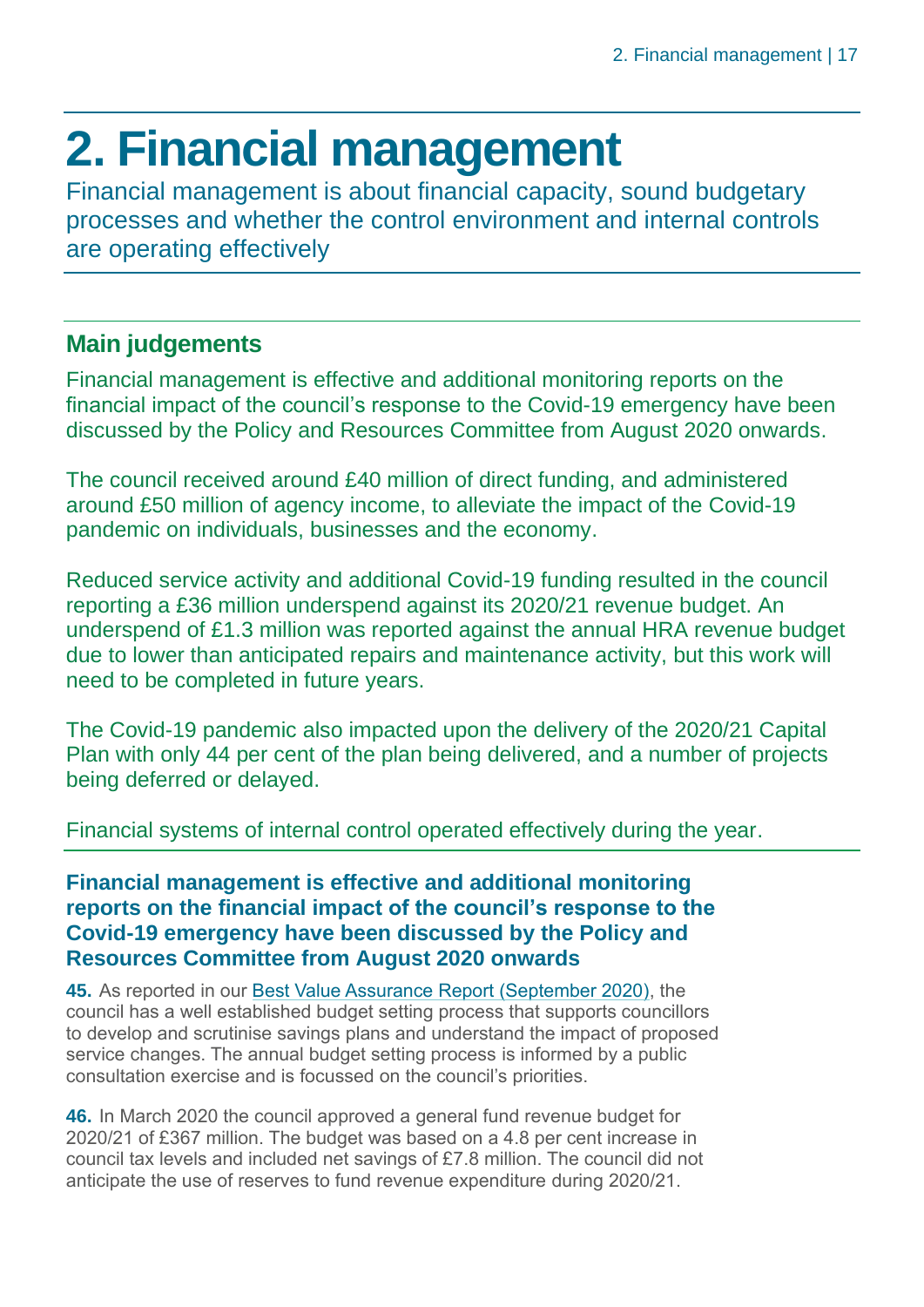# 2. Financial management

Financial management is about financial capacity, sound budgetary processes and whether the control environment and internal controls are operating effectively

## Main judgements

Financial management is effective and additional monitoring reports on the financial impact of the council's response to the Covid-19 emergency have been discussed by the Policy and Resources Committee from August 2020 onwards.

The council received around £40 million of direct funding, and administered around £50 million of agency income, to alleviate the impact of the Covid-19 pandemic on individuals, businesses and the economy.

Reduced service activity and additional Covid-19 funding resulted in the council reporting a £36 million underspend against its 2020/21 revenue budget. An underspend of £1.3 million was reported against the annual HRA revenue budget due to lower than anticipated repairs and maintenance activity, but this work will need to be completed in future years.

The Covid-19 pandemic also impacted upon the delivery of the 2020/21 Capital Plan with only 44 per cent of the plan being delivered, and a number of projects being deferred or delayed.

Financial systems of internal control operated effectively during the year.

### Financial management is effective and additional monitoring reports on the financial impact of the council's response to the Covid-19 emergency have been discussed by the Policy and Resources Committee from August 2020 onwards

**45.** As reported in our Best Value Assurance Report (September 2020), the council has a well established budget setting process that supports councillors to develop and scrutinise savings plans and understand the impact of proposed service changes. The annual budget setting process is informed by a public consultation exercise and is focussed on the council's priorities.

**46.** In March 2020 the council approved a general fund revenue budget for 2020/21 of £367 million. The budget was based on a 4.8 per cent increase in council tax levels and included net savings of £7.8 million. The council did not anticipate the use of reserves to fund revenue expenditure during 2020/21.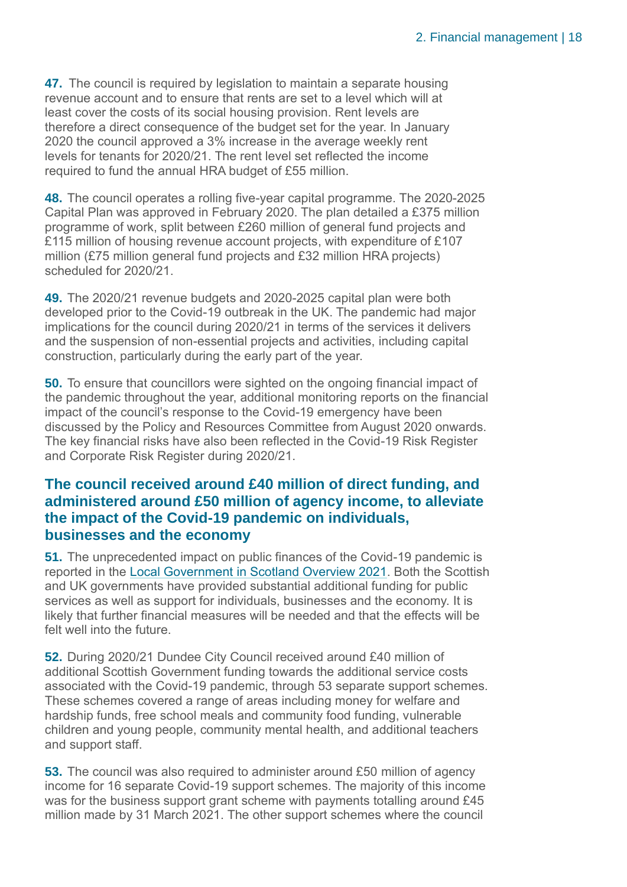**47.** The council is required by legislation to maintain a separate housing revenue account and to ensure that rents are set to a level which will at least cover the costs of its social housing provision. Rent levels are therefore a direct consequence of the budget set for the year. In January 2020 the council approved a 3% increase in the average weekly rent levels for tenants for 2020/21. The rent level set reflected the income required to fund the annual HRA budget of £55 million.

**48.** The council operates a rolling five-year capital programme. The 2020-2025 Capital Plan was approved in February 2020. The plan detailed a £375 million programme of work, split between £260 million of general fund projects and £115 million of housing revenue account projects, with expenditure of £107 million (£75 million general fund projects and £32 million HRA projects) scheduled for 2020/21.

**49.** The 2020/21 revenue budgets and 2020-2025 capital plan were both developed prior to the Covid-19 outbreak in the UK. The pandemic had major implications for the council during 2020/21 in terms of the services it delivers and the suspension of non-essential projects and activities, including capital construction, particularly during the early part of the year.

**50.** To ensure that councillors were sighted on the ongoing financial impact of the pandemic throughout the year, additional monitoring reports on the financial impact of the council's response to the Covid-19 emergency have been discussed by the Policy and Resources Committee from August 2020 onwards. The key financial risks have also been reflected in the Covid-19 Risk Register and Corporate Risk Register during 2020/21.

## The council received around £40 million of direct funding, and administered around £50 million of agency income, to alleviate the impact of the Covid-19 pandemic on individuals, businesses and the economy

**51.** The unprecedented impact on public finances of the Covid-19 pandemic is reported in the Local Government in Scotland Overview 2021. Both the Scottish and UK governments have provided substantial additional funding for public services as well as support for individuals, businesses and the economy. It is likely that further financial measures will be needed and that the effects will be felt well into the future.

**52.** During 2020/21 Dundee City Council received around £40 million of additional Scottish Government funding towards the additional service costs associated with the Covid-19 pandemic, through 53 separate support schemes. These schemes covered a range of areas including money for welfare and hardship funds, free school meals and community food funding, vulnerable children and young people, community mental health, and additional teachers and support staff.

**53.** The council was also required to administer around £50 million of agency income for 16 separate Covid-19 support schemes. The majority of this income was for the business support grant scheme with payments totalling around £45 million made by 31 March 2021. The other support schemes where the council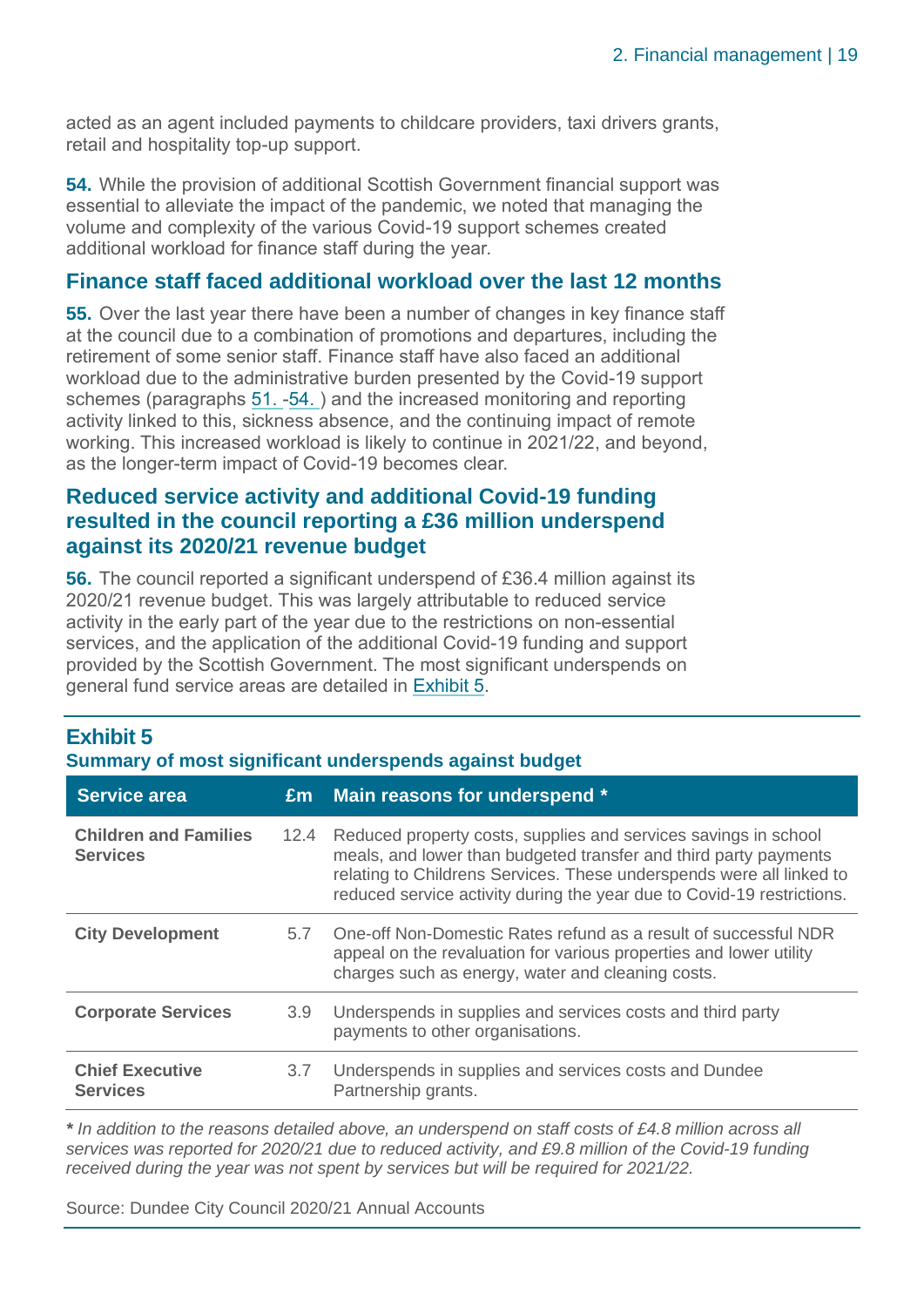acted as an agent included payments to childcare providers, taxi drivers grants, retail and hospitality top-up support.

**54.** While the provision of additional Scottish Government financial support was essential to alleviate the impact of the pandemic, we noted that managing the volume and complexity of the various Covid-19 support schemes created additional workload for finance staff during the year.

## Finance staff faced additional workload over the last 12 months

**55.** Over the last year there have been a number of changes in key finance staff at the council due to a combination of promotions and departures, including the retirement of some senior staff. Finance staff have also faced an additional workload due to the administrative burden presented by the Covid-19 support schemes (paragraphs 51. -54. ) and the increased monitoring and reporting activity linked to this, sickness absence, and the continuing impact of remote working. This increased workload is likely to continue in 2021/22, and beyond, as the longer-term impact of Covid-19 becomes clear.

## Reduced service activity and additional Covid-19 funding resulted in the council reporting a £36 million underspend against its 2020/21 revenue budget

**56.** The council reported a significant underspend of £36.4 million against its 2020/21 revenue budget. This was largely attributable to reduced service activity in the early part of the year due to the restrictions on non-essential services, and the application of the additional Covid-19 funding and support provided by the Scottish Government. The most significant underspends on general fund service areas are detailed in Exhibit 5.

**Exhibit 5**
**Summary of most significant underspends against budget**

| Service area | £m | Main reasons for underspend * |
|---|---|---|
| **Children and Families Services** | 12.4 | Reduced property costs, supplies and services savings in school meals, and lower than budgeted transfer and third party payments relating to Childrens Services. These underspends were all linked to reduced service activity during the year due to Covid-19 restrictions. |
| **City Development** | 5.7 | One-off Non-Domestic Rates refund as a result of successful NDR appeal on the revaluation for various properties and lower utility charges such as energy, water and cleaning costs. |
| **Corporate Services** | 3.9 | Underspends in supplies and services costs and third party payments to other organisations. |
| **Chief Executive Services** | 3.7 | Underspends in supplies and services costs and Dundee Partnership grants. |

**\*** *In addition to the reasons detailed above, an underspend on staff costs of £4.8 million across all services was reported for 2020/21 due to reduced activity, and £9.8 million of the Covid-19 funding received during the year was not spent by services but will be required for 2021/22.*

Source: Dundee City Council 2020/21 Annual Accounts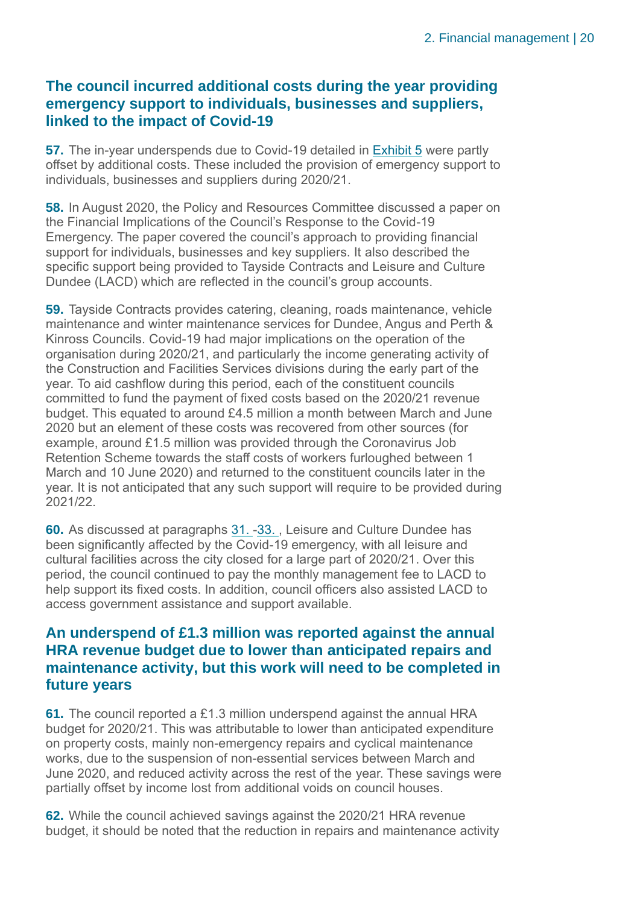### The council incurred additional costs during the year providing emergency support to individuals, businesses and suppliers, linked to the impact of Covid-19

**57.** The in-year underspends due to Covid-19 detailed in Exhibit 5 were partly offset by additional costs. These included the provision of emergency support to individuals, businesses and suppliers during 2020/21.

**58.** In August 2020, the Policy and Resources Committee discussed a paper on the Financial Implications of the Council's Response to the Covid-19 Emergency. The paper covered the council's approach to providing financial support for individuals, businesses and key suppliers. It also described the specific support being provided to Tayside Contracts and Leisure and Culture Dundee (LACD) which are reflected in the council's group accounts.

**59.** Tayside Contracts provides catering, cleaning, roads maintenance, vehicle maintenance and winter maintenance services for Dundee, Angus and Perth & Kinross Councils. Covid-19 had major implications on the operation of the organisation during 2020/21, and particularly the income generating activity of the Construction and Facilities Services divisions during the early part of the year. To aid cashflow during this period, each of the constituent councils committed to fund the payment of fixed costs based on the 2020/21 revenue budget. This equated to around £4.5 million a month between March and June 2020 but an element of these costs was recovered from other sources (for example, around £1.5 million was provided through the Coronavirus Job Retention Scheme towards the staff costs of workers furloughed between 1 March and 10 June 2020) and returned to the constituent councils later in the year. It is not anticipated that any such support will require to be provided during 2021/22.

**60.** As discussed at paragraphs 31. -33. , Leisure and Culture Dundee has been significantly affected by the Covid-19 emergency, with all leisure and cultural facilities across the city closed for a large part of 2020/21. Over this period, the council continued to pay the monthly management fee to LACD to help support its fixed costs. In addition, council officers also assisted LACD to access government assistance and support available.

### An underspend of £1.3 million was reported against the annual HRA revenue budget due to lower than anticipated repairs and maintenance activity, but this work will need to be completed in future years

**61.** The council reported a £1.3 million underspend against the annual HRA budget for 2020/21. This was attributable to lower than anticipated expenditure on property costs, mainly non-emergency repairs and cyclical maintenance works, due to the suspension of non-essential services between March and June 2020, and reduced activity across the rest of the year. These savings were partially offset by income lost from additional voids on council houses.

**62.** While the council achieved savings against the 2020/21 HRA revenue budget, it should be noted that the reduction in repairs and maintenance activity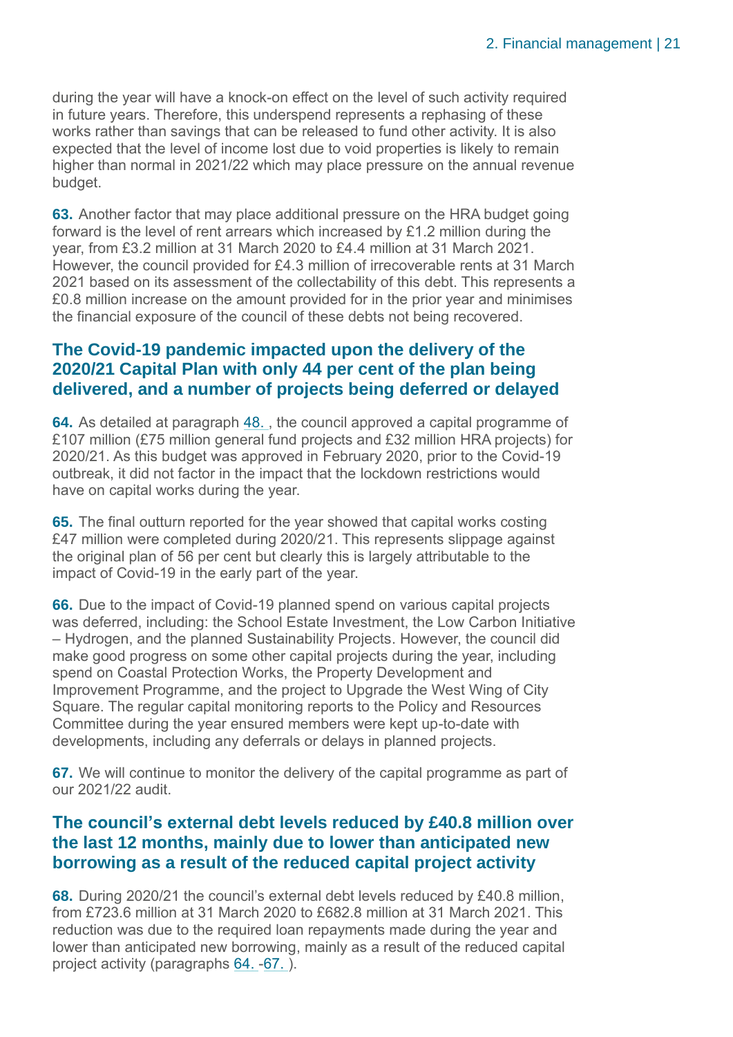during the year will have a knock-on effect on the level of such activity required in future years. Therefore, this underspend represents a rephasing of these works rather than savings that can be released to fund other activity. It is also expected that the level of income lost due to void properties is likely to remain higher than normal in 2021/22 which may place pressure on the annual revenue budget.

**63.** Another factor that may place additional pressure on the HRA budget going forward is the level of rent arrears which increased by £1.2 million during the year, from £3.2 million at 31 March 2020 to £4.4 million at 31 March 2021. However, the council provided for £4.3 million of irrecoverable rents at 31 March 2021 based on its assessment of the collectability of this debt. This represents a £0.8 million increase on the amount provided for in the prior year and minimises the financial exposure of the council of these debts not being recovered.

### The Covid-19 pandemic impacted upon the delivery of the 2020/21 Capital Plan with only 44 per cent of the plan being delivered, and a number of projects being deferred or delayed

**64.** As detailed at paragraph 48. , the council approved a capital programme of £107 million (£75 million general fund projects and £32 million HRA projects) for 2020/21. As this budget was approved in February 2020, prior to the Covid-19 outbreak, it did not factor in the impact that the lockdown restrictions would have on capital works during the year.

**65.** The final outturn reported for the year showed that capital works costing £47 million were completed during 2020/21. This represents slippage against the original plan of 56 per cent but clearly this is largely attributable to the impact of Covid-19 in the early part of the year.

**66.** Due to the impact of Covid-19 planned spend on various capital projects was deferred, including: the School Estate Investment, the Low Carbon Initiative – Hydrogen, and the planned Sustainability Projects. However, the council did make good progress on some other capital projects during the year, including spend on Coastal Protection Works, the Property Development and Improvement Programme, and the project to Upgrade the West Wing of City Square. The regular capital monitoring reports to the Policy and Resources Committee during the year ensured members were kept up-to-date with developments, including any deferrals or delays in planned projects.

**67.** We will continue to monitor the delivery of the capital programme as part of our 2021/22 audit.

### The council's external debt levels reduced by £40.8 million over the last 12 months, mainly due to lower than anticipated new borrowing as a result of the reduced capital project activity

**68.** During 2020/21 the council's external debt levels reduced by £40.8 million, from £723.6 million at 31 March 2020 to £682.8 million at 31 March 2021. This reduction was due to the required loan repayments made during the year and lower than anticipated new borrowing, mainly as a result of the reduced capital project activity (paragraphs 64. -67. ).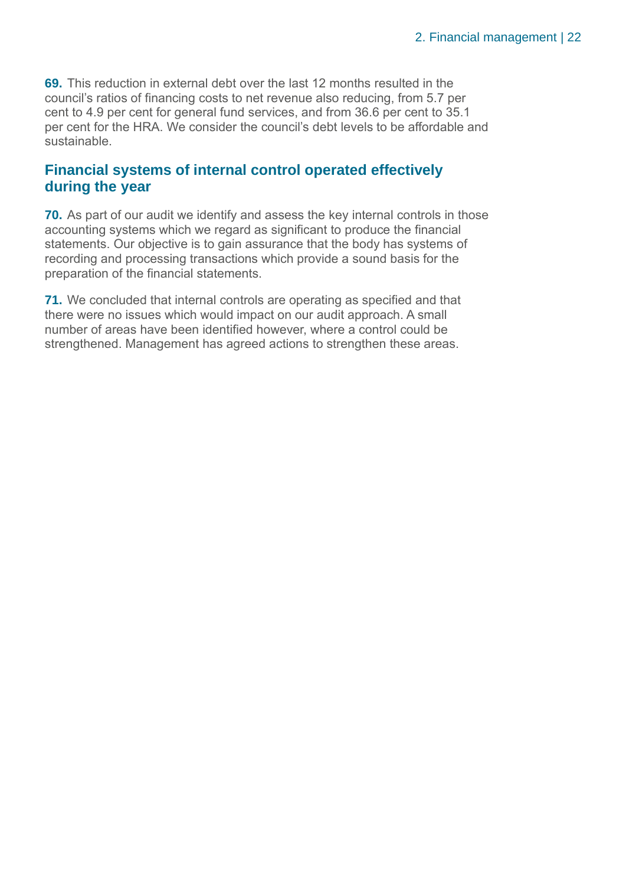**69.** This reduction in external debt over the last 12 months resulted in the council's ratios of financing costs to net revenue also reducing, from 5.7 per cent to 4.9 per cent for general fund services, and from 36.6 per cent to 35.1 per cent for the HRA. We consider the council's debt levels to be affordable and sustainable.

## Financial systems of internal control operated effectively during the year

**70.** As part of our audit we identify and assess the key internal controls in those accounting systems which we regard as significant to produce the financial statements. Our objective is to gain assurance that the body has systems of recording and processing transactions which provide a sound basis for the preparation of the financial statements.

**71.** We concluded that internal controls are operating as specified and that there were no issues which would impact on our audit approach. A small number of areas have been identified however, where a control could be strengthened. Management has agreed actions to strengthen these areas.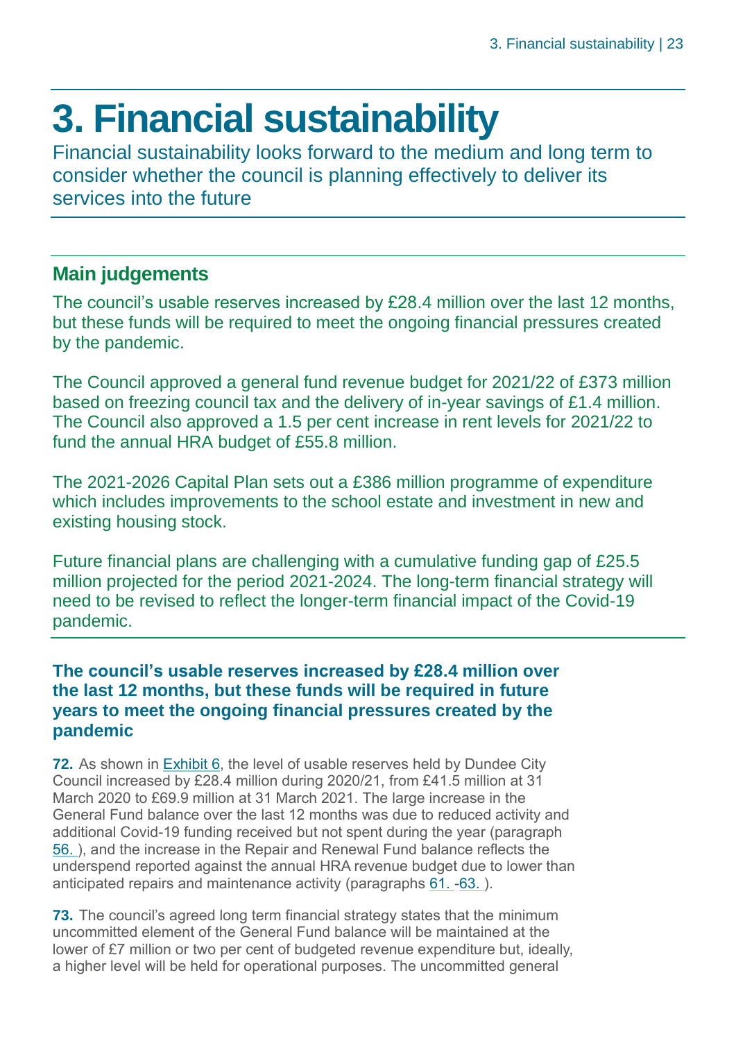# 3. Financial sustainability

Financial sustainability looks forward to the medium and long term to consider whether the council is planning effectively to deliver its services into the future

## Main judgements

The council's usable reserves increased by £28.4 million over the last 12 months, but these funds will be required to meet the ongoing financial pressures created by the pandemic.

The Council approved a general fund revenue budget for 2021/22 of £373 million based on freezing council tax and the delivery of in-year savings of £1.4 million. The Council also approved a 1.5 per cent increase in rent levels for 2021/22 to fund the annual HRA budget of £55.8 million.

The 2021-2026 Capital Plan sets out a £386 million programme of expenditure which includes improvements to the school estate and investment in new and existing housing stock.

Future financial plans are challenging with a cumulative funding gap of £25.5 million projected for the period 2021-2024. The long-term financial strategy will need to be revised to reflect the longer-term financial impact of the Covid-19 pandemic.

### The council's usable reserves increased by £28.4 million over the last 12 months, but these funds will be required in future years to meet the ongoing financial pressures created by the pandemic

**72.** As shown in Exhibit 6, the level of usable reserves held by Dundee City Council increased by £28.4 million during 2020/21, from £41.5 million at 31 March 2020 to £69.9 million at 31 March 2021. The large increase in the General Fund balance over the last 12 months was due to reduced activity and additional Covid-19 funding received but not spent during the year (paragraph 56. ), and the increase in the Repair and Renewal Fund balance reflects the underspend reported against the annual HRA revenue budget due to lower than anticipated repairs and maintenance activity (paragraphs 61. -63. ).

**73.** The council's agreed long term financial strategy states that the minimum uncommitted element of the General Fund balance will be maintained at the lower of £7 million or two per cent of budgeted revenue expenditure but, ideally, a higher level will be held for operational purposes. The uncommitted general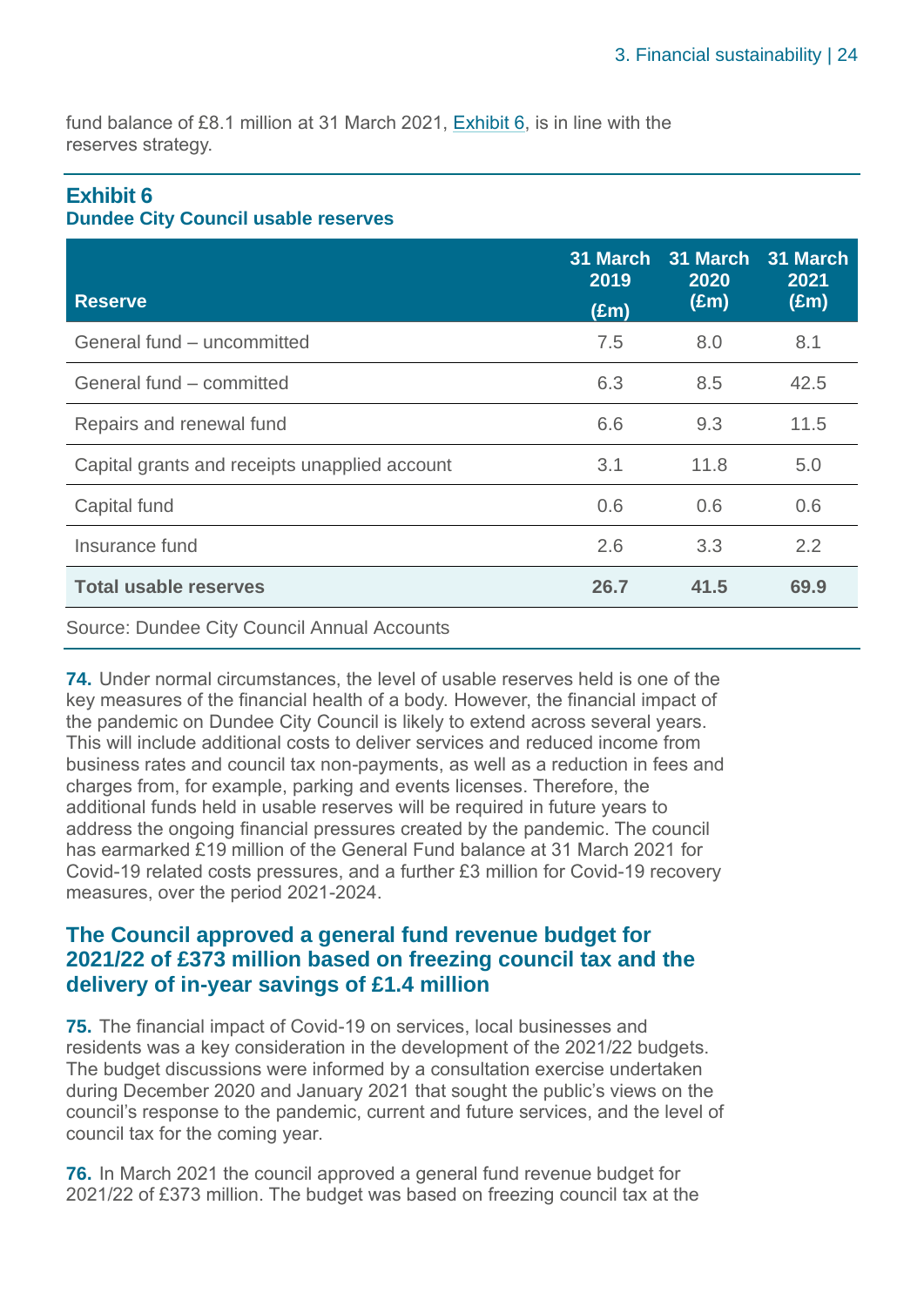fund balance of £8.1 million at 31 March 2021, Exhibit 6, is in line with the reserves strategy.

**Exhibit 6**
**Dundee City Council usable reserves**

| Reserve | 31 March 2019 (£m) | 31 March 2020 (£m) | 31 March 2021 (£m) |
|---|---|---|---|
| General fund – uncommitted | 7.5 | 8.0 | 8.1 |
| General fund – committed | 6.3 | 8.5 | 42.5 |
| Repairs and renewal fund | 6.6 | 9.3 | 11.5 |
| Capital grants and receipts unapplied account | 3.1 | 11.8 | 5.0 |
| Capital fund | 0.6 | 0.6 | 0.6 |
| Insurance fund | 2.6 | 3.3 | 2.2 |
| **Total usable reserves** | **26.7** | **41.5** | **69.9** |

Source: Dundee City Council Annual Accounts

**74.** Under normal circumstances, the level of usable reserves held is one of the key measures of the financial health of a body. However, the financial impact of the pandemic on Dundee City Council is likely to extend across several years. This will include additional costs to deliver services and reduced income from business rates and council tax non-payments, as well as a reduction in fees and charges from, for example, parking and events licenses. Therefore, the additional funds held in usable reserves will be required in future years to address the ongoing financial pressures created by the pandemic. The council has earmarked £19 million of the General Fund balance at 31 March 2021 for Covid-19 related costs pressures, and a further £3 million for Covid-19 recovery measures, over the period 2021-2024.

## The Council approved a general fund revenue budget for 2021/22 of £373 million based on freezing council tax and the delivery of in-year savings of £1.4 million

**75.** The financial impact of Covid-19 on services, local businesses and residents was a key consideration in the development of the 2021/22 budgets. The budget discussions were informed by a consultation exercise undertaken during December 2020 and January 2021 that sought the public's views on the council's response to the pandemic, current and future services, and the level of council tax for the coming year.

**76.** In March 2021 the council approved a general fund revenue budget for 2021/22 of £373 million. The budget was based on freezing council tax at the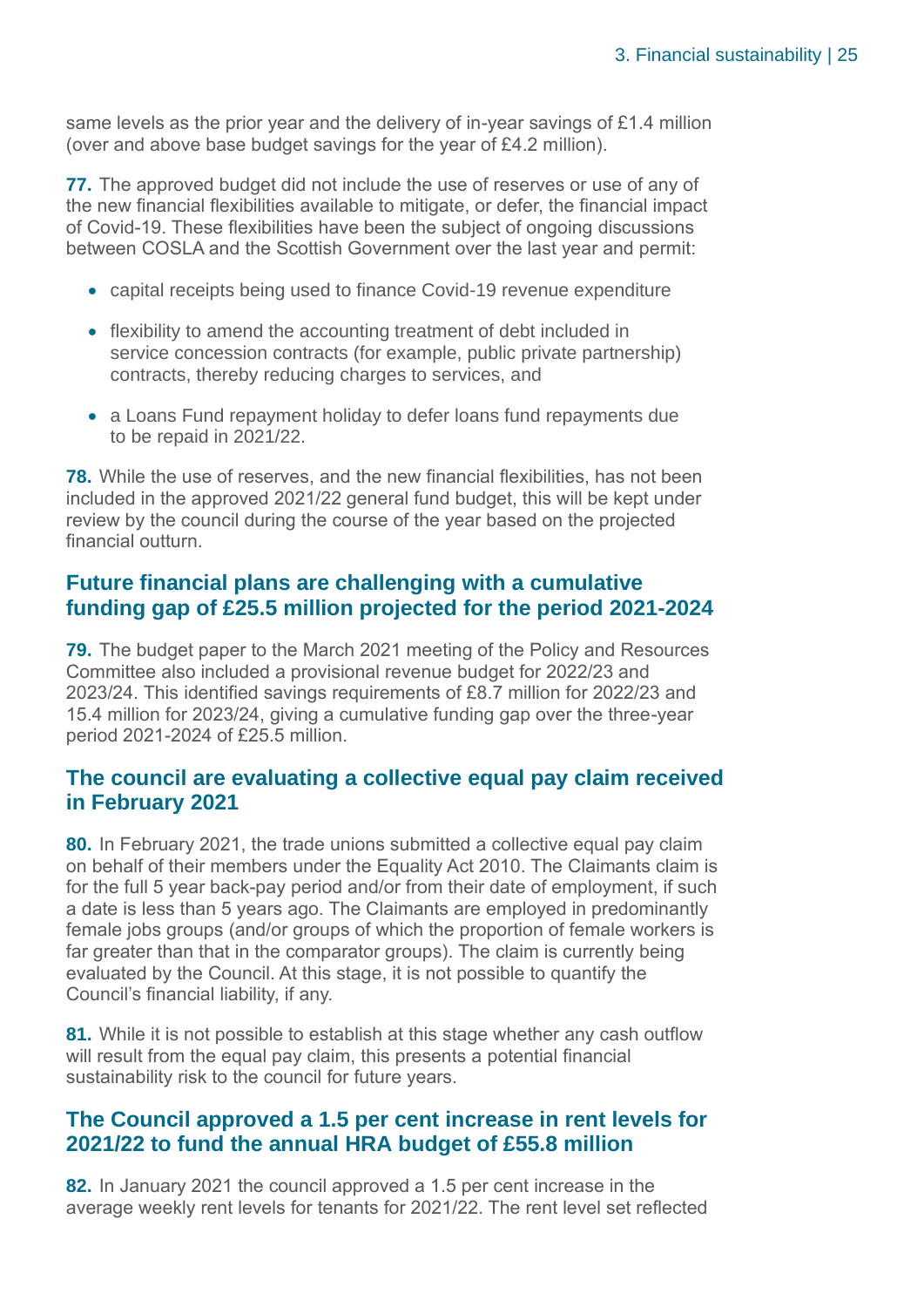same levels as the prior year and the delivery of in-year savings of £1.4 million (over and above base budget savings for the year of £4.2 million).

**77.** The approved budget did not include the use of reserves or use of any of the new financial flexibilities available to mitigate, or defer, the financial impact of Covid-19. These flexibilities have been the subject of ongoing discussions between COSLA and the Scottish Government over the last year and permit:

- capital receipts being used to finance Covid-19 revenue expenditure
- flexibility to amend the accounting treatment of debt included in service concession contracts (for example, public private partnership) contracts, thereby reducing charges to services, and
- a Loans Fund repayment holiday to defer loans fund repayments due to be repaid in 2021/22.

**78.** While the use of reserves, and the new financial flexibilities, has not been included in the approved 2021/22 general fund budget, this will be kept under review by the council during the course of the year based on the projected financial outturn.

## Future financial plans are challenging with a cumulative funding gap of £25.5 million projected for the period 2021-2024

**79.** The budget paper to the March 2021 meeting of the Policy and Resources Committee also included a provisional revenue budget for 2022/23 and 2023/24. This identified savings requirements of £8.7 million for 2022/23 and 15.4 million for 2023/24, giving a cumulative funding gap over the three-year period 2021-2024 of £25.5 million.

## The council are evaluating a collective equal pay claim received in February 2021

**80.** In February 2021, the trade unions submitted a collective equal pay claim on behalf of their members under the Equality Act 2010. The Claimants claim is for the full 5 year back-pay period and/or from their date of employment, if such a date is less than 5 years ago. The Claimants are employed in predominantly female jobs groups (and/or groups of which the proportion of female workers is far greater than that in the comparator groups). The claim is currently being evaluated by the Council. At this stage, it is not possible to quantify the Council's financial liability, if any.

**81.** While it is not possible to establish at this stage whether any cash outflow will result from the equal pay claim, this presents a potential financial sustainability risk to the council for future years.

## The Council approved a 1.5 per cent increase in rent levels for 2021/22 to fund the annual HRA budget of £55.8 million

**82.** In January 2021 the council approved a 1.5 per cent increase in the average weekly rent levels for tenants for 2021/22. The rent level set reflected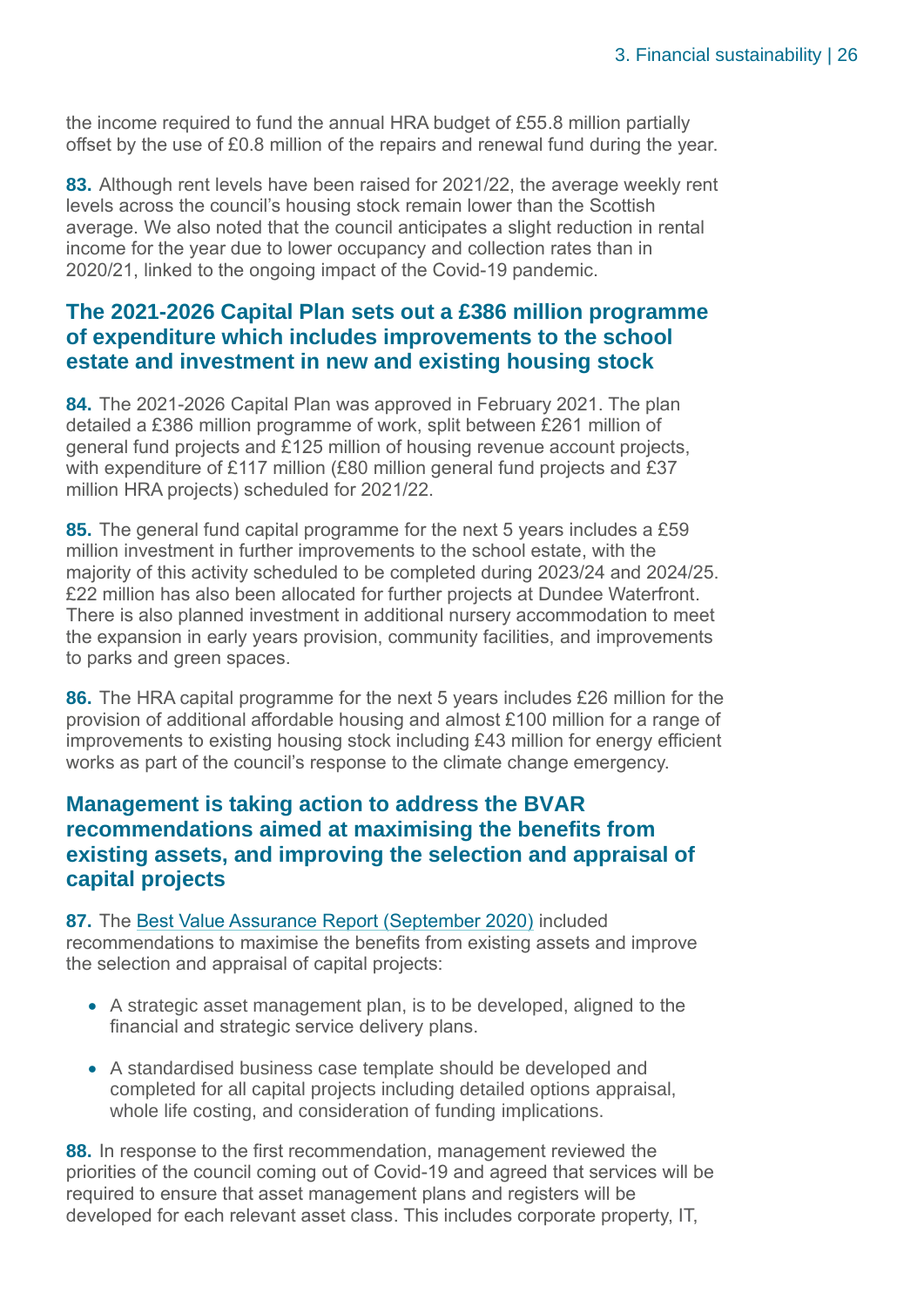the income required to fund the annual HRA budget of £55.8 million partially offset by the use of £0.8 million of the repairs and renewal fund during the year.

**83.** Although rent levels have been raised for 2021/22, the average weekly rent levels across the council's housing stock remain lower than the Scottish average. We also noted that the council anticipates a slight reduction in rental income for the year due to lower occupancy and collection rates than in 2020/21, linked to the ongoing impact of the Covid-19 pandemic.

## The 2021-2026 Capital Plan sets out a £386 million programme of expenditure which includes improvements to the school estate and investment in new and existing housing stock

**84.** The 2021-2026 Capital Plan was approved in February 2021. The plan detailed a £386 million programme of work, split between £261 million of general fund projects and £125 million of housing revenue account projects, with expenditure of £117 million (£80 million general fund projects and £37 million HRA projects) scheduled for 2021/22.

**85.** The general fund capital programme for the next 5 years includes a £59 million investment in further improvements to the school estate, with the majority of this activity scheduled to be completed during 2023/24 and 2024/25. £22 million has also been allocated for further projects at Dundee Waterfront. There is also planned investment in additional nursery accommodation to meet the expansion in early years provision, community facilities, and improvements to parks and green spaces.

**86.** The HRA capital programme for the next 5 years includes £26 million for the provision of additional affordable housing and almost £100 million for a range of improvements to existing housing stock including £43 million for energy efficient works as part of the council's response to the climate change emergency.

## Management is taking action to address the BVAR recommendations aimed at maximising the benefits from existing assets, and improving the selection and appraisal of capital projects

**87.** The Best Value Assurance Report (September 2020) included recommendations to maximise the benefits from existing assets and improve the selection and appraisal of capital projects:

- A strategic asset management plan, is to be developed, aligned to the financial and strategic service delivery plans.
- A standardised business case template should be developed and completed for all capital projects including detailed options appraisal, whole life costing, and consideration of funding implications.

**88.** In response to the first recommendation, management reviewed the priorities of the council coming out of Covid-19 and agreed that services will be required to ensure that asset management plans and registers will be developed for each relevant asset class. This includes corporate property, IT,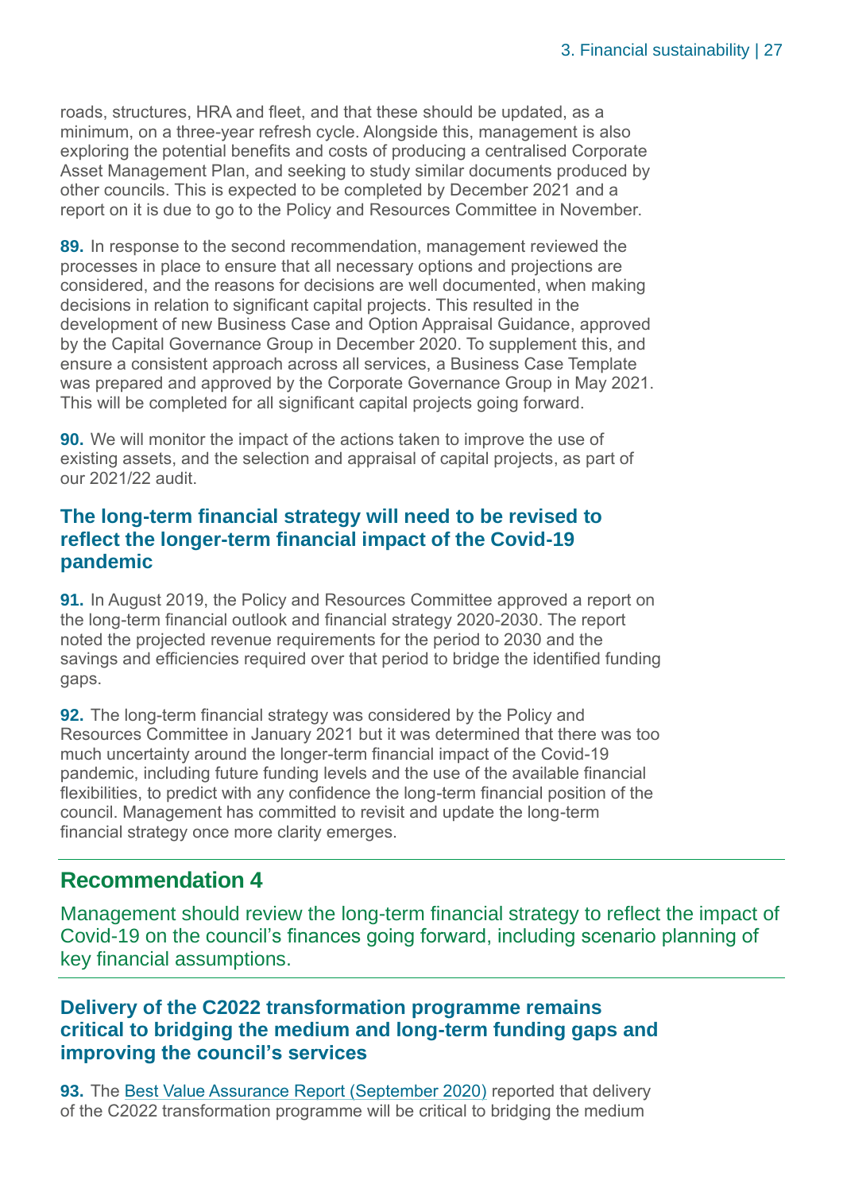roads, structures, HRA and fleet, and that these should be updated, as a minimum, on a three-year refresh cycle. Alongside this, management is also exploring the potential benefits and costs of producing a centralised Corporate Asset Management Plan, and seeking to study similar documents produced by other councils. This is expected to be completed by December 2021 and a report on it is due to go to the Policy and Resources Committee in November.

**89.** In response to the second recommendation, management reviewed the processes in place to ensure that all necessary options and projections are considered, and the reasons for decisions are well documented, when making decisions in relation to significant capital projects. This resulted in the development of new Business Case and Option Appraisal Guidance, approved by the Capital Governance Group in December 2020. To supplement this, and ensure a consistent approach across all services, a Business Case Template was prepared and approved by the Corporate Governance Group in May 2021. This will be completed for all significant capital projects going forward.

**90.** We will monitor the impact of the actions taken to improve the use of existing assets, and the selection and appraisal of capital projects, as part of our 2021/22 audit.

### The long-term financial strategy will need to be revised to reflect the longer-term financial impact of the Covid-19 pandemic

**91.** In August 2019, the Policy and Resources Committee approved a report on the long-term financial outlook and financial strategy 2020-2030. The report noted the projected revenue requirements for the period to 2030 and the savings and efficiencies required over that period to bridge the identified funding gaps.

**92.** The long-term financial strategy was considered by the Policy and Resources Committee in January 2021 but it was determined that there was too much uncertainty around the longer-term financial impact of the Covid-19 pandemic, including future funding levels and the use of the available financial flexibilities, to predict with any confidence the long-term financial position of the council. Management has committed to revisit and update the long-term financial strategy once more clarity emerges.

## Recommendation 4

Management should review the long-term financial strategy to reflect the impact of Covid-19 on the council's finances going forward, including scenario planning of key financial assumptions.

### Delivery of the C2022 transformation programme remains critical to bridging the medium and long-term funding gaps and improving the council's services

**93.** The Best Value Assurance Report (September 2020) reported that delivery of the C2022 transformation programme will be critical to bridging the medium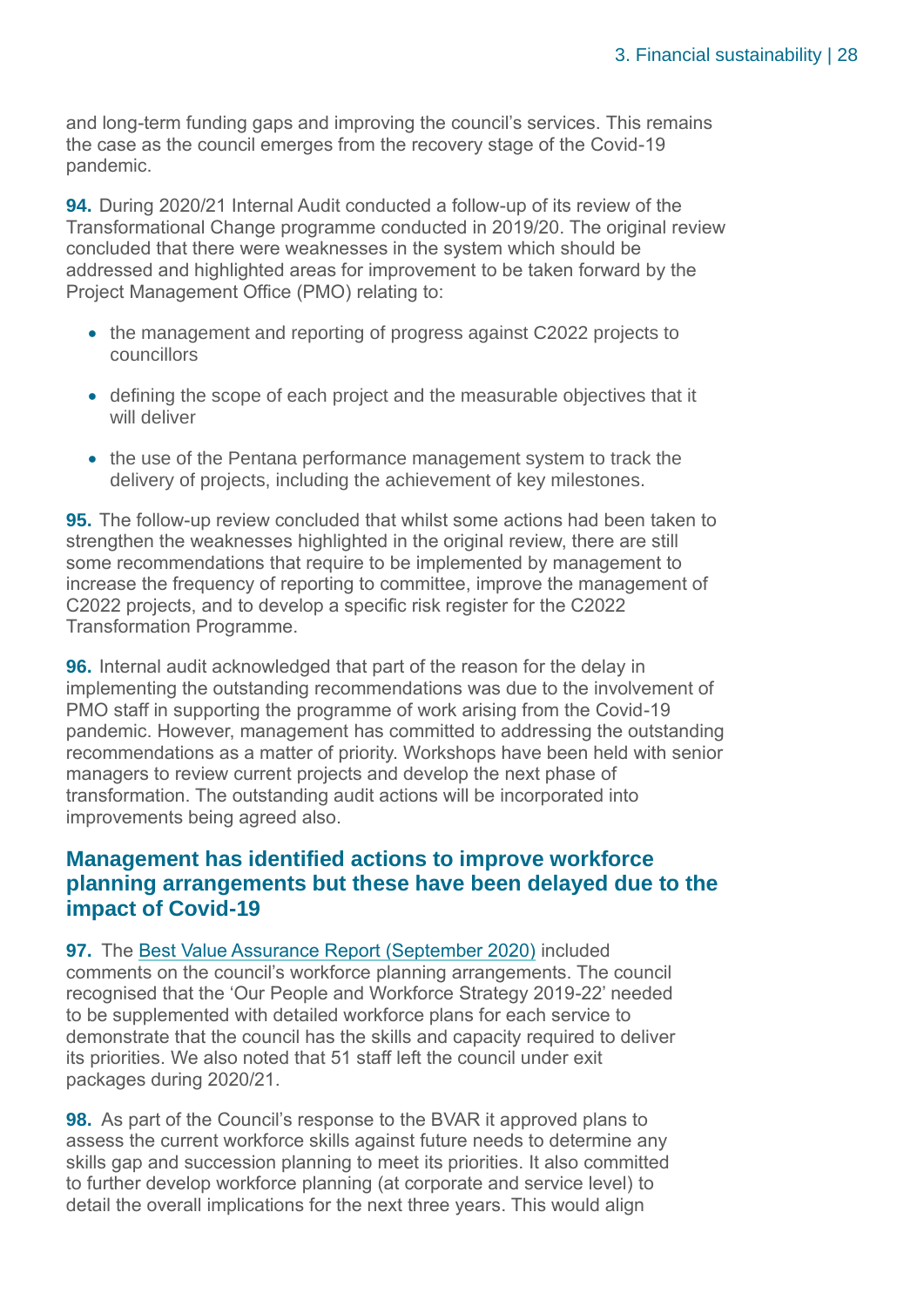and long-term funding gaps and improving the council's services. This remains the case as the council emerges from the recovery stage of the Covid-19 pandemic.

**94.** During 2020/21 Internal Audit conducted a follow-up of its review of the Transformational Change programme conducted in 2019/20. The original review concluded that there were weaknesses in the system which should be addressed and highlighted areas for improvement to be taken forward by the Project Management Office (PMO) relating to:

- the management and reporting of progress against C2022 projects to councillors
- defining the scope of each project and the measurable objectives that it will deliver
- the use of the Pentana performance management system to track the delivery of projects, including the achievement of key milestones.

**95.** The follow-up review concluded that whilst some actions had been taken to strengthen the weaknesses highlighted in the original review, there are still some recommendations that require to be implemented by management to increase the frequency of reporting to committee, improve the management of C2022 projects, and to develop a specific risk register for the C2022 Transformation Programme.

**96.** Internal audit acknowledged that part of the reason for the delay in implementing the outstanding recommendations was due to the involvement of PMO staff in supporting the programme of work arising from the Covid-19 pandemic. However, management has committed to addressing the outstanding recommendations as a matter of priority. Workshops have been held with senior managers to review current projects and develop the next phase of transformation. The outstanding audit actions will be incorporated into improvements being agreed also.

## Management has identified actions to improve workforce planning arrangements but these have been delayed due to the impact of Covid-19

**97.** The Best Value Assurance Report (September 2020) included comments on the council's workforce planning arrangements. The council recognised that the 'Our People and Workforce Strategy 2019-22' needed to be supplemented with detailed workforce plans for each service to demonstrate that the council has the skills and capacity required to deliver its priorities. We also noted that 51 staff left the council under exit packages during 2020/21.

**98.** As part of the Council's response to the BVAR it approved plans to assess the current workforce skills against future needs to determine any skills gap and succession planning to meet its priorities. It also committed to further develop workforce planning (at corporate and service level) to detail the overall implications for the next three years. This would align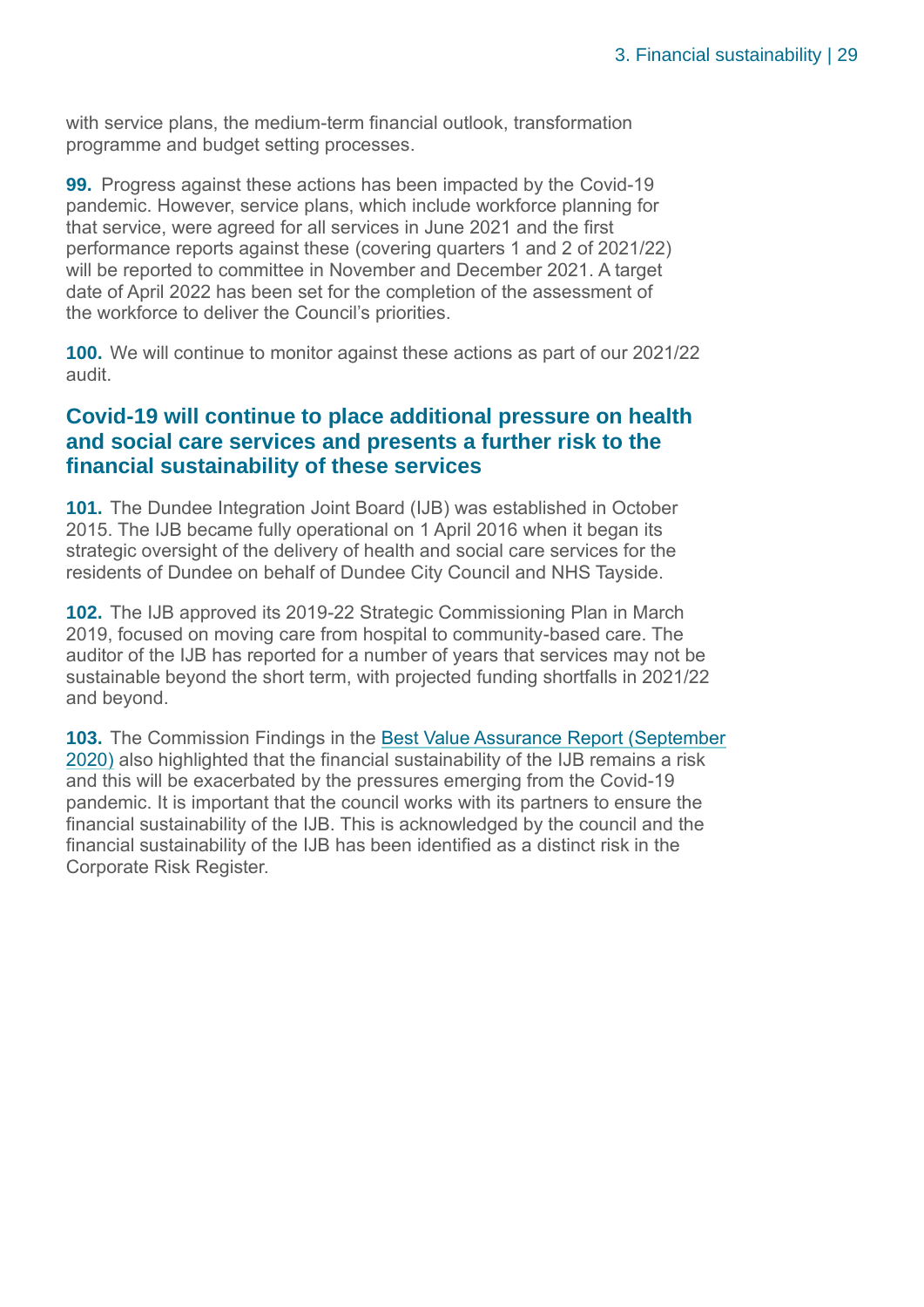with service plans, the medium-term financial outlook, transformation programme and budget setting processes.

**99.** Progress against these actions has been impacted by the Covid-19 pandemic. However, service plans, which include workforce planning for that service, were agreed for all services in June 2021 and the first performance reports against these (covering quarters 1 and 2 of 2021/22) will be reported to committee in November and December 2021. A target date of April 2022 has been set for the completion of the assessment of the workforce to deliver the Council's priorities.

**100.** We will continue to monitor against these actions as part of our 2021/22 audit.

## Covid-19 will continue to place additional pressure on health and social care services and presents a further risk to the financial sustainability of these services

**101.** The Dundee Integration Joint Board (IJB) was established in October 2015. The IJB became fully operational on 1 April 2016 when it began its strategic oversight of the delivery of health and social care services for the residents of Dundee on behalf of Dundee City Council and NHS Tayside.

**102.** The IJB approved its 2019-22 Strategic Commissioning Plan in March 2019, focused on moving care from hospital to community-based care. The auditor of the IJB has reported for a number of years that services may not be sustainable beyond the short term, with projected funding shortfalls in 2021/22 and beyond.

**103.** The Commission Findings in the Best Value Assurance Report (September 2020) also highlighted that the financial sustainability of the IJB remains a risk and this will be exacerbated by the pressures emerging from the Covid-19 pandemic. It is important that the council works with its partners to ensure the financial sustainability of the IJB. This is acknowledged by the council and the financial sustainability of the IJB has been identified as a distinct risk in the Corporate Risk Register.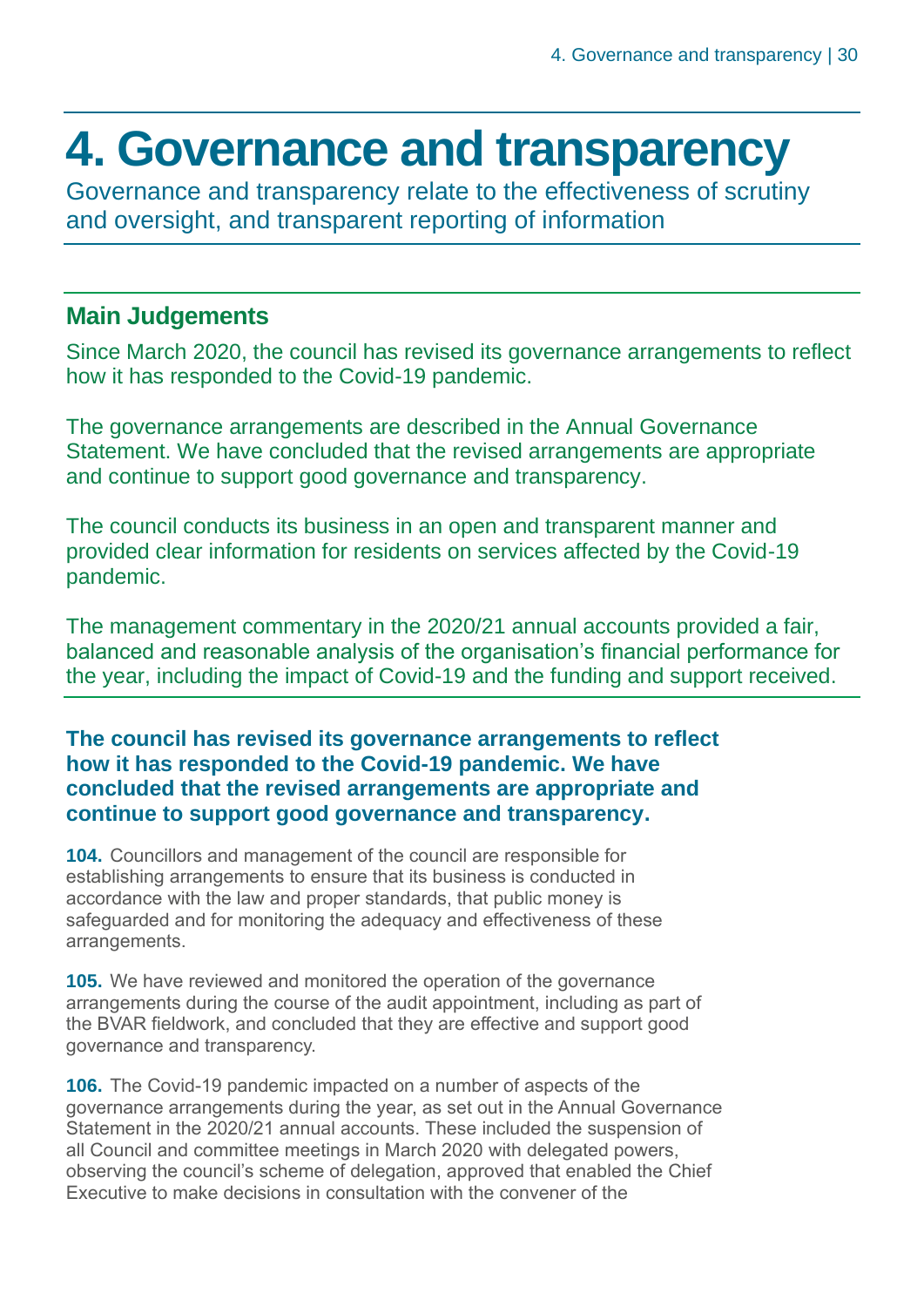# 4. Governance and transparency

Governance and transparency relate to the effectiveness of scrutiny and oversight, and transparent reporting of information

## Main Judgements

Since March 2020, the council has revised its governance arrangements to reflect how it has responded to the Covid-19 pandemic.

The governance arrangements are described in the Annual Governance Statement. We have concluded that the revised arrangements are appropriate and continue to support good governance and transparency.

The council conducts its business in an open and transparent manner and provided clear information for residents on services affected by the Covid-19 pandemic.

The management commentary in the 2020/21 annual accounts provided a fair, balanced and reasonable analysis of the organisation's financial performance for the year, including the impact of Covid-19 and the funding and support received.

### The council has revised its governance arrangements to reflect how it has responded to the Covid-19 pandemic. We have concluded that the revised arrangements are appropriate and continue to support good governance and transparency.

**104.** Councillors and management of the council are responsible for establishing arrangements to ensure that its business is conducted in accordance with the law and proper standards, that public money is safeguarded and for monitoring the adequacy and effectiveness of these arrangements.

**105.** We have reviewed and monitored the operation of the governance arrangements during the course of the audit appointment, including as part of the BVAR fieldwork, and concluded that they are effective and support good governance and transparency.

**106.** The Covid-19 pandemic impacted on a number of aspects of the governance arrangements during the year, as set out in the Annual Governance Statement in the 2020/21 annual accounts. These included the suspension of all Council and committee meetings in March 2020 with delegated powers, observing the council's scheme of delegation, approved that enabled the Chief Executive to make decisions in consultation with the convener of the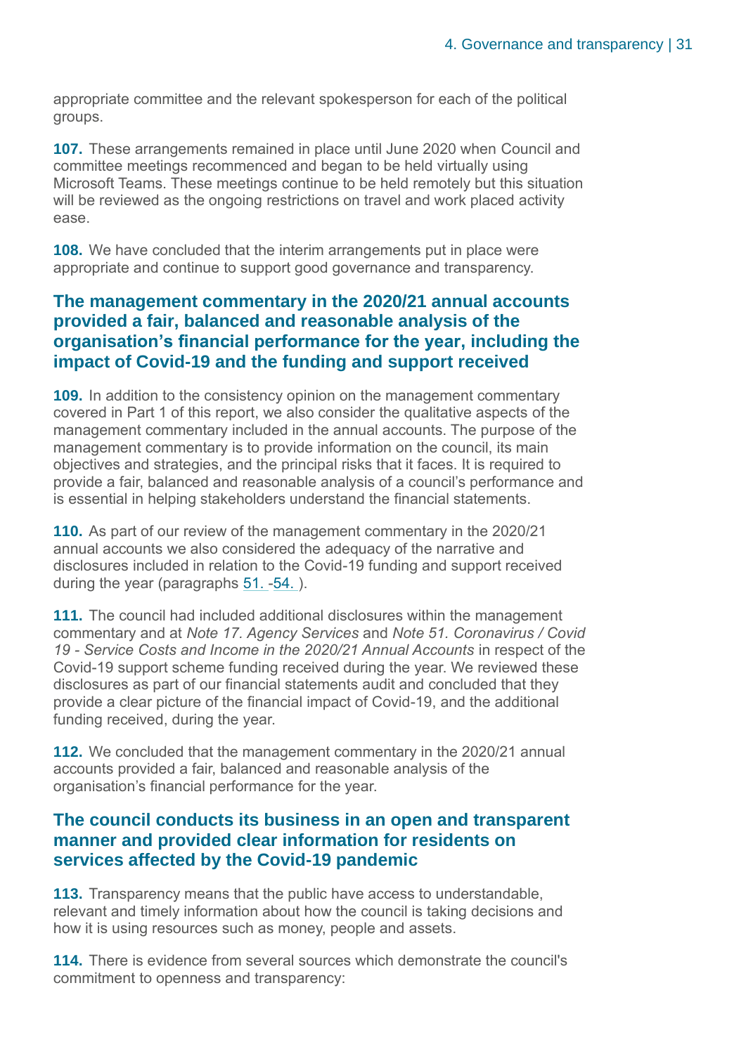appropriate committee and the relevant spokesperson for each of the political groups.

**107.** These arrangements remained in place until June 2020 when Council and committee meetings recommenced and began to be held virtually using Microsoft Teams. These meetings continue to be held remotely but this situation will be reviewed as the ongoing restrictions on travel and work placed activity ease.

**108.** We have concluded that the interim arrangements put in place were appropriate and continue to support good governance and transparency.

## The management commentary in the 2020/21 annual accounts provided a fair, balanced and reasonable analysis of the organisation's financial performance for the year, including the impact of Covid-19 and the funding and support received

**109.** In addition to the consistency opinion on the management commentary covered in Part 1 of this report, we also consider the qualitative aspects of the management commentary included in the annual accounts. The purpose of the management commentary is to provide information on the council, its main objectives and strategies, and the principal risks that it faces. It is required to provide a fair, balanced and reasonable analysis of a council's performance and is essential in helping stakeholders understand the financial statements.

**110.** As part of our review of the management commentary in the 2020/21 annual accounts we also considered the adequacy of the narrative and disclosures included in relation to the Covid-19 funding and support received during the year (paragraphs 51. -54. ).

**111.** The council had included additional disclosures within the management commentary and at *Note 17. Agency Services* and *Note 51. Coronavirus / Covid 19 - Service Costs and Income in the 2020/21 Annual Accounts* in respect of the Covid-19 support scheme funding received during the year. We reviewed these disclosures as part of our financial statements audit and concluded that they provide a clear picture of the financial impact of Covid-19, and the additional funding received, during the year.

**112.** We concluded that the management commentary in the 2020/21 annual accounts provided a fair, balanced and reasonable analysis of the organisation's financial performance for the year.

## The council conducts its business in an open and transparent manner and provided clear information for residents on services affected by the Covid-19 pandemic

**113.** Transparency means that the public have access to understandable, relevant and timely information about how the council is taking decisions and how it is using resources such as money, people and assets.

**114.** There is evidence from several sources which demonstrate the council's commitment to openness and transparency: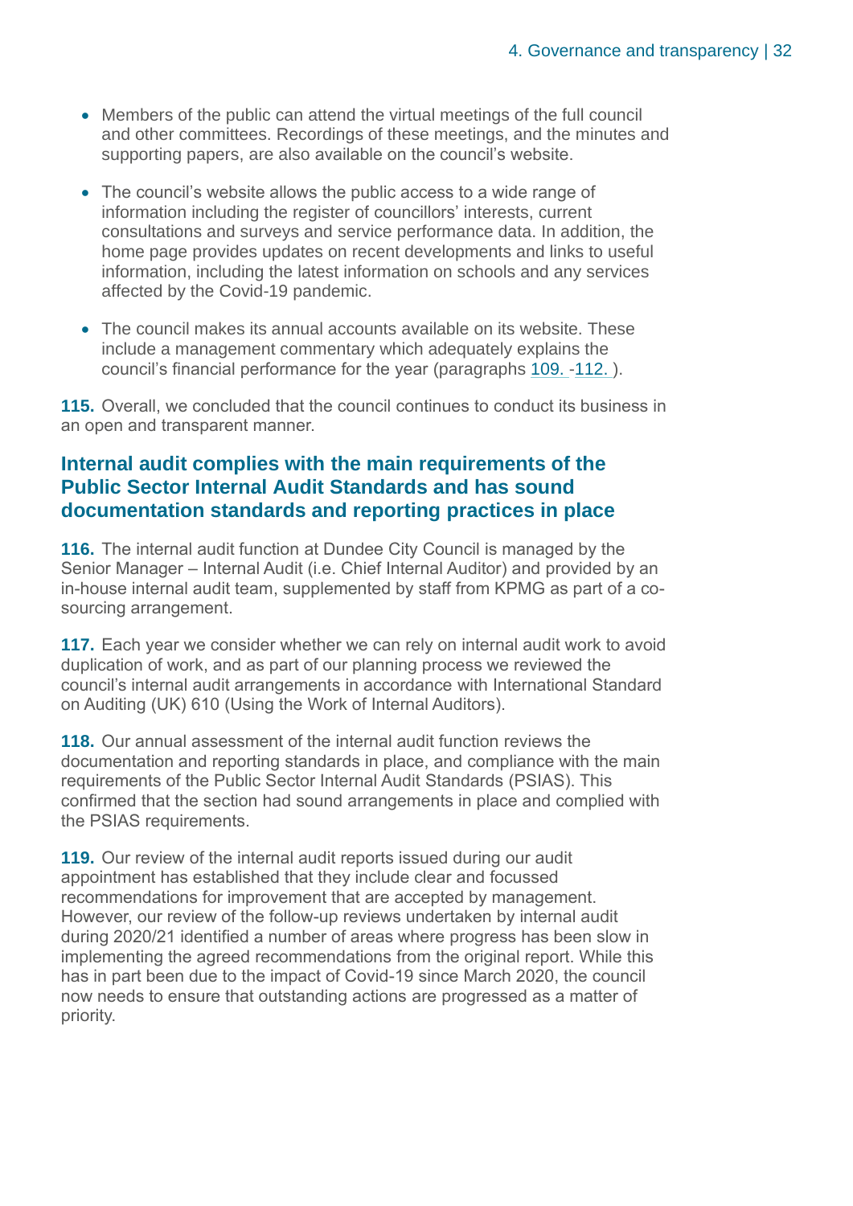- Members of the public can attend the virtual meetings of the full council and other committees. Recordings of these meetings, and the minutes and supporting papers, are also available on the council's website.
- The council's website allows the public access to a wide range of information including the register of councillors' interests, current consultations and surveys and service performance data. In addition, the home page provides updates on recent developments and links to useful information, including the latest information on schools and any services affected by the Covid-19 pandemic.
- The council makes its annual accounts available on its website. These include a management commentary which adequately explains the council's financial performance for the year (paragraphs 109. -112. ).

**115.** Overall, we concluded that the council continues to conduct its business in an open and transparent manner.

## Internal audit complies with the main requirements of the Public Sector Internal Audit Standards and has sound documentation standards and reporting practices in place

**116.** The internal audit function at Dundee City Council is managed by the Senior Manager – Internal Audit (i.e. Chief Internal Auditor) and provided by an in-house internal audit team, supplemented by staff from KPMG as part of a co-sourcing arrangement.

**117.** Each year we consider whether we can rely on internal audit work to avoid duplication of work, and as part of our planning process we reviewed the council's internal audit arrangements in accordance with International Standard on Auditing (UK) 610 (Using the Work of Internal Auditors).

**118.** Our annual assessment of the internal audit function reviews the documentation and reporting standards in place, and compliance with the main requirements of the Public Sector Internal Audit Standards (PSIAS). This confirmed that the section had sound arrangements in place and complied with the PSIAS requirements.

**119.** Our review of the internal audit reports issued during our audit appointment has established that they include clear and focussed recommendations for improvement that are accepted by management. However, our review of the follow-up reviews undertaken by internal audit during 2020/21 identified a number of areas where progress has been slow in implementing the agreed recommendations from the original report. While this has in part been due to the impact of Covid-19 since March 2020, the council now needs to ensure that outstanding actions are progressed as a matter of priority.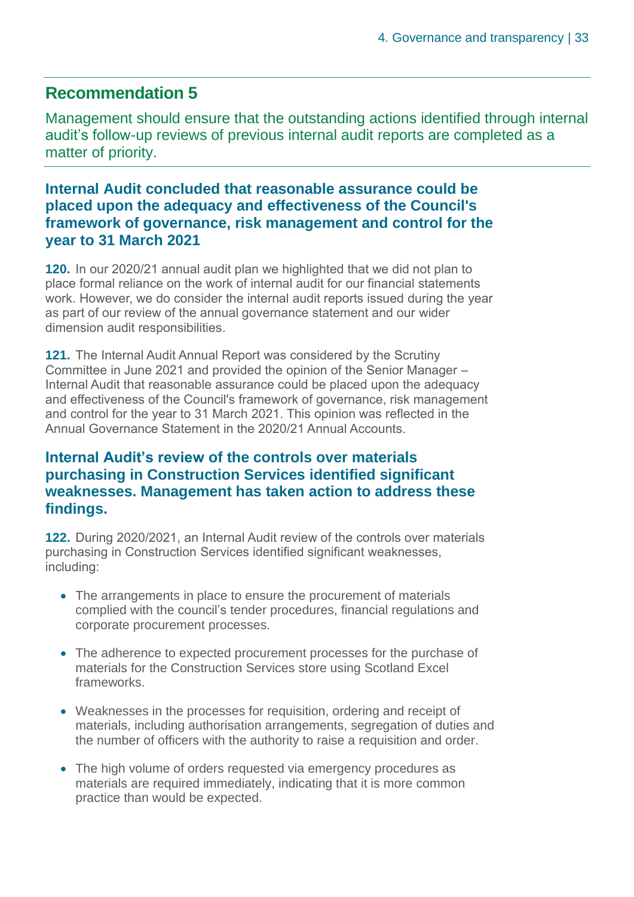## Recommendation 5

Management should ensure that the outstanding actions identified through internal audit's follow-up reviews of previous internal audit reports are completed as a matter of priority.

### Internal Audit concluded that reasonable assurance could be placed upon the adequacy and effectiveness of the Council's framework of governance, risk management and control for the year to 31 March 2021

**120.** In our 2020/21 annual audit plan we highlighted that we did not plan to place formal reliance on the work of internal audit for our financial statements work. However, we do consider the internal audit reports issued during the year as part of our review of the annual governance statement and our wider dimension audit responsibilities.

**121.** The Internal Audit Annual Report was considered by the Scrutiny Committee in June 2021 and provided the opinion of the Senior Manager – Internal Audit that reasonable assurance could be placed upon the adequacy and effectiveness of the Council's framework of governance, risk management and control for the year to 31 March 2021. This opinion was reflected in the Annual Governance Statement in the 2020/21 Annual Accounts.

### Internal Audit's review of the controls over materials purchasing in Construction Services identified significant weaknesses. Management has taken action to address these findings.

**122.** During 2020/2021, an Internal Audit review of the controls over materials purchasing in Construction Services identified significant weaknesses, including:

- The arrangements in place to ensure the procurement of materials complied with the council's tender procedures, financial regulations and corporate procurement processes.
- The adherence to expected procurement processes for the purchase of materials for the Construction Services store using Scotland Excel frameworks.
- Weaknesses in the processes for requisition, ordering and receipt of materials, including authorisation arrangements, segregation of duties and the number of officers with the authority to raise a requisition and order.
- The high volume of orders requested via emergency procedures as materials are required immediately, indicating that it is more common practice than would be expected.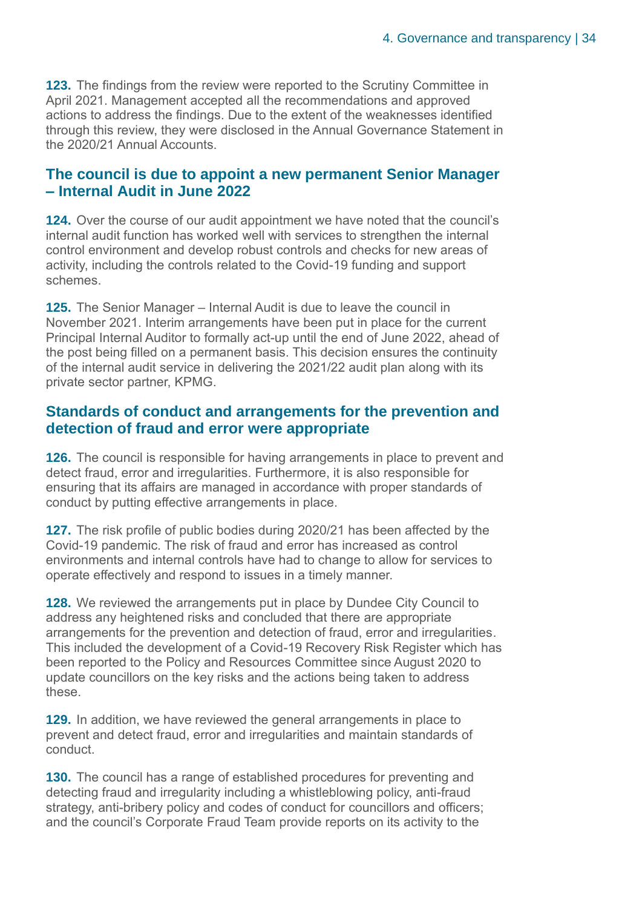**123.** The findings from the review were reported to the Scrutiny Committee in April 2021. Management accepted all the recommendations and approved actions to address the findings. Due to the extent of the weaknesses identified through this review, they were disclosed in the Annual Governance Statement in the 2020/21 Annual Accounts.

## The council is due to appoint a new permanent Senior Manager – Internal Audit in June 2022

**124.** Over the course of our audit appointment we have noted that the council's internal audit function has worked well with services to strengthen the internal control environment and develop robust controls and checks for new areas of activity, including the controls related to the Covid-19 funding and support schemes.

**125.** The Senior Manager – Internal Audit is due to leave the council in November 2021. Interim arrangements have been put in place for the current Principal Internal Auditor to formally act-up until the end of June 2022, ahead of the post being filled on a permanent basis. This decision ensures the continuity of the internal audit service in delivering the 2021/22 audit plan along with its private sector partner, KPMG.

## Standards of conduct and arrangements for the prevention and detection of fraud and error were appropriate

**126.** The council is responsible for having arrangements in place to prevent and detect fraud, error and irregularities. Furthermore, it is also responsible for ensuring that its affairs are managed in accordance with proper standards of conduct by putting effective arrangements in place.

**127.** The risk profile of public bodies during 2020/21 has been affected by the Covid-19 pandemic. The risk of fraud and error has increased as control environments and internal controls have had to change to allow for services to operate effectively and respond to issues in a timely manner.

**128.** We reviewed the arrangements put in place by Dundee City Council to address any heightened risks and concluded that there are appropriate arrangements for the prevention and detection of fraud, error and irregularities. This included the development of a Covid-19 Recovery Risk Register which has been reported to the Policy and Resources Committee since August 2020 to update councillors on the key risks and the actions being taken to address these.

**129.** In addition, we have reviewed the general arrangements in place to prevent and detect fraud, error and irregularities and maintain standards of conduct.

**130.** The council has a range of established procedures for preventing and detecting fraud and irregularity including a whistleblowing policy, anti-fraud strategy, anti-bribery policy and codes of conduct for councillors and officers; and the council's Corporate Fraud Team provide reports on its activity to the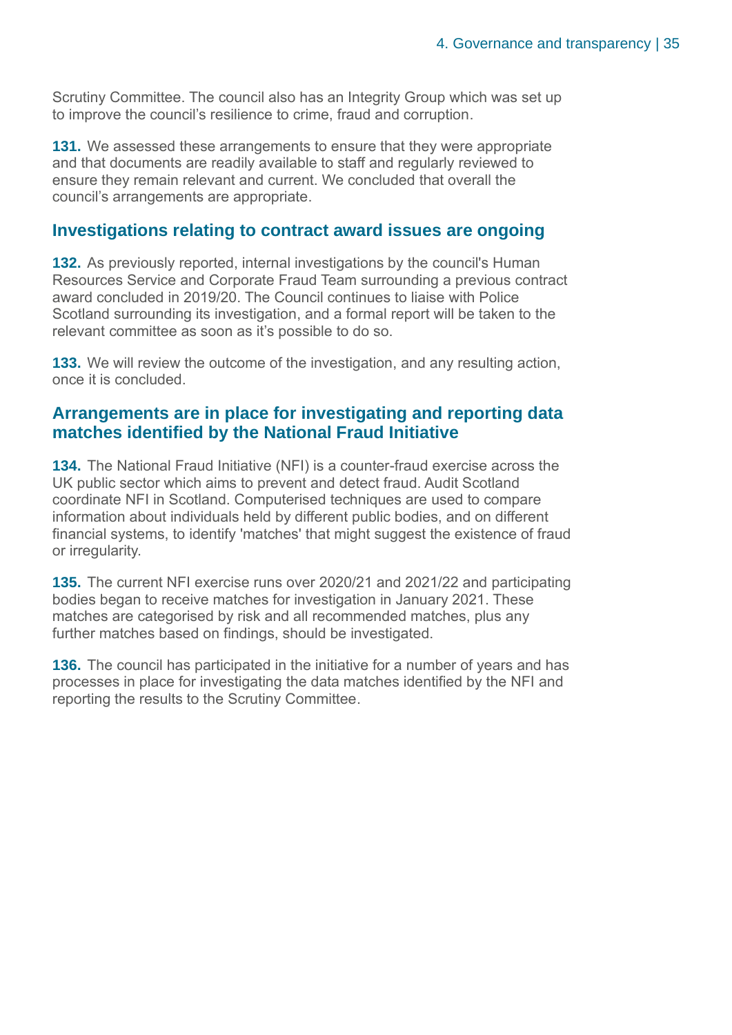Scrutiny Committee. The council also has an Integrity Group which was set up to improve the council's resilience to crime, fraud and corruption.

**131.** We assessed these arrangements to ensure that they were appropriate and that documents are readily available to staff and regularly reviewed to ensure they remain relevant and current. We concluded that overall the council's arrangements are appropriate.

## Investigations relating to contract award issues are ongoing

**132.** As previously reported, internal investigations by the council's Human Resources Service and Corporate Fraud Team surrounding a previous contract award concluded in 2019/20. The Council continues to liaise with Police Scotland surrounding its investigation, and a formal report will be taken to the relevant committee as soon as it's possible to do so.

**133.** We will review the outcome of the investigation, and any resulting action, once it is concluded.

## Arrangements are in place for investigating and reporting data matches identified by the National Fraud Initiative

**134.** The National Fraud Initiative (NFI) is a counter-fraud exercise across the UK public sector which aims to prevent and detect fraud. Audit Scotland coordinate NFI in Scotland. Computerised techniques are used to compare information about individuals held by different public bodies, and on different financial systems, to identify 'matches' that might suggest the existence of fraud or irregularity.

**135.** The current NFI exercise runs over 2020/21 and 2021/22 and participating bodies began to receive matches for investigation in January 2021. These matches are categorised by risk and all recommended matches, plus any further matches based on findings, should be investigated.

**136.** The council has participated in the initiative for a number of years and has processes in place for investigating the data matches identified by the NFI and reporting the results to the Scrutiny Committee.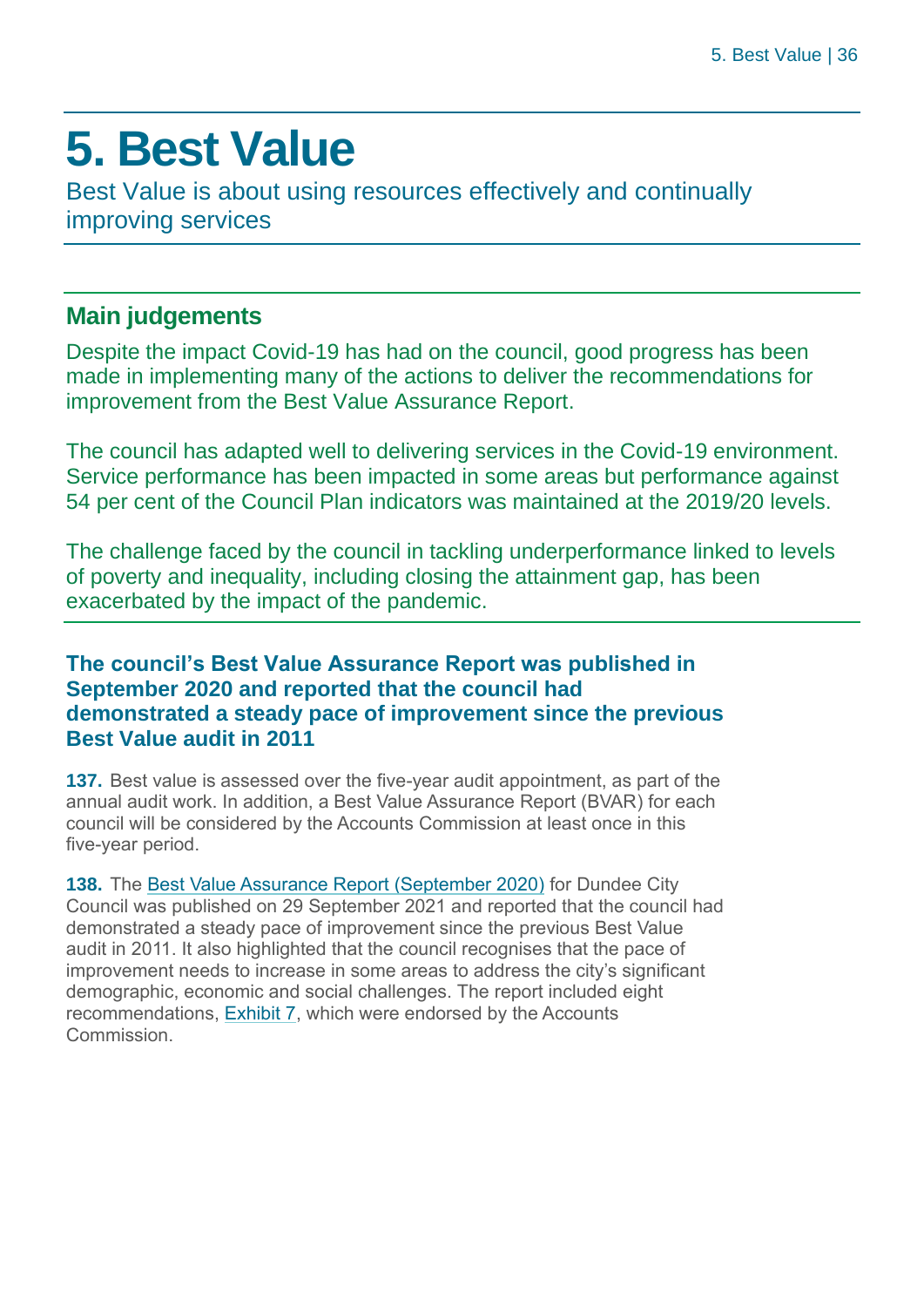# 5. Best Value

Best Value is about using resources effectively and continually improving services

## Main judgements

Despite the impact Covid-19 has had on the council, good progress has been made in implementing many of the actions to deliver the recommendations for improvement from the Best Value Assurance Report.

The council has adapted well to delivering services in the Covid-19 environment. Service performance has been impacted in some areas but performance against 54 per cent of the Council Plan indicators was maintained at the 2019/20 levels.

The challenge faced by the council in tackling underperformance linked to levels of poverty and inequality, including closing the attainment gap, has been exacerbated by the impact of the pandemic.

### The council's Best Value Assurance Report was published in September 2020 and reported that the council had demonstrated a steady pace of improvement since the previous Best Value audit in 2011

**137.** Best value is assessed over the five-year audit appointment, as part of the annual audit work. In addition, a Best Value Assurance Report (BVAR) for each council will be considered by the Accounts Commission at least once in this five-year period.

**138.** The Best Value Assurance Report (September 2020) for Dundee City Council was published on 29 September 2021 and reported that the council had demonstrated a steady pace of improvement since the previous Best Value audit in 2011. It also highlighted that the council recognises that the pace of improvement needs to increase in some areas to address the city's significant demographic, economic and social challenges. The report included eight recommendations, Exhibit 7, which were endorsed by the Accounts Commission.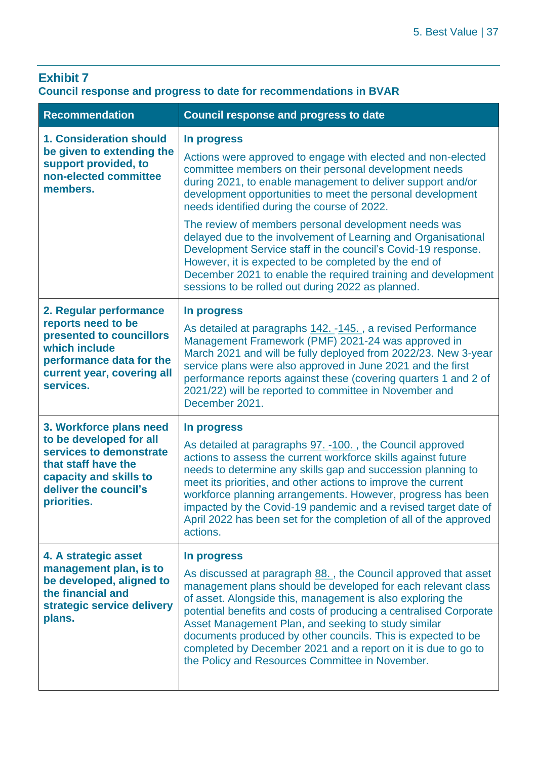## Exhibit 7

**Council response and progress to date for recommendations in BVAR**

| Recommendation | Council response and progress to date |
|---|---|
| **1. Consideration should be given to extending the support provided, to non-elected committee members.** | **In progress**<br><br>Actions were approved to engage with elected and non-elected committee members on their personal development needs during 2021, to enable management to deliver support and/or development opportunities to meet the personal development needs identified during the course of 2022.<br><br>The review of members personal development needs was delayed due to the involvement of Learning and Organisational Development Service staff in the council's Covid-19 response. However, it is expected to be completed by the end of December 2021 to enable the required training and development sessions to be rolled out during 2022 as planned. |
| **2. Regular performance reports need to be presented to councillors which include performance data for the current year, covering all services.** | **In progress**<br><br>As detailed at paragraphs 142. -145. , a revised Performance Management Framework (PMF) 2021-24 was approved in March 2021 and will be fully deployed from 2022/23. New 3-year service plans were also approved in June 2021 and the first performance reports against these (covering quarters 1 and 2 of 2021/22) will be reported to committee in November and December 2021. |
| **3. Workforce plans need to be developed for all services to demonstrate that staff have the capacity and skills to deliver the council's priorities.** | **In progress**<br><br>As detailed at paragraphs 97. -100. , the Council approved actions to assess the current workforce skills against future needs to determine any skills gap and succession planning to meet its priorities, and other actions to improve the current workforce planning arrangements. However, progress has been impacted by the Covid-19 pandemic and a revised target date of April 2022 has been set for the completion of all of the approved actions. |
| **4. A strategic asset management plan, is to be developed, aligned to the financial and strategic service delivery plans.** | **In progress**<br><br>As discussed at paragraph 88. , the Council approved that asset management plans should be developed for each relevant class of asset. Alongside this, management is also exploring the potential benefits and costs of producing a centralised Corporate Asset Management Plan, and seeking to study similar documents produced by other councils. This is expected to be completed by December 2021 and a report on it is due to go to the Policy and Resources Committee in November. |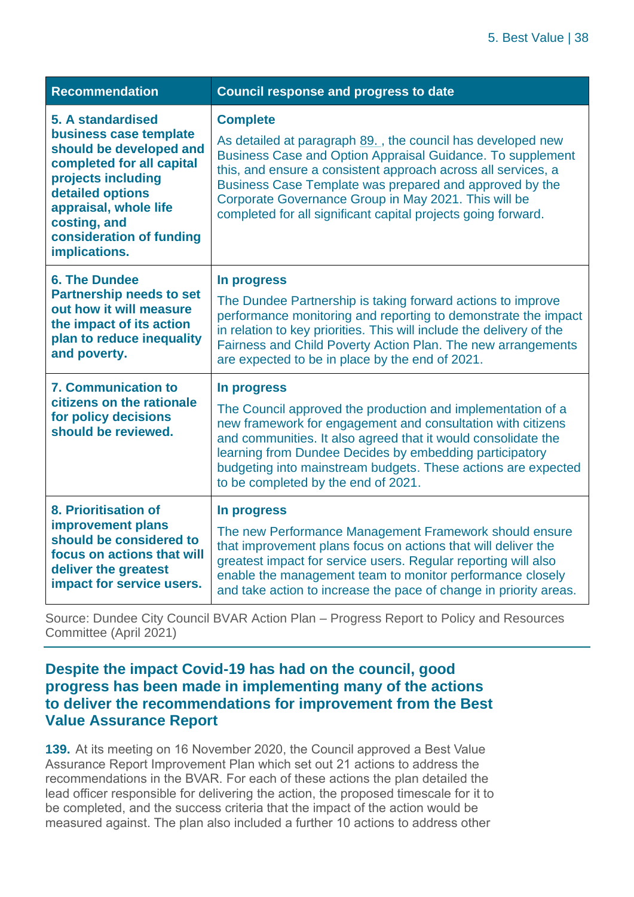| Recommendation | Council response and progress to date |
|---|---|
| **5. A standardised business case template should be developed and completed for all capital projects including detailed options appraisal, whole life costing, and consideration of funding implications.** | **Complete**<br>As detailed at paragraph 89. , the council has developed new Business Case and Option Appraisal Guidance. To supplement this, and ensure a consistent approach across all services, a Business Case Template was prepared and approved by the Corporate Governance Group in May 2021. This will be completed for all significant capital projects going forward. |
| **6. The Dundee Partnership needs to set out how it will measure the impact of its action plan to reduce inequality and poverty.** | **In progress**<br>The Dundee Partnership is taking forward actions to improve performance monitoring and reporting to demonstrate the impact in relation to key priorities. This will include the delivery of the Fairness and Child Poverty Action Plan. The new arrangements are expected to be in place by the end of 2021. |
| **7. Communication to citizens on the rationale for policy decisions should be reviewed.** | **In progress**<br>The Council approved the production and implementation of a new framework for engagement and consultation with citizens and communities. It also agreed that it would consolidate the learning from Dundee Decides by embedding participatory budgeting into mainstream budgets. These actions are expected to be completed by the end of 2021. |
| **8. Prioritisation of improvement plans should be considered to focus on actions that will deliver the greatest impact for service users.** | **In progress**<br>The new Performance Management Framework should ensure that improvement plans focus on actions that will deliver the greatest impact for service users. Regular reporting will also enable the management team to monitor performance closely and take action to increase the pace of change in priority areas. |

Source: Dundee City Council BVAR Action Plan – Progress Report to Policy and Resources Committee (April 2021)

### Despite the impact Covid-19 has had on the council, good progress has been made in implementing many of the actions to deliver the recommendations for improvement from the Best Value Assurance Report

**139.** At its meeting on 16 November 2020, the Council approved a Best Value Assurance Report Improvement Plan which set out 21 actions to address the recommendations in the BVAR. For each of these actions the plan detailed the lead officer responsible for delivering the action, the proposed timescale for it to be completed, and the success criteria that the impact of the action would be measured against. The plan also included a further 10 actions to address other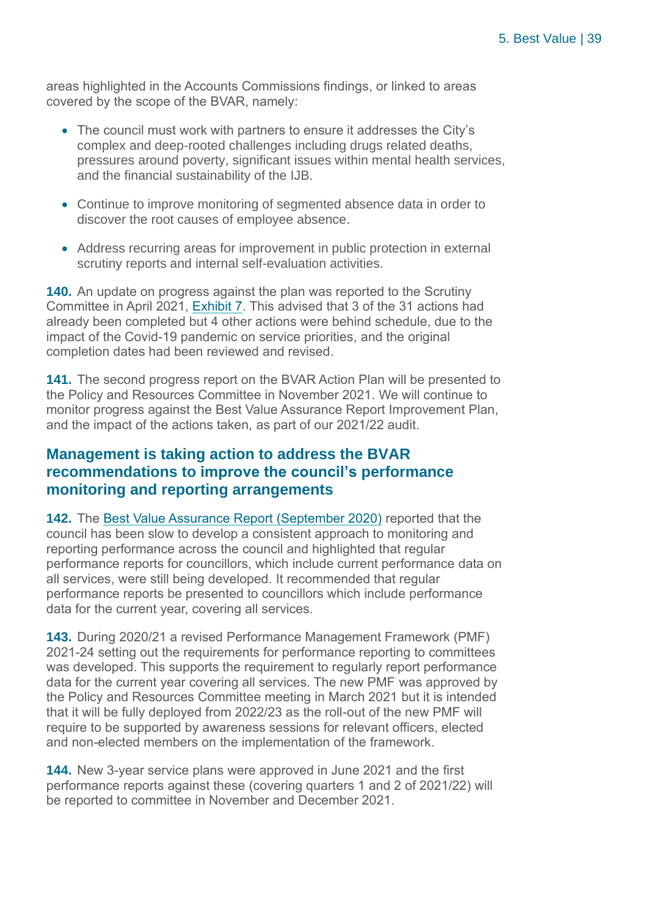areas highlighted in the Accounts Commissions findings, or linked to areas covered by the scope of the BVAR, namely:

- The council must work with partners to ensure it addresses the City's complex and deep-rooted challenges including drugs related deaths, pressures around poverty, significant issues within mental health services, and the financial sustainability of the IJB.
- Continue to improve monitoring of segmented absence data in order to discover the root causes of employee absence.
- Address recurring areas for improvement in public protection in external scrutiny reports and internal self-evaluation activities.

**140.** An update on progress against the plan was reported to the Scrutiny Committee in April 2021, Exhibit 7. This advised that 3 of the 31 actions had already been completed but 4 other actions were behind schedule, due to the impact of the Covid-19 pandemic on service priorities, and the original completion dates had been reviewed and revised.

**141.** The second progress report on the BVAR Action Plan will be presented to the Policy and Resources Committee in November 2021. We will continue to monitor progress against the Best Value Assurance Report Improvement Plan, and the impact of the actions taken, as part of our 2021/22 audit.

## Management is taking action to address the BVAR recommendations to improve the council's performance monitoring and reporting arrangements

**142.** The Best Value Assurance Report (September 2020) reported that the council has been slow to develop a consistent approach to monitoring and reporting performance across the council and highlighted that regular performance reports for councillors, which include current performance data on all services, were still being developed. It recommended that regular performance reports be presented to councillors which include performance data for the current year, covering all services.

**143.** During 2020/21 a revised Performance Management Framework (PMF) 2021-24 setting out the requirements for performance reporting to committees was developed. This supports the requirement to regularly report performance data for the current year covering all services. The new PMF was approved by the Policy and Resources Committee meeting in March 2021 but it is intended that it will be fully deployed from 2022/23 as the roll-out of the new PMF will require to be supported by awareness sessions for relevant officers, elected and non-elected members on the implementation of the framework.

**144.** New 3-year service plans were approved in June 2021 and the first performance reports against these (covering quarters 1 and 2 of 2021/22) will be reported to committee in November and December 2021.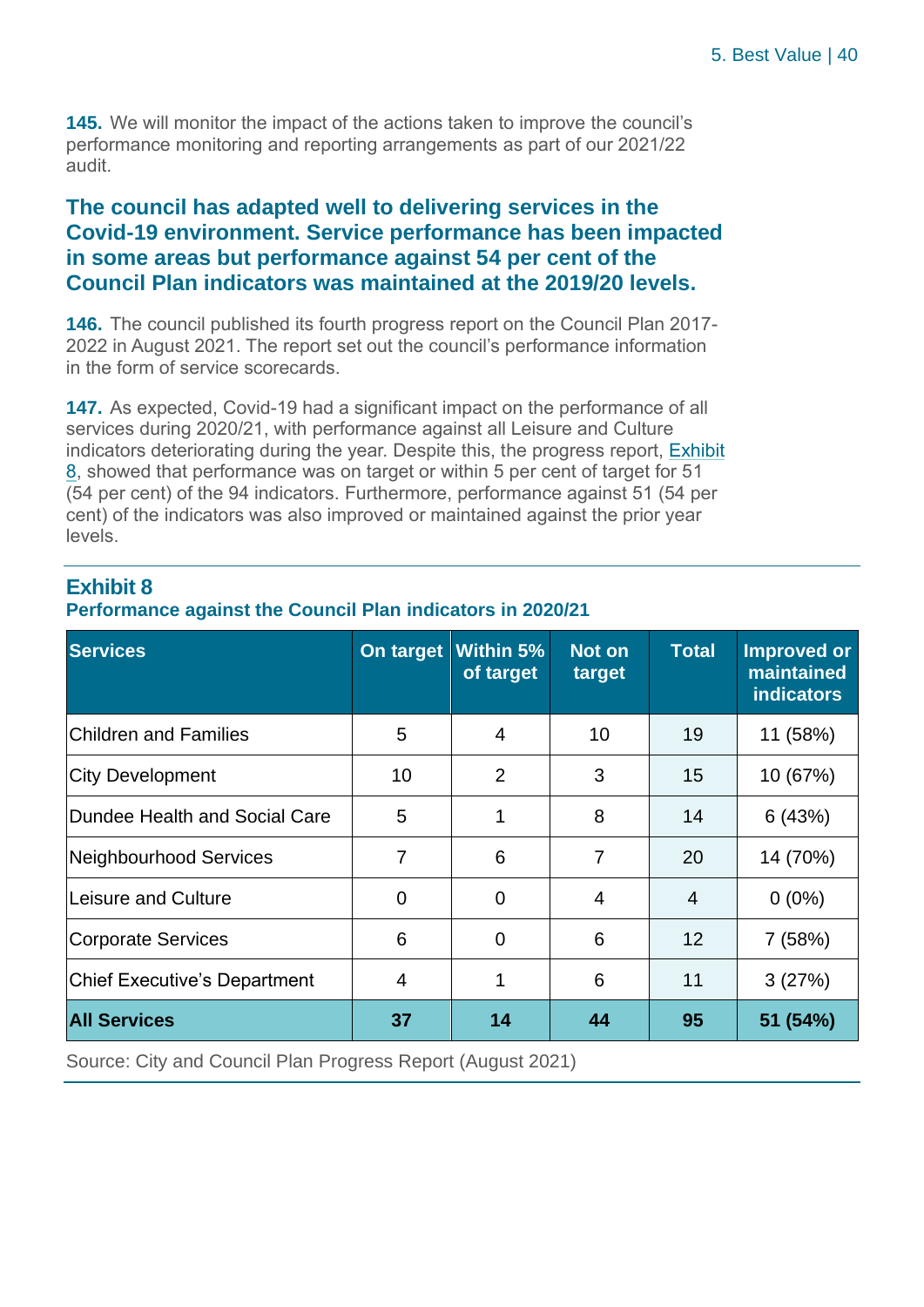**145.** We will monitor the impact of the actions taken to improve the council's performance monitoring and reporting arrangements as part of our 2021/22 audit.

## The council has adapted well to delivering services in the Covid-19 environment. Service performance has been impacted in some areas but performance against 54 per cent of the Council Plan indicators was maintained at the 2019/20 levels.

**146.** The council published its fourth progress report on the Council Plan 2017-2022 in August 2021. The report set out the council's performance information in the form of service scorecards.

**147.** As expected, Covid-19 had a significant impact on the performance of all services during 2020/21, with performance against all Leisure and Culture indicators deteriorating during the year. Despite this, the progress report, Exhibit 8, showed that performance was on target or within 5 per cent of target for 51 (54 per cent) of the 94 indicators. Furthermore, performance against 51 (54 per cent) of the indicators was also improved or maintained against the prior year levels.

### Exhibit 8

**Performance against the Council Plan indicators in 2020/21**

| Services | On target | Within 5% of target | Not on target | Total | Improved or maintained indicators |
|---|---|---|---|---|---|
| Children and Families | 5 | 4 | 10 | 19 | 11 (58%) |
| City Development | 10 | 2 | 3 | 15 | 10 (67%) |
| Dundee Health and Social Care | 5 | 1 | 8 | 14 | 6 (43%) |
| Neighbourhood Services | 7 | 6 | 7 | 20 | 14 (70%) |
| Leisure and Culture | 0 | 0 | 4 | 4 | 0 (0%) |
| Corporate Services | 6 | 0 | 6 | 12 | 7 (58%) |
| Chief Executive's Department | 4 | 1 | 6 | 11 | 3 (27%) |
| **All Services** | **37** | **14** | **44** | **95** | **51 (54%)** |

Source: City and Council Plan Progress Report (August 2021)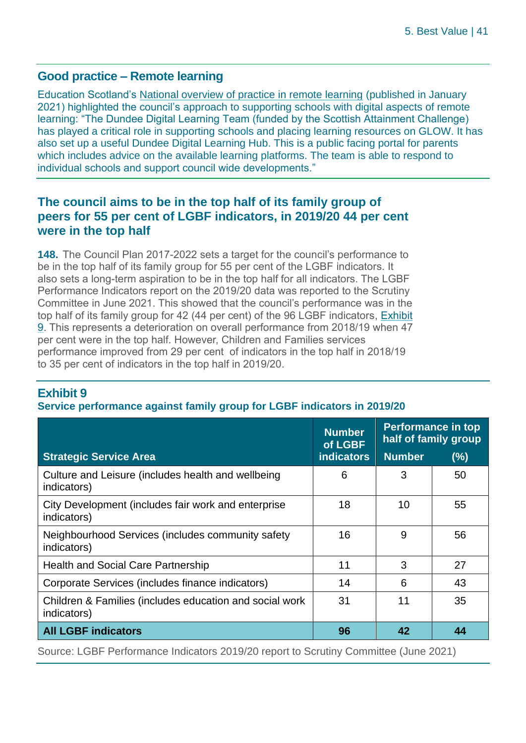## Good practice – Remote learning

Education Scotland's National overview of practice in remote learning (published in January 2021) highlighted the council's approach to supporting schools with digital aspects of remote learning: "The Dundee Digital Learning Team (funded by the Scottish Attainment Challenge) has played a critical role in supporting schools and placing learning resources on GLOW. It has also set up a useful Dundee Digital Learning Hub. This is a public facing portal for parents which includes advice on the available learning platforms. The team is able to respond to individual schools and support council wide developments."

## The council aims to be in the top half of its family group of peers for 55 per cent of LGBF indicators, in 2019/20 44 per cent were in the top half

**148.** The Council Plan 2017-2022 sets a target for the council's performance to be in the top half of its family group for 55 per cent of the LGBF indicators. It also sets a long-term aspiration to be in the top half for all indicators. The LGBF Performance Indicators report on the 2019/20 data was reported to the Scrutiny Committee in June 2021. This showed that the council's performance was in the top half of its family group for 42 (44 per cent) of the 96 LGBF indicators, Exhibit 9. This represents a deterioration on overall performance from 2018/19 when 47 per cent were in the top half. However, Children and Families services performance improved from 29 per cent of indicators in the top half in 2018/19 to 35 per cent of indicators in the top half in 2019/20.

### Exhibit 9

**Service performance against family group for LGBF indicators in 2019/20**

| Strategic Service Area | Number of LGBF indicators | Performance in top half of family group | |
|---|---|---|---|
| | | Number | (%) |
| Culture and Leisure (includes health and wellbeing indicators) | 6 | 3 | 50 |
| City Development (includes fair work and enterprise indicators) | 18 | 10 | 55 |
| Neighbourhood Services (includes community safety indicators) | 16 | 9 | 56 |
| Health and Social Care Partnership | 11 | 3 | 27 |
| Corporate Services (includes finance indicators) | 14 | 6 | 43 |
| Children & Families (includes education and social work indicators) | 31 | 11 | 35 |
| **All LGBF indicators** | **96** | **42** | **44** |

Source: LGBF Performance Indicators 2019/20 report to Scrutiny Committee (June 2021)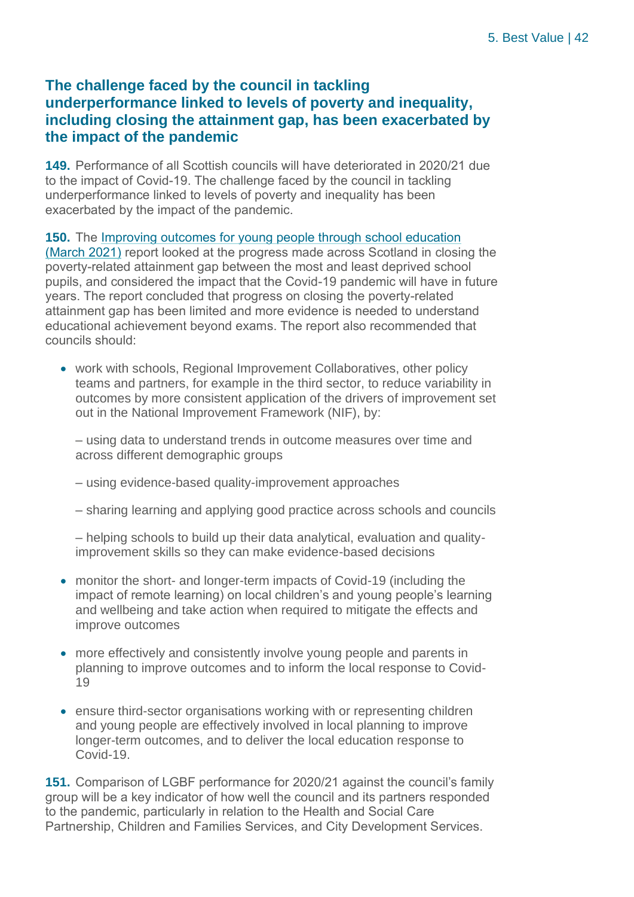## The challenge faced by the council in tackling underperformance linked to levels of poverty and inequality, including closing the attainment gap, has been exacerbated by the impact of the pandemic

**149.** Performance of all Scottish councils will have deteriorated in 2020/21 due to the impact of Covid-19. The challenge faced by the council in tackling underperformance linked to levels of poverty and inequality has been exacerbated by the impact of the pandemic.

**150.** The Improving outcomes for young people through school education (March 2021) report looked at the progress made across Scotland in closing the poverty-related attainment gap between the most and least deprived school pupils, and considered the impact that the Covid-19 pandemic will have in future years. The report concluded that progress on closing the poverty-related attainment gap has been limited and more evidence is needed to understand educational achievement beyond exams. The report also recommended that councils should:

- work with schools, Regional Improvement Collaboratives, other policy teams and partners, for example in the third sector, to reduce variability in outcomes by more consistent application of the drivers of improvement set out in the National Improvement Framework (NIF), by:

  – using data to understand trends in outcome measures over time and across different demographic groups

  – using evidence-based quality-improvement approaches

  – sharing learning and applying good practice across schools and councils

  – helping schools to build up their data analytical, evaluation and quality-improvement skills so they can make evidence-based decisions

- monitor the short- and longer-term impacts of Covid-19 (including the impact of remote learning) on local children's and young people's learning and wellbeing and take action when required to mitigate the effects and improve outcomes

- more effectively and consistently involve young people and parents in planning to improve outcomes and to inform the local response to Covid-19

- ensure third-sector organisations working with or representing children and young people are effectively involved in local planning to improve longer-term outcomes, and to deliver the local education response to Covid-19.

**151.** Comparison of LGBF performance for 2020/21 against the council's family group will be a key indicator of how well the council and its partners responded to the pandemic, particularly in relation to the Health and Social Care Partnership, Children and Families Services, and City Development Services.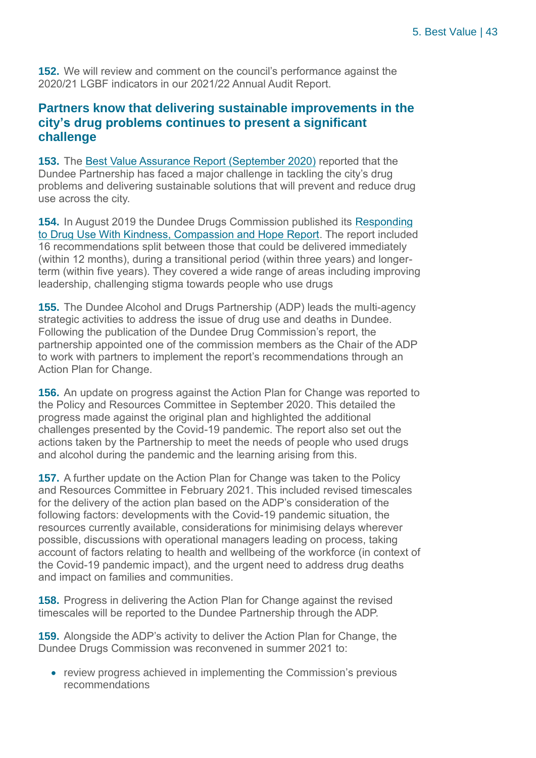**152.** We will review and comment on the council's performance against the 2020/21 LGBF indicators in our 2021/22 Annual Audit Report.

## Partners know that delivering sustainable improvements in the city's drug problems continues to present a significant challenge

**153.** The Best Value Assurance Report (September 2020) reported that the Dundee Partnership has faced a major challenge in tackling the city's drug problems and delivering sustainable solutions that will prevent and reduce drug use across the city.

**154.** In August 2019 the Dundee Drugs Commission published its Responding to Drug Use With Kindness, Compassion and Hope Report. The report included 16 recommendations split between those that could be delivered immediately (within 12 months), during a transitional period (within three years) and longer-term (within five years). They covered a wide range of areas including improving leadership, challenging stigma towards people who use drugs

**155.** The Dundee Alcohol and Drugs Partnership (ADP) leads the multi-agency strategic activities to address the issue of drug use and deaths in Dundee. Following the publication of the Dundee Drug Commission's report, the partnership appointed one of the commission members as the Chair of the ADP to work with partners to implement the report's recommendations through an Action Plan for Change.

**156.** An update on progress against the Action Plan for Change was reported to the Policy and Resources Committee in September 2020. This detailed the progress made against the original plan and highlighted the additional challenges presented by the Covid-19 pandemic. The report also set out the actions taken by the Partnership to meet the needs of people who used drugs and alcohol during the pandemic and the learning arising from this.

**157.** A further update on the Action Plan for Change was taken to the Policy and Resources Committee in February 2021. This included revised timescales for the delivery of the action plan based on the ADP's consideration of the following factors: developments with the Covid-19 pandemic situation, the resources currently available, considerations for minimising delays wherever possible, discussions with operational managers leading on process, taking account of factors relating to health and wellbeing of the workforce (in context of the Covid-19 pandemic impact), and the urgent need to address drug deaths and impact on families and communities.

**158.** Progress in delivering the Action Plan for Change against the revised timescales will be reported to the Dundee Partnership through the ADP.

**159.** Alongside the ADP's activity to deliver the Action Plan for Change, the Dundee Drugs Commission was reconvened in summer 2021 to:

- review progress achieved in implementing the Commission's previous recommendations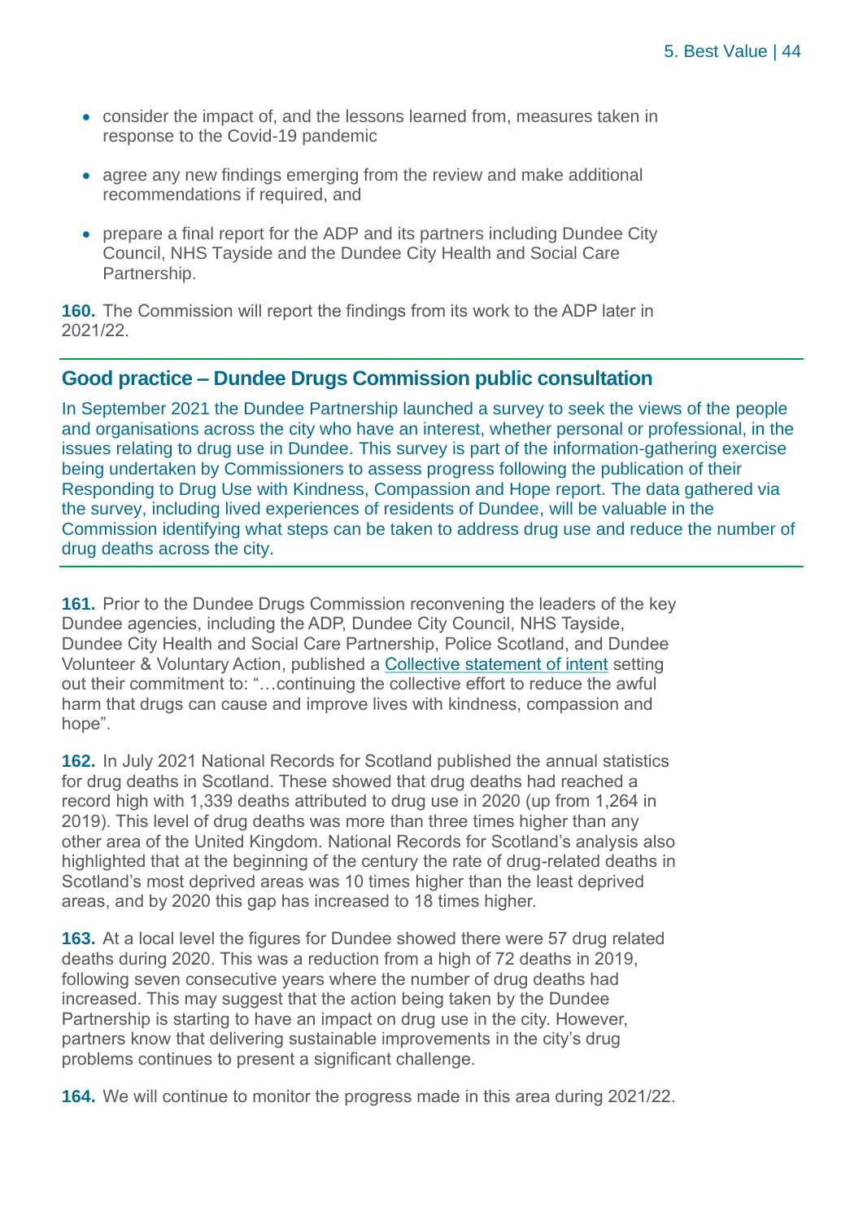- consider the impact of, and the lessons learned from, measures taken in response to the Covid-19 pandemic
- agree any new findings emerging from the review and make additional recommendations if required, and
- prepare a final report for the ADP and its partners including Dundee City Council, NHS Tayside and the Dundee City Health and Social Care Partnership.

**160.** The Commission will report the findings from its work to the ADP later in 2021/22.

### Good practice – Dundee Drugs Commission public consultation

In September 2021 the Dundee Partnership launched a survey to seek the views of the people and organisations across the city who have an interest, whether personal or professional, in the issues relating to drug use in Dundee. This survey is part of the information-gathering exercise being undertaken by Commissioners to assess progress following the publication of their Responding to Drug Use with Kindness, Compassion and Hope report. The data gathered via the survey, including lived experiences of residents of Dundee, will be valuable in the Commission identifying what steps can be taken to address drug use and reduce the number of drug deaths across the city.

**161.** Prior to the Dundee Drugs Commission reconvening the leaders of the key Dundee agencies, including the ADP, Dundee City Council, NHS Tayside, Dundee City Health and Social Care Partnership, Police Scotland, and Dundee Volunteer & Voluntary Action, published a Collective statement of intent setting out their commitment to: "…continuing the collective effort to reduce the awful harm that drugs can cause and improve lives with kindness, compassion and hope".

**162.** In July 2021 National Records for Scotland published the annual statistics for drug deaths in Scotland. These showed that drug deaths had reached a record high with 1,339 deaths attributed to drug use in 2020 (up from 1,264 in 2019). This level of drug deaths was more than three times higher than any other area of the United Kingdom. National Records for Scotland's analysis also highlighted that at the beginning of the century the rate of drug-related deaths in Scotland's most deprived areas was 10 times higher than the least deprived areas, and by 2020 this gap has increased to 18 times higher.

**163.** At a local level the figures for Dundee showed there were 57 drug related deaths during 2020. This was a reduction from a high of 72 deaths in 2019, following seven consecutive years where the number of drug deaths had increased. This may suggest that the action being taken by the Dundee Partnership is starting to have an impact on drug use in the city. However, partners know that delivering sustainable improvements in the city's drug problems continues to present a significant challenge.

**164.** We will continue to monitor the progress made in this area during 2021/22.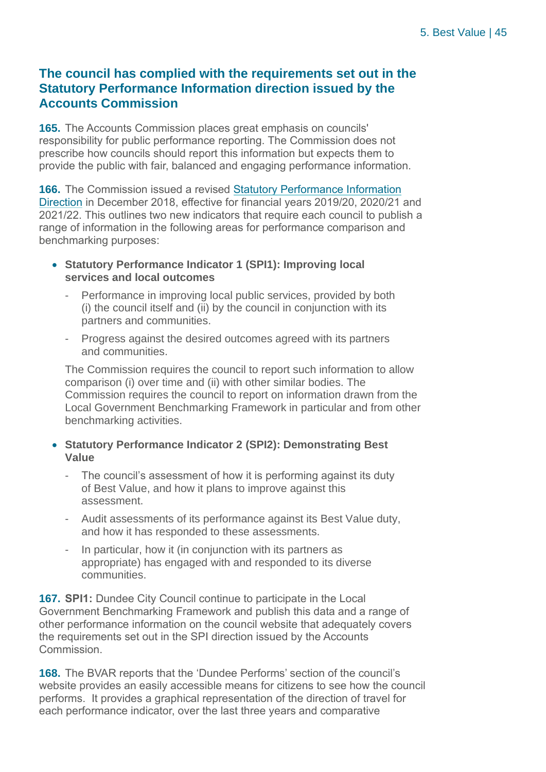## The council has complied with the requirements set out in the Statutory Performance Information direction issued by the Accounts Commission

**165.** The Accounts Commission places great emphasis on councils' responsibility for public performance reporting. The Commission does not prescribe how councils should report this information but expects them to provide the public with fair, balanced and engaging performance information.

**166.** The Commission issued a revised Statutory Performance Information Direction in December 2018, effective for financial years 2019/20, 2020/21 and 2021/22. This outlines two new indicators that require each council to publish a range of information in the following areas for performance comparison and benchmarking purposes:

- **Statutory Performance Indicator 1 (SPI1): Improving local services and local outcomes**
  - Performance in improving local public services, provided by both (i) the council itself and (ii) by the council in conjunction with its partners and communities.
  - Progress against the desired outcomes agreed with its partners and communities.

  The Commission requires the council to report such information to allow comparison (i) over time and (ii) with other similar bodies. The Commission requires the council to report on information drawn from the Local Government Benchmarking Framework in particular and from other benchmarking activities.

- **Statutory Performance Indicator 2 (SPI2): Demonstrating Best Value**
  - The council's assessment of how it is performing against its duty of Best Value, and how it plans to improve against this assessment.
  - Audit assessments of its performance against its Best Value duty, and how it has responded to these assessments.
  - In particular, how it (in conjunction with its partners as appropriate) has engaged with and responded to its diverse communities.

**167. SPI1:** Dundee City Council continue to participate in the Local Government Benchmarking Framework and publish this data and a range of other performance information on the council website that adequately covers the requirements set out in the SPI direction issued by the Accounts Commission.

**168.** The BVAR reports that the 'Dundee Performs' section of the council's website provides an easily accessible means for citizens to see how the council performs. It provides a graphical representation of the direction of travel for each performance indicator, over the last three years and comparative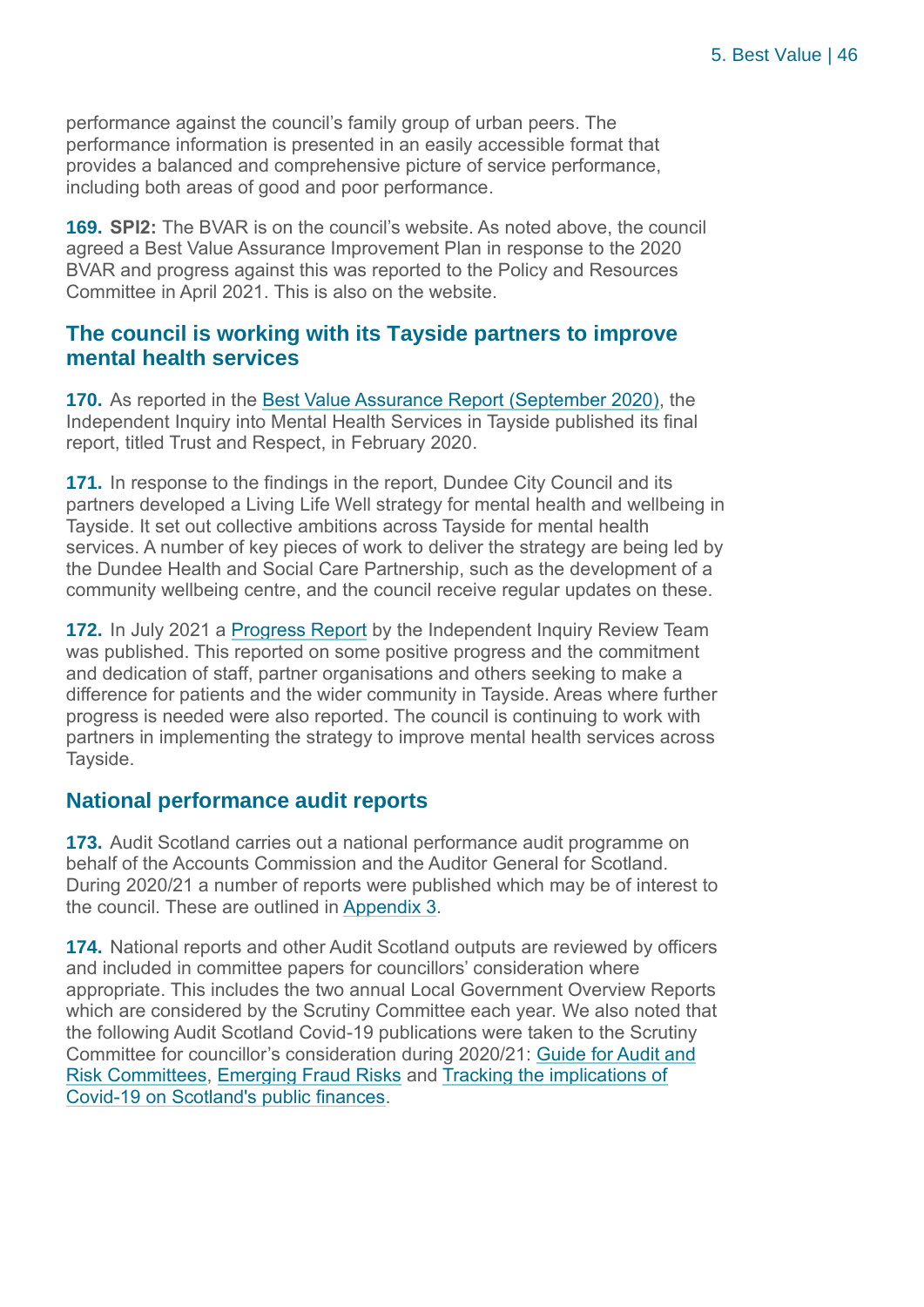performance against the council's family group of urban peers. The performance information is presented in an easily accessible format that provides a balanced and comprehensive picture of service performance, including both areas of good and poor performance.

**169. SPI2:** The BVAR is on the council's website. As noted above, the council agreed a Best Value Assurance Improvement Plan in response to the 2020 BVAR and progress against this was reported to the Policy and Resources Committee in April 2021. This is also on the website.

## The council is working with its Tayside partners to improve mental health services

**170.** As reported in the Best Value Assurance Report (September 2020), the Independent Inquiry into Mental Health Services in Tayside published its final report, titled Trust and Respect, in February 2020.

**171.** In response to the findings in the report, Dundee City Council and its partners developed a Living Life Well strategy for mental health and wellbeing in Tayside. It set out collective ambitions across Tayside for mental health services. A number of key pieces of work to deliver the strategy are being led by the Dundee Health and Social Care Partnership, such as the development of a community wellbeing centre, and the council receive regular updates on these.

**172.** In July 2021 a Progress Report by the Independent Inquiry Review Team was published. This reported on some positive progress and the commitment and dedication of staff, partner organisations and others seeking to make a difference for patients and the wider community in Tayside. Areas where further progress is needed were also reported. The council is continuing to work with partners in implementing the strategy to improve mental health services across Tayside.

## National performance audit reports

**173.** Audit Scotland carries out a national performance audit programme on behalf of the Accounts Commission and the Auditor General for Scotland. During 2020/21 a number of reports were published which may be of interest to the council. These are outlined in Appendix 3.

**174.** National reports and other Audit Scotland outputs are reviewed by officers and included in committee papers for councillors' consideration where appropriate. This includes the two annual Local Government Overview Reports which are considered by the Scrutiny Committee each year. We also noted that the following Audit Scotland Covid-19 publications were taken to the Scrutiny Committee for councillor's consideration during 2020/21: Guide for Audit and Risk Committees, Emerging Fraud Risks and Tracking the implications of Covid-19 on Scotland's public finances.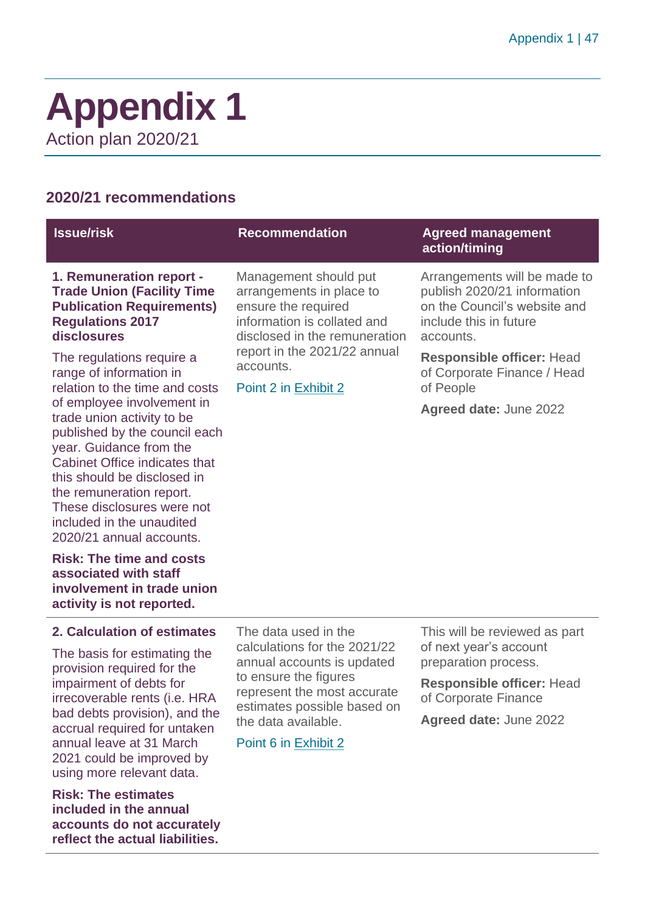# Appendix 1

Action plan 2020/21

## 2020/21 recommendations

| Issue/risk | Recommendation | Agreed management action/timing |
| --- | --- | --- |
| **1. Remuneration report - Trade Union (Facility Time Publication Requirements) Regulations 2017 disclosures**<br><br>The regulations require a range of information in relation to the time and costs of employee involvement in trade union activity to be published by the council each year. Guidance from the Cabinet Office indicates that this should be disclosed in the remuneration report. These disclosures were not included in the unaudited 2020/21 annual accounts.<br><br>**Risk: The time and costs associated with staff involvement in trade union activity is not reported.** | Management should put arrangements in place to ensure the required information is collated and disclosed in the remuneration report in the 2021/22 annual accounts.<br><br>Point 2 in Exhibit 2 | Arrangements will be made to publish 2020/21 information on the Council's website and include this in future accounts.<br><br>**Responsible officer:** Head of Corporate Finance / Head of People<br><br>**Agreed date:** June 2022 |
| **2. Calculation of estimates**<br><br>The basis for estimating the provision required for the impairment of debts for irrecoverable rents (i.e. HRA bad debts provision), and the accrual required for untaken annual leave at 31 March 2021 could be improved by using more relevant data.<br><br>**Risk: The estimates included in the annual accounts do not accurately reflect the actual liabilities.** | The data used in the calculations for the 2021/22 annual accounts is updated to ensure the figures represent the most accurate estimates possible based on the data available.<br><br>Point 6 in Exhibit 2 | This will be reviewed as part of next year's account preparation process.<br><br>**Responsible officer:** Head of Corporate Finance<br><br>**Agreed date:** June 2022 |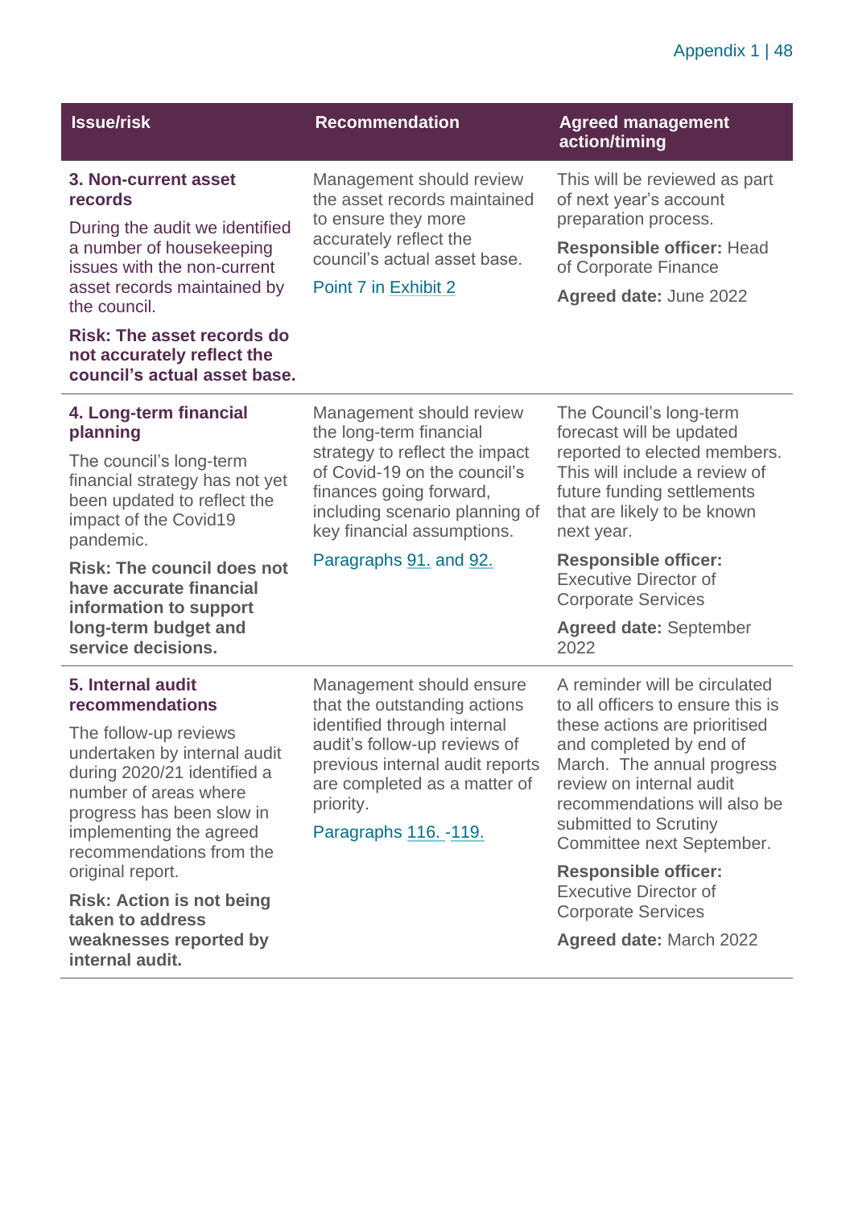| Issue/risk | Recommendation | Agreed management action/timing |
|---|---|---|
| **3. Non-current asset records**<br><br>During the audit we identified a number of housekeeping issues with the non-current asset records maintained by the council.<br><br>**Risk: The asset records do not accurately reflect the council's actual asset base.** | Management should review the asset records maintained to ensure they more accurately reflect the council's actual asset base.<br><br>Point 7 in Exhibit 2 | This will be reviewed as part of next year's account preparation process.<br><br>**Responsible officer:** Head of Corporate Finance<br><br>**Agreed date:** June 2022 |
| **4. Long-term financial planning**<br><br>The council's long-term financial strategy has not yet been updated to reflect the impact of the Covid19 pandemic.<br><br>**Risk: The council does not have accurate financial information to support long-term budget and service decisions.** | Management should review the long-term financial strategy to reflect the impact of Covid-19 on the council's finances going forward, including scenario planning of key financial assumptions.<br><br>Paragraphs 91. and 92. | The Council's long-term forecast will be updated reported to elected members. This will include a review of future funding settlements that are likely to be known next year.<br><br>**Responsible officer:** Executive Director of Corporate Services<br><br>**Agreed date:** September 2022 |
| **5. Internal audit recommendations**<br><br>The follow-up reviews undertaken by internal audit during 2020/21 identified a number of areas where progress has been slow in implementing the agreed recommendations from the original report.<br><br>**Risk: Action is not being taken to address weaknesses reported by internal audit.** | Management should ensure that the outstanding actions identified through internal audit's follow-up reviews of previous internal audit reports are completed as a matter of priority.<br><br>Paragraphs 116. -119. | A reminder will be circulated to all officers to ensure this is these actions are prioritised and completed by end of March. The annual progress review on internal audit recommendations will also be submitted to Scrutiny Committee next September.<br><br>**Responsible officer:** Executive Director of Corporate Services<br><br>**Agreed date:** March 2022 |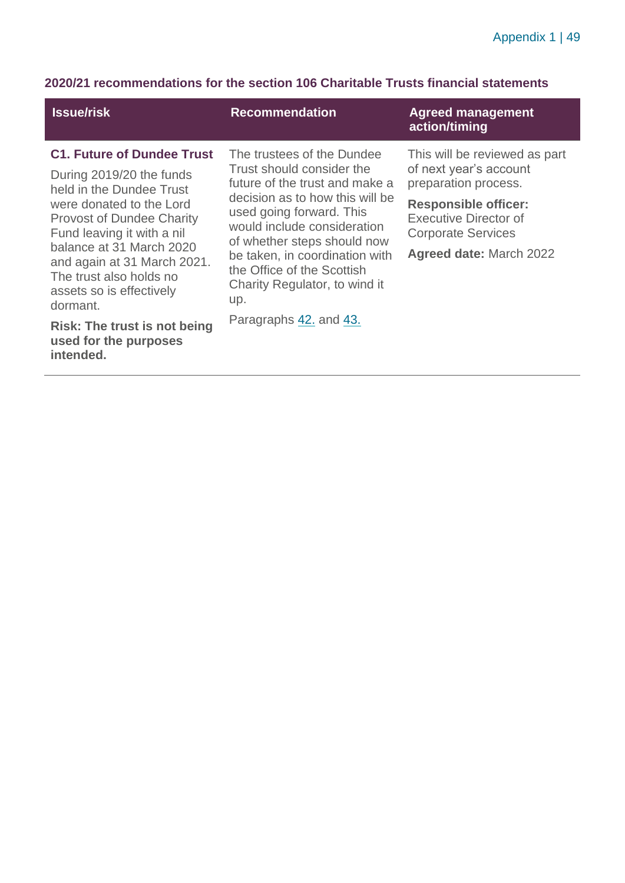**2020/21 recommendations for the section 106 Charitable Trusts financial statements**

| Issue/risk | Recommendation | Agreed management action/timing |
|---|---|---|
| **C1. Future of Dundee Trust**<br><br>During 2019/20 the funds held in the Dundee Trust were donated to the Lord Provost of Dundee Charity Fund leaving it with a nil balance at 31 March 2020 and again at 31 March 2021. The trust also holds no assets so is effectively dormant.<br><br>**Risk: The trust is not being used for the purposes intended.** | The trustees of the Dundee Trust should consider the future of the trust and make a decision as to how this will be used going forward. This would include consideration of whether steps should now be taken, in coordination with the Office of the Scottish Charity Regulator, to wind it up.<br><br>Paragraphs 42. and 43. | This will be reviewed as part of next year's account preparation process.<br><br>**Responsible officer:** Executive Director of Corporate Services<br><br>**Agreed date:** March 2022 |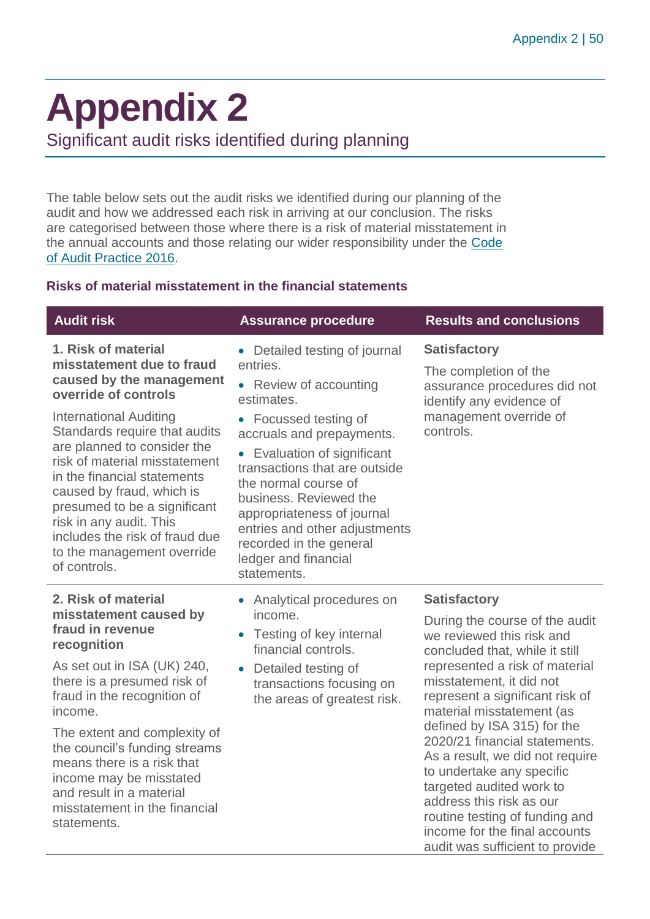# Appendix 2

Significant audit risks identified during planning

The table below sets out the audit risks we identified during our planning of the audit and how we addressed each risk in arriving at our conclusion. The risks are categorised between those where there is a risk of material misstatement in the annual accounts and those relating our wider responsibility under the Code of Audit Practice 2016.

### Risks of material misstatement in the financial statements

| Audit risk | Assurance procedure | Results and conclusions |
|---|---|---|
| **1. Risk of material misstatement due to fraud caused by the management override of controls**<br><br>International Auditing Standards require that audits are planned to consider the risk of material misstatement in the financial statements caused by fraud, which is presumed to be a significant risk in any audit. This includes the risk of fraud due to the management override of controls. | • Detailed testing of journal entries.<br>• Review of accounting estimates.<br>• Focussed testing of accruals and prepayments.<br>• Evaluation of significant transactions that are outside the normal course of business. Reviewed the appropriateness of journal entries and other adjustments recorded in the general ledger and financial statements. | **Satisfactory**<br><br>The completion of the assurance procedures did not identify any evidence of management override of controls. |
| **2. Risk of material misstatement caused by fraud in revenue recognition**<br><br>As set out in ISA (UK) 240, there is a presumed risk of fraud in the recognition of income.<br><br>The extent and complexity of the council's funding streams means there is a risk that income may be misstated and result in a material misstatement in the financial statements. | • Analytical procedures on income.<br>• Testing of key internal financial controls.<br>• Detailed testing of transactions focusing on the areas of greatest risk. | **Satisfactory**<br><br>During the course of the audit we reviewed this risk and concluded that, while it still represented a risk of material misstatement, it did not represent a significant risk of material misstatement (as defined by ISA 315) for the 2020/21 financial statements. As a result, we did not require to undertake any specific targeted audited work to address this risk as our routine testing of funding and income for the final accounts audit was sufficient to provide |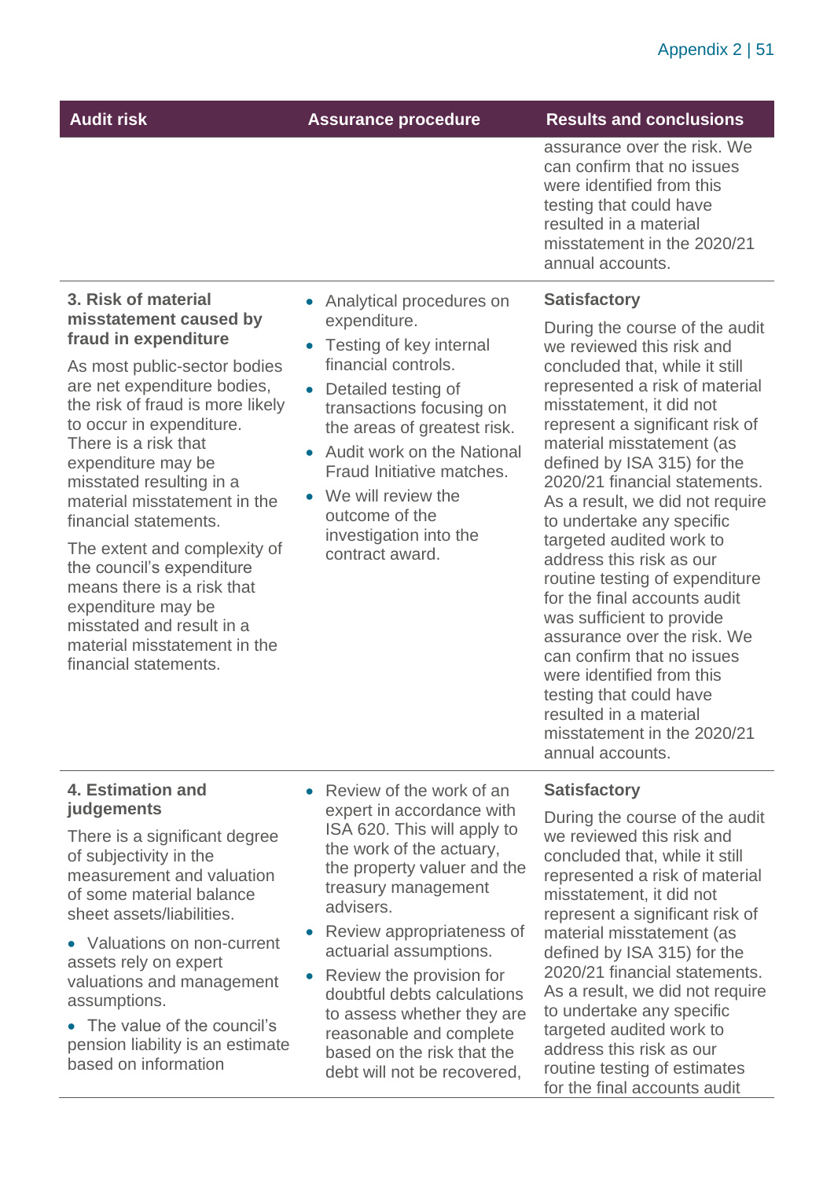| Audit risk | Assurance procedure | Results and conclusions |
|---|---|---|
| | | assurance over the risk. We can confirm that no issues were identified from this testing that could have resulted in a material misstatement in the 2020/21 annual accounts. |
| **3. Risk of material misstatement caused by fraud in expenditure**<br><br>As most public-sector bodies are net expenditure bodies, the risk of fraud is more likely to occur in expenditure. There is a risk that expenditure may be misstated resulting in a material misstatement in the financial statements.<br><br>The extent and complexity of the council's expenditure means there is a risk that expenditure may be misstated and result in a material misstatement in the financial statements. | • Analytical procedures on expenditure.<br>• Testing of key internal financial controls.<br>• Detailed testing of transactions focusing on the areas of greatest risk.<br>• Audit work on the National Fraud Initiative matches.<br>• We will review the outcome of the investigation into the contract award. | **Satisfactory**<br><br>During the course of the audit we reviewed this risk and concluded that, while it still represented a risk of material misstatement, it did not represent a significant risk of material misstatement (as defined by ISA 315) for the 2020/21 financial statements. As a result, we did not require to undertake any specific targeted audited work to address this risk as our routine testing of expenditure for the final accounts audit was sufficient to provide assurance over the risk. We can confirm that no issues were identified from this testing that could have resulted in a material misstatement in the 2020/21 annual accounts. |
| **4. Estimation and judgements**<br><br>There is a significant degree of subjectivity in the measurement and valuation of some material balance sheet assets/liabilities.<br><br>• Valuations on non-current assets rely on expert valuations and management assumptions.<br>• The value of the council's pension liability is an estimate based on information | • Review of the work of an expert in accordance with ISA 620. This will apply to the work of the actuary, the property valuer and the treasury management advisers.<br>• Review appropriateness of actuarial assumptions.<br>• Review the provision for doubtful debts calculations to assess whether they are reasonable and complete based on the risk that the debt will not be recovered, | **Satisfactory**<br><br>During the course of the audit we reviewed this risk and concluded that, while it still represented a risk of material misstatement, it did not represent a significant risk of material misstatement (as defined by ISA 315) for the 2020/21 financial statements. As a result, we did not require to undertake any specific targeted audited work to address this risk as our routine testing of estimates for the final accounts audit |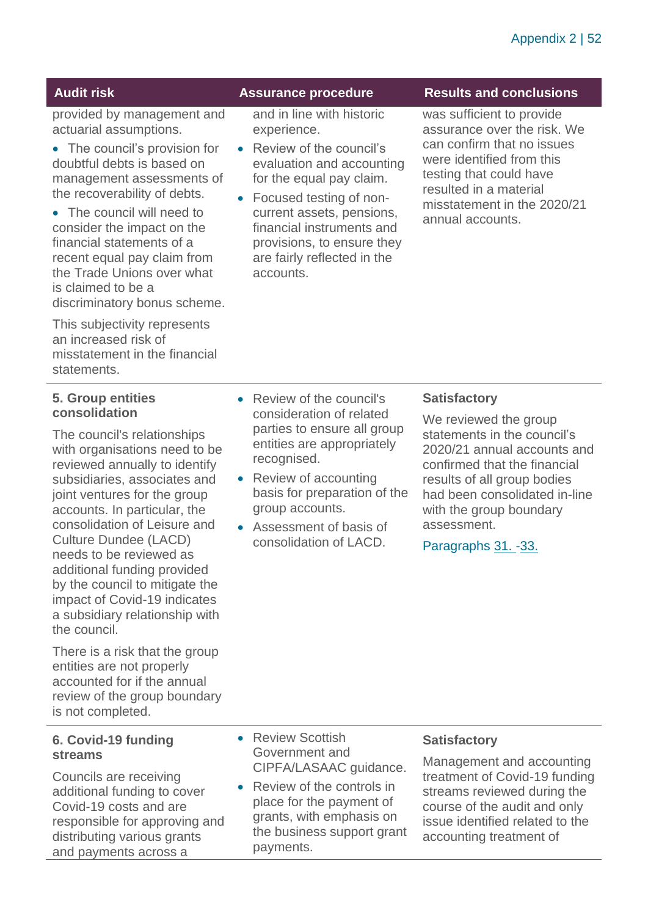| Audit risk | Assurance procedure | Results and conclusions |
|---|---|---|
| provided by management and actuarial assumptions.<br>• The council's provision for doubtful debts is based on management assessments of the recoverability of debts.<br>• The council will need to consider the impact on the financial statements of a recent equal pay claim from the Trade Unions over what is claimed to be a discriminatory bonus scheme.<br>This subjectivity represents an increased risk of misstatement in the financial statements. | and in line with historic experience.<br>• Review of the council's evaluation and accounting for the equal pay claim.<br>• Focused testing of non-current assets, pensions, financial instruments and provisions, to ensure they are fairly reflected in the accounts. | was sufficient to provide assurance over the risk. We can confirm that no issues were identified from this testing that could have resulted in a material misstatement in the 2020/21 annual accounts. |
| **5. Group entities consolidation**<br>The council's relationships with organisations need to be reviewed annually to identify subsidiaries, associates and joint ventures for the group accounts. In particular, the consolidation of Leisure and Culture Dundee (LACD) needs to be reviewed as additional funding provided by the council to mitigate the impact of Covid-19 indicates a subsidiary relationship with the council.<br>There is a risk that the group entities are not properly accounted for if the annual review of the group boundary is not completed. | • Review of the council's consideration of related parties to ensure all group entities are appropriately recognised.<br>• Review of accounting basis for preparation of the group accounts.<br>• Assessment of basis of consolidation of LACD. | **Satisfactory**<br>We reviewed the group statements in the council's 2020/21 annual accounts and confirmed that the financial results of all group bodies had been consolidated in-line with the group boundary assessment.<br>Paragraphs 31. -33. |
| **6. Covid-19 funding streams**<br>Councils are receiving additional funding to cover Covid-19 costs and are responsible for approving and distributing various grants and payments across a | • Review Scottish Government and CIPFA/LASAAC guidance.<br>• Review of the controls in place for the payment of grants, with emphasis on the business support grant payments. | **Satisfactory**<br>Management and accounting treatment of Covid-19 funding streams reviewed during the course of the audit and only issue identified related to the accounting treatment of |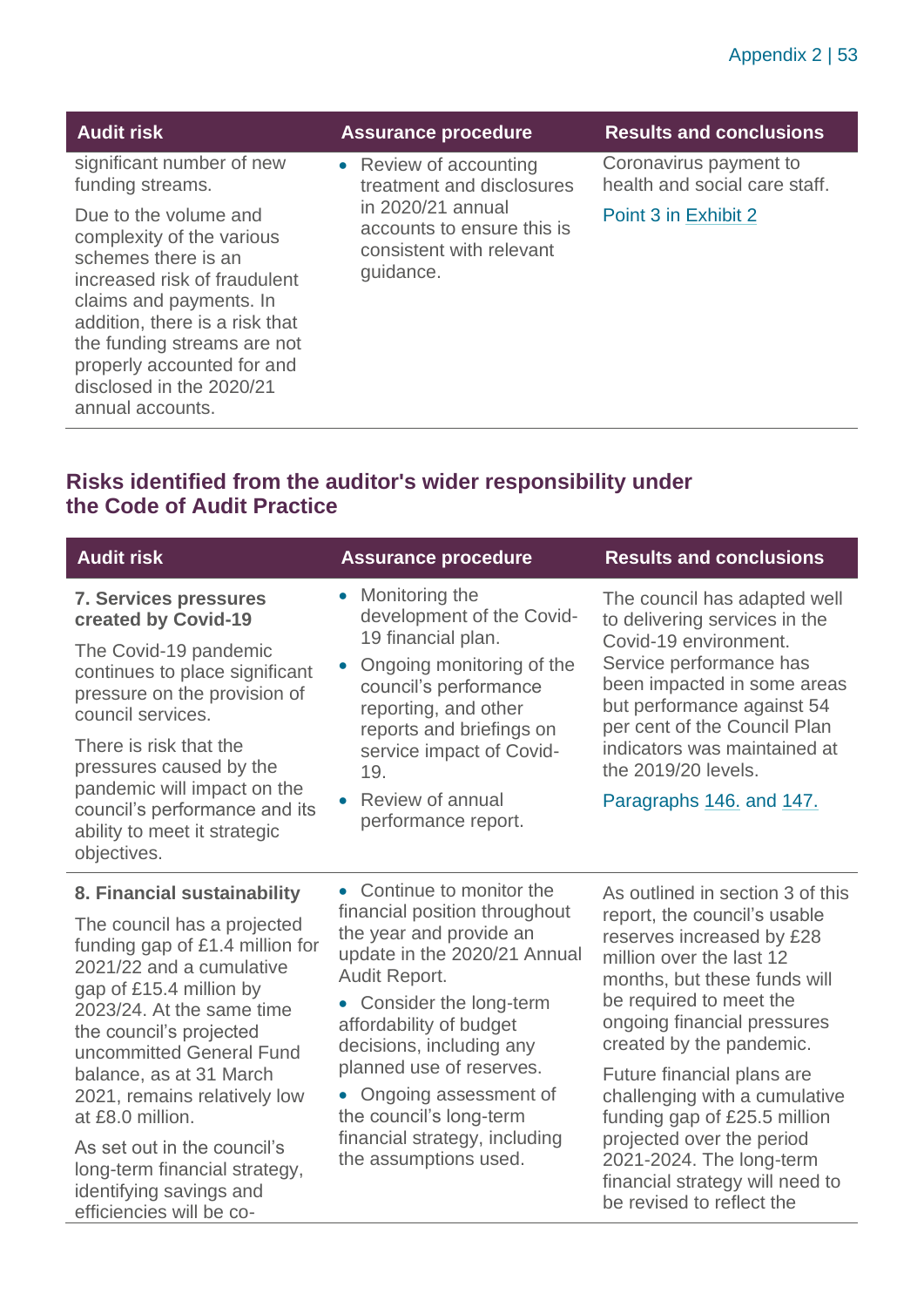| Audit risk | Assurance procedure | Results and conclusions |
| --- | --- | --- |
| significant number of new funding streams.<br><br>Due to the volume and complexity of the various schemes there is an increased risk of fraudulent claims and payments. In addition, there is a risk that the funding streams are not properly accounted for and disclosed in the 2020/21 annual accounts. | • Review of accounting treatment and disclosures in 2020/21 annual accounts to ensure this is consistent with relevant guidance. | Coronavirus payment to health and social care staff.<br><br>Point 3 in Exhibit 2 |

## Risks identified from the auditor's wider responsibility under the Code of Audit Practice

| Audit risk | Assurance procedure | Results and conclusions |
| --- | --- | --- |
| **7. Services pressures created by Covid-19**<br><br>The Covid-19 pandemic continues to place significant pressure on the provision of council services.<br><br>There is risk that the pressures caused by the pandemic will impact on the council's performance and its ability to meet it strategic objectives. | • Monitoring the development of the Covid-19 financial plan.<br>• Ongoing monitoring of the council's performance reporting, and other reports and briefings on service impact of Covid-19.<br>• Review of annual performance report. | The council has adapted well to delivering services in the Covid-19 environment. Service performance has been impacted in some areas but performance against 54 per cent of the Council Plan indicators was maintained at the 2019/20 levels.<br><br>Paragraphs 146. and 147. |
| **8. Financial sustainability**<br><br>The council has a projected funding gap of £1.4 million for 2021/22 and a cumulative gap of £15.4 million by 2023/24. At the same time the council's projected uncommitted General Fund balance, as at 31 March 2021, remains relatively low at £8.0 million.<br><br>As set out in the council's long-term financial strategy, identifying savings and efficiencies will be co- | • Continue to monitor the financial position throughout the year and provide an update in the 2020/21 Annual Audit Report.<br>• Consider the long-term affordability of budget decisions, including any planned use of reserves.<br>• Ongoing assessment of the council's long-term financial strategy, including the assumptions used. | As outlined in section 3 of this report, the council's usable reserves increased by £28 million over the last 12 months, but these funds will be required to meet the ongoing financial pressures created by the pandemic.<br><br>Future financial plans are challenging with a cumulative funding gap of £25.5 million projected over the period 2021-2024. The long-term financial strategy will need to be revised to reflect the |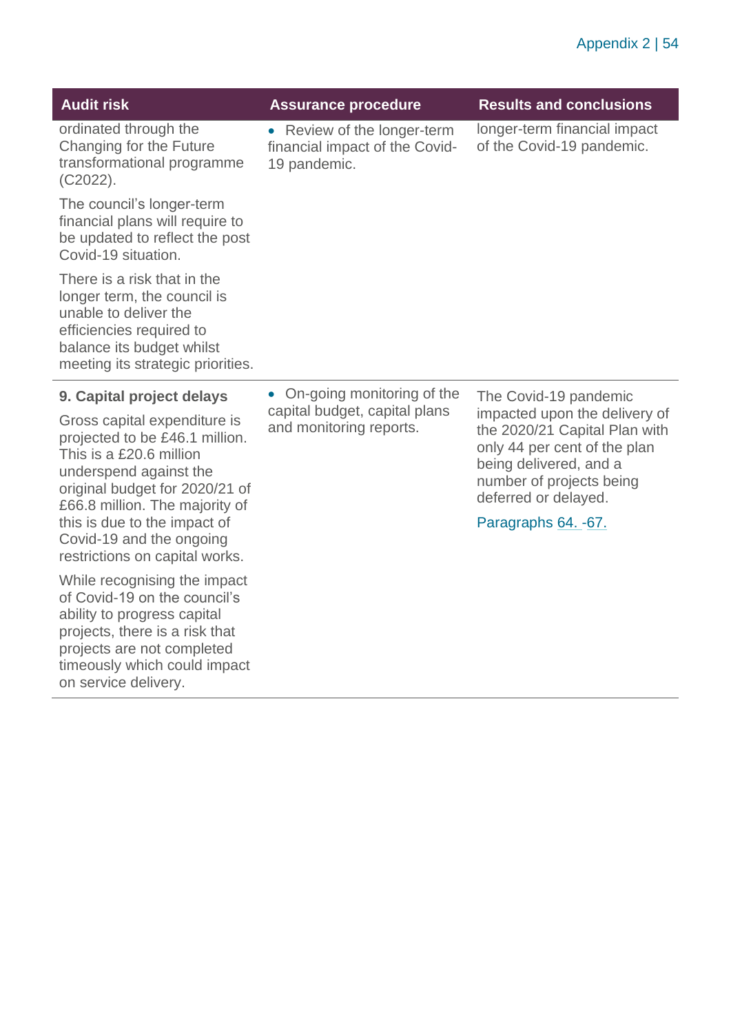| Audit risk | Assurance procedure | Results and conclusions |
|---|---|---|
| ordinated through the Changing for the Future transformational programme (C2022).<br><br>The council's longer-term financial plans will require to be updated to reflect the post Covid-19 situation.<br><br>There is a risk that in the longer term, the council is unable to deliver the efficiencies required to balance its budget whilst meeting its strategic priorities. | • Review of the longer-term financial impact of the Covid-19 pandemic. | longer-term financial impact of the Covid-19 pandemic. |
| **9. Capital project delays**<br><br>Gross capital expenditure is projected to be £46.1 million. This is a £20.6 million underspend against the original budget for 2020/21 of £66.8 million. The majority of this is due to the impact of Covid-19 and the ongoing restrictions on capital works.<br><br>While recognising the impact of Covid-19 on the council's ability to progress capital projects, there is a risk that projects are not completed timeously which could impact on service delivery. | • On-going monitoring of the capital budget, capital plans and monitoring reports. | The Covid-19 pandemic impacted upon the delivery of the 2020/21 Capital Plan with only 44 per cent of the plan being delivered, and a number of projects being deferred or delayed.<br><br>Paragraphs 64. -67. |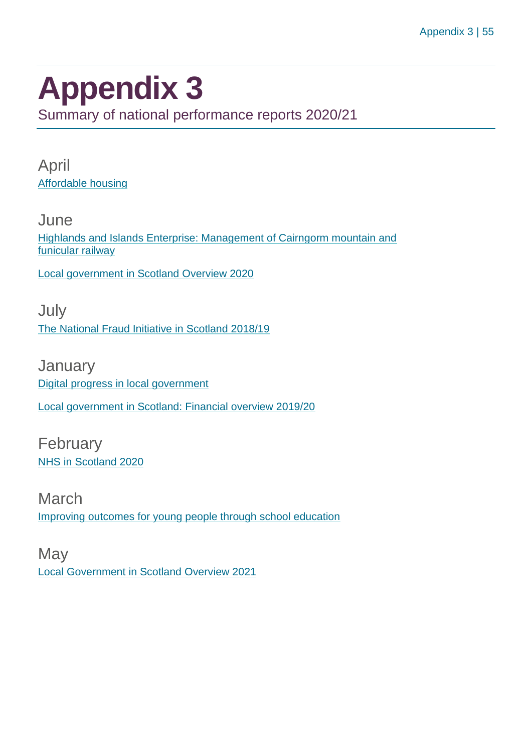# Appendix 3

Summary of national performance reports 2020/21

## April

Affordable housing

## June

Highlands and Islands Enterprise: Management of Cairngorm mountain and funicular railway

Local government in Scotland Overview 2020

## July

The National Fraud Initiative in Scotland 2018/19

## January

Digital progress in local government

Local government in Scotland: Financial overview 2019/20

## February

NHS in Scotland 2020

## March

Improving outcomes for young people through school education

## May

Local Government in Scotland Overview 2021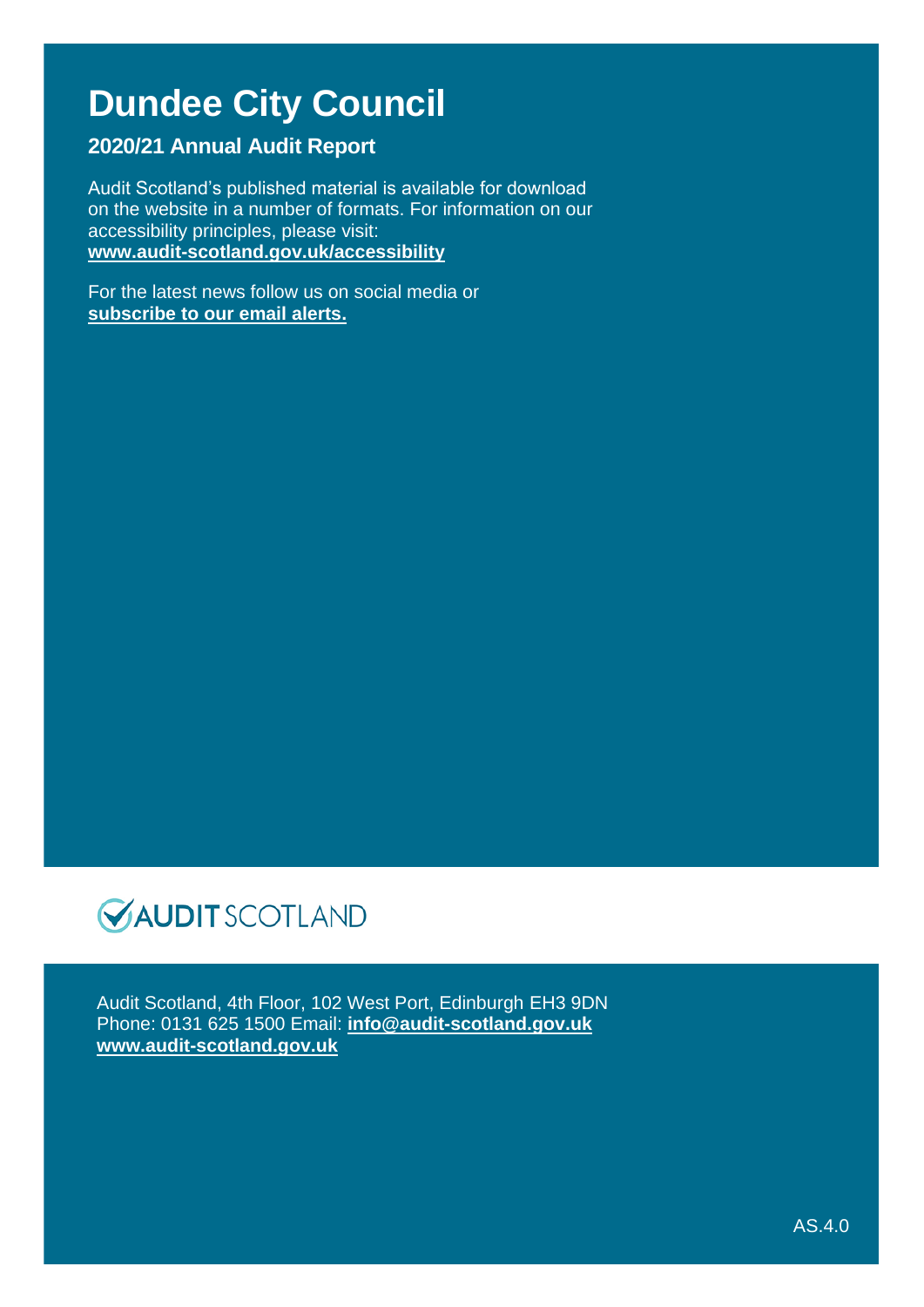# Dundee City Council

## 2020/21 Annual Audit Report

Audit Scotland's published material is available for download on the website in a number of formats. For information on our accessibility principles, please visit:
**www.audit-scotland.gov.uk/accessibility**

For the latest news follow us on social media or **subscribe to our email alerts.**

AUDIT SCOTLAND

Audit Scotland, 4th Floor, 102 West Port, Edinburgh EH3 9DN
Phone: 0131 625 1500 Email: **info@audit-scotland.gov.uk**
**www.audit-scotland.gov.uk**

AS.4.0